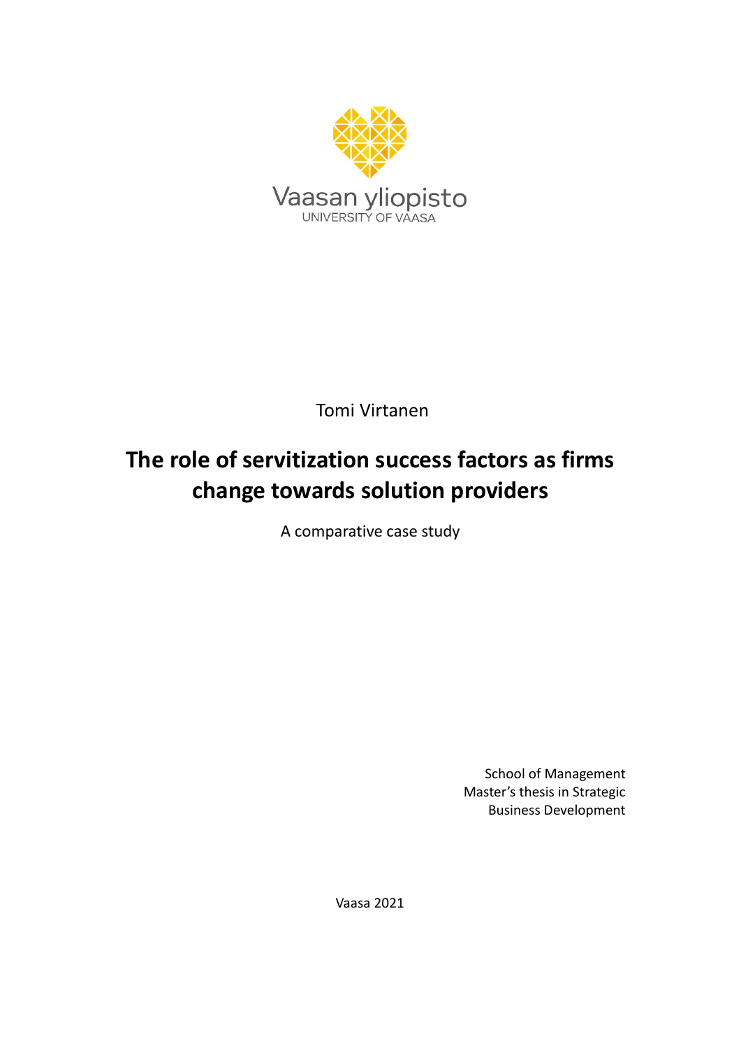Vaasan yliopisto
UNIVERSITY OF VAASA

Tomi Virtanen

# The role of servitization success factors as firms change towards solution providers

A comparative case study

School of Management
Master's thesis in Strategic
Business Development

Vaasa 2021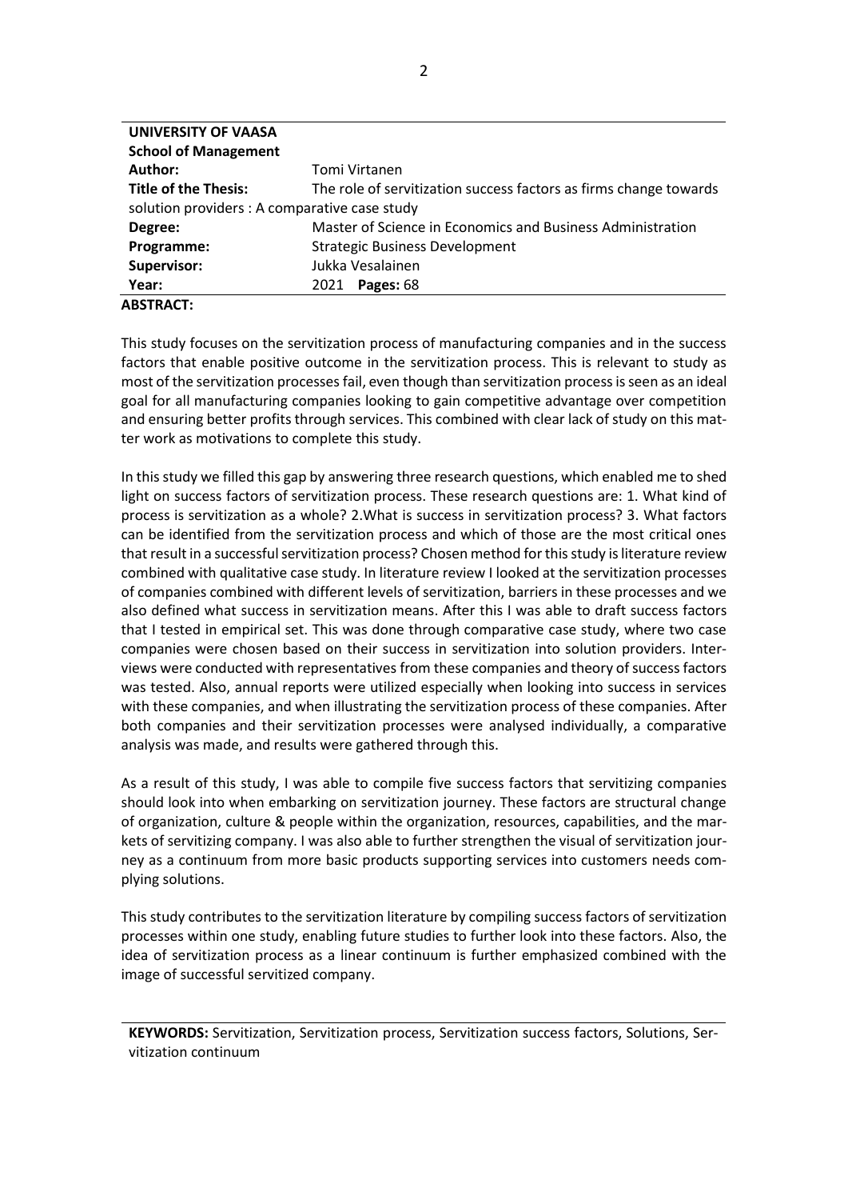| **UNIVERSITY OF VAASA** | |
|---|---|
| **School of Management** | |
| **Author:** | Tomi Virtanen |
| **Title of the Thesis:** | The role of servitization success factors as firms change towards solution providers : A comparative case study |
| **Degree:** | Master of Science in Economics and Business Administration |
| **Programme:** | Strategic Business Development |
| **Supervisor:** | Jukka Vesalainen |
| **Year:** | 2021 **Pages:** 68 |

**ABSTRACT:**

This study focuses on the servitization process of manufacturing companies and in the success factors that enable positive outcome in the servitization process. This is relevant to study as most of the servitization processes fail, even though than servitization process is seen as an ideal goal for all manufacturing companies looking to gain competitive advantage over competition and ensuring better profits through services. This combined with clear lack of study on this matter work as motivations to complete this study.

In this study we filled this gap by answering three research questions, which enabled me to shed light on success factors of servitization process. These research questions are: 1. What kind of process is servitization as a whole? 2.What is success in servitization process? 3. What factors can be identified from the servitization process and which of those are the most critical ones that result in a successful servitization process? Chosen method for this study is literature review combined with qualitative case study. In literature review I looked at the servitization processes of companies combined with different levels of servitization, barriers in these processes and we also defined what success in servitization means. After this I was able to draft success factors that I tested in empirical set. This was done through comparative case study, where two case companies were chosen based on their success in servitization into solution providers. Interviews were conducted with representatives from these companies and theory of success factors was tested. Also, annual reports were utilized especially when looking into success in services with these companies, and when illustrating the servitization process of these companies. After both companies and their servitization processes were analysed individually, a comparative analysis was made, and results were gathered through this.

As a result of this study, I was able to compile five success factors that servitizing companies should look into when embarking on servitization journey. These factors are structural change of organization, culture & people within the organization, resources, capabilities, and the markets of servitizing company. I was also able to further strengthen the visual of servitization journey as a continuum from more basic products supporting services into customers needs complying solutions.

This study contributes to the servitization literature by compiling success factors of servitization processes within one study, enabling future studies to further look into these factors. Also, the idea of servitization process as a linear continuum is further emphasized combined with the image of successful servitized company.

**KEYWORDS:** Servitization, Servitization process, Servitization success factors, Solutions, Servitization continuum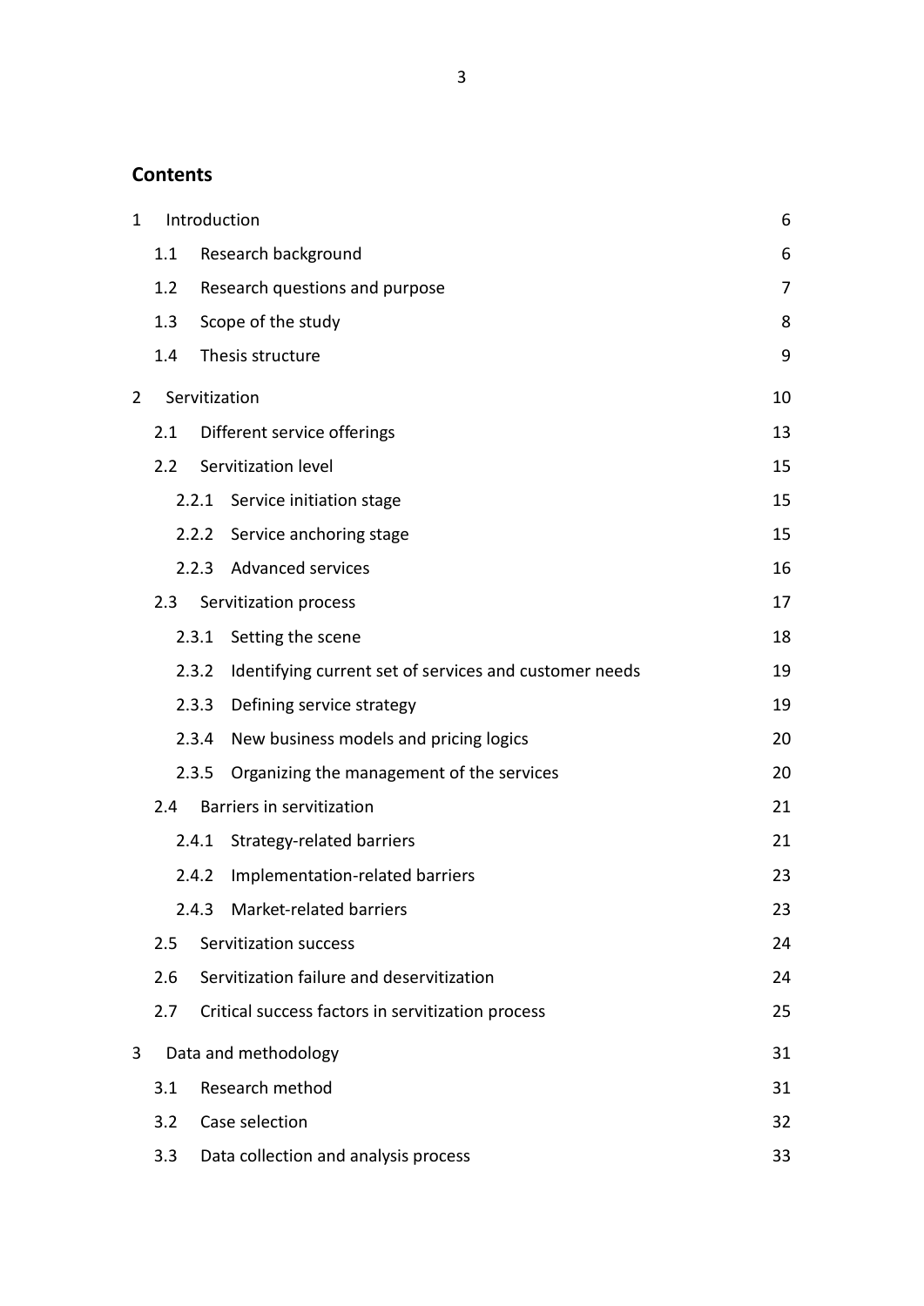## Contents

| | | |
|---|---|---|
| 1 | Introduction | 6 |
| 1.1 | Research background | 6 |
| 1.2 | Research questions and purpose | 7 |
| 1.3 | Scope of the study | 8 |
| 1.4 | Thesis structure | 9 |
| 2 | Servitization | 10 |
| 2.1 | Different service offerings | 13 |
| 2.2 | Servitization level | 15 |
| 2.2.1 | Service initiation stage | 15 |
| 2.2.2 | Service anchoring stage | 15 |
| 2.2.3 | Advanced services | 16 |
| 2.3 | Servitization process | 17 |
| 2.3.1 | Setting the scene | 18 |
| 2.3.2 | Identifying current set of services and customer needs | 19 |
| 2.3.3 | Defining service strategy | 19 |
| 2.3.4 | New business models and pricing logics | 20 |
| 2.3.5 | Organizing the management of the services | 20 |
| 2.4 | Barriers in servitization | 21 |
| 2.4.1 | Strategy-related barriers | 21 |
| 2.4.2 | Implementation-related barriers | 23 |
| 2.4.3 | Market-related barriers | 23 |
| 2.5 | Servitization success | 24 |
| 2.6 | Servitization failure and deservitization | 24 |
| 2.7 | Critical success factors in servitization process | 25 |
| 3 | Data and methodology | 31 |
| 3.1 | Research method | 31 |
| 3.2 | Case selection | 32 |
| 3.3 | Data collection and analysis process | 33 |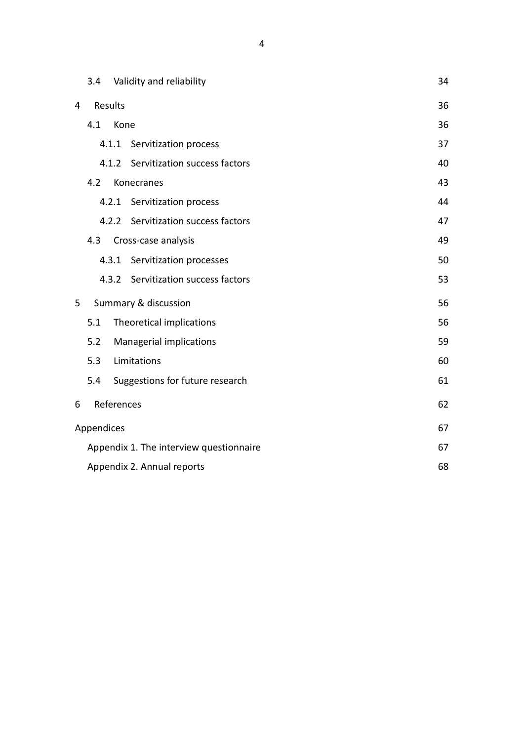| | |
|---|---|
| 3.4 Validity and reliability | 34 |
| 4 Results | 36 |
| 4.1 Kone | 36 |
| 4.1.1 Servitization process | 37 |
| 4.1.2 Servitization success factors | 40 |
| 4.2 Konecranes | 43 |
| 4.2.1 Servitization process | 44 |
| 4.2.2 Servitization success factors | 47 |
| 4.3 Cross-case analysis | 49 |
| 4.3.1 Servitization processes | 50 |
| 4.3.2 Servitization success factors | 53 |
| 5 Summary & discussion | 56 |
| 5.1 Theoretical implications | 56 |
| 5.2 Managerial implications | 59 |
| 5.3 Limitations | 60 |
| 5.4 Suggestions for future research | 61 |
| 6 References | 62 |
| Appendices | 67 |
| Appendix 1. The interview questionnaire | 67 |
| Appendix 2. Annual reports | 68 |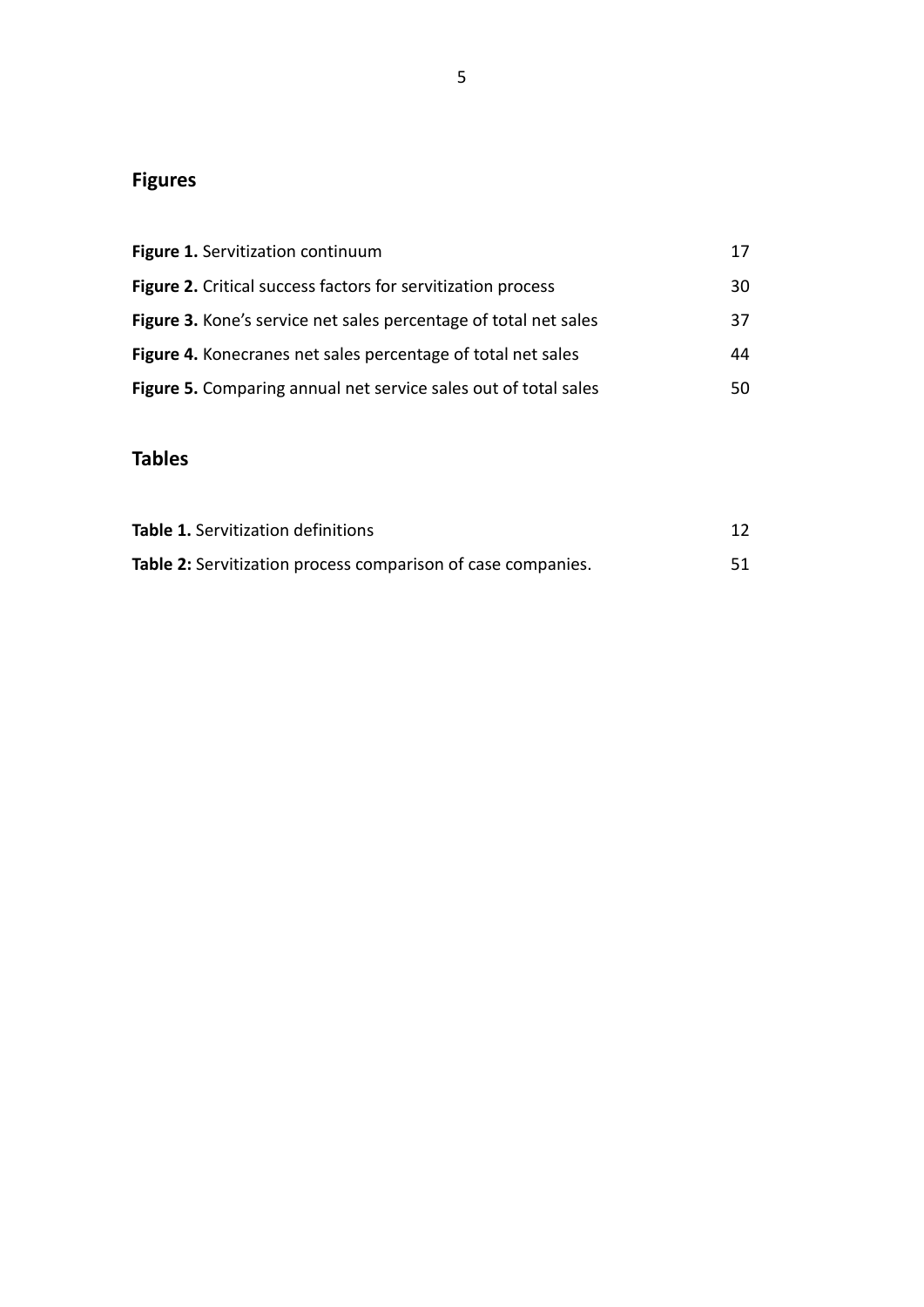## Figures

**Figure 1.** Servitization continuum 17

**Figure 2.** Critical success factors for servitization process 30

**Figure 3.** Kone's service net sales percentage of total net sales 37

**Figure 4.** Konecranes net sales percentage of total net sales 44

**Figure 5.** Comparing annual net service sales out of total sales 50

## Tables

**Table 1.** Servitization definitions 12

**Table 2:** Servitization process comparison of case companies. 51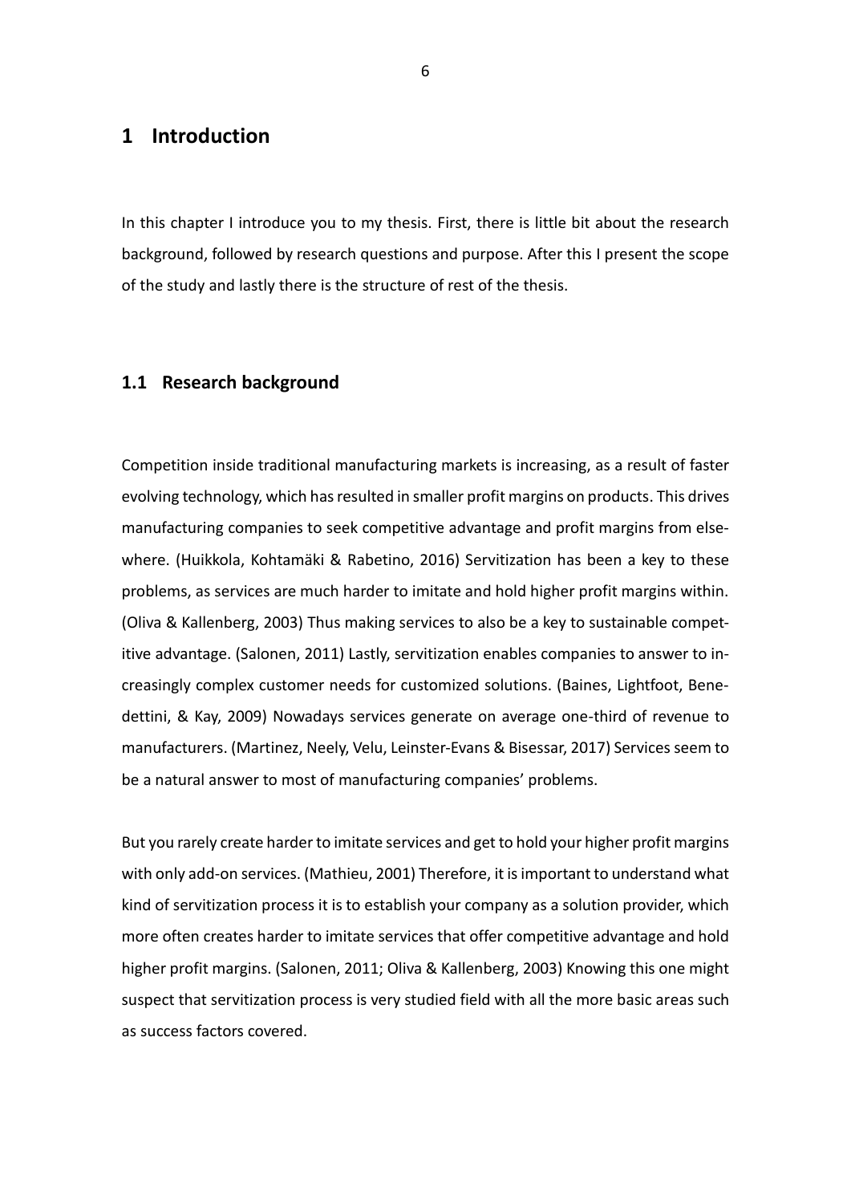# 1 Introduction

In this chapter I introduce you to my thesis. First, there is little bit about the research background, followed by research questions and purpose. After this I present the scope of the study and lastly there is the structure of rest of the thesis.

## 1.1 Research background

Competition inside traditional manufacturing markets is increasing, as a result of faster evolving technology, which has resulted in smaller profit margins on products. This drives manufacturing companies to seek competitive advantage and profit margins from elsewhere. (Huikkola, Kohtamäki & Rabetino, 2016) Servitization has been a key to these problems, as services are much harder to imitate and hold higher profit margins within. (Oliva & Kallenberg, 2003) Thus making services to also be a key to sustainable competitive advantage. (Salonen, 2011) Lastly, servitization enables companies to answer to increasingly complex customer needs for customized solutions. (Baines, Lightfoot, Benedettini, & Kay, 2009) Nowadays services generate on average one-third of revenue to manufacturers. (Martinez, Neely, Velu, Leinster-Evans & Bisessar, 2017) Services seem to be a natural answer to most of manufacturing companies' problems.

But you rarely create harder to imitate services and get to hold your higher profit margins with only add-on services. (Mathieu, 2001) Therefore, it is important to understand what kind of servitization process it is to establish your company as a solution provider, which more often creates harder to imitate services that offer competitive advantage and hold higher profit margins. (Salonen, 2011; Oliva & Kallenberg, 2003) Knowing this one might suspect that servitization process is very studied field with all the more basic areas such as success factors covered.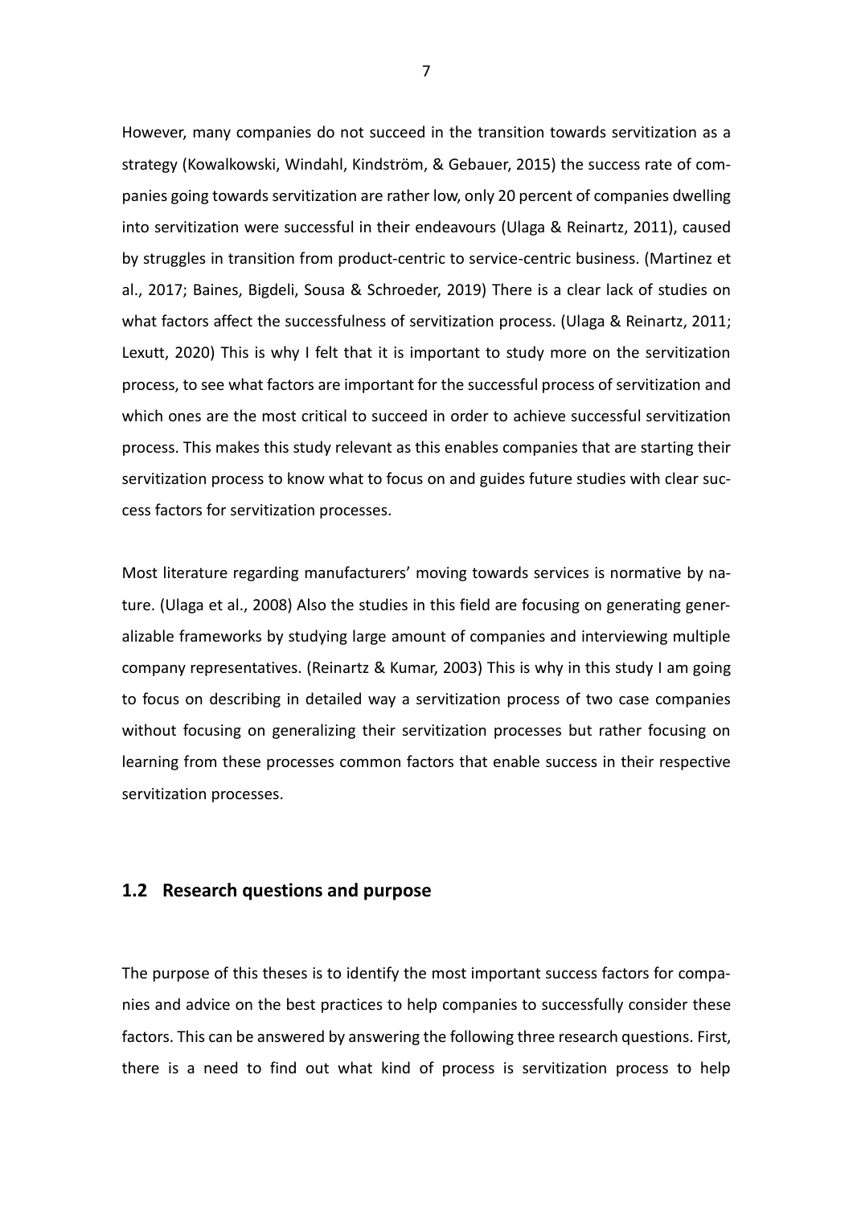However, many companies do not succeed in the transition towards servitization as a strategy (Kowalkowski, Windahl, Kindström, & Gebauer, 2015) the success rate of companies going towards servitization are rather low, only 20 percent of companies dwelling into servitization were successful in their endeavours (Ulaga & Reinartz, 2011), caused by struggles in transition from product-centric to service-centric business. (Martinez et al., 2017; Baines, Bigdeli, Sousa & Schroeder, 2019) There is a clear lack of studies on what factors affect the successfulness of servitization process. (Ulaga & Reinartz, 2011; Lexutt, 2020) This is why I felt that it is important to study more on the servitization process, to see what factors are important for the successful process of servitization and which ones are the most critical to succeed in order to achieve successful servitization process. This makes this study relevant as this enables companies that are starting their servitization process to know what to focus on and guides future studies with clear success factors for servitization processes.

Most literature regarding manufacturers' moving towards services is normative by nature. (Ulaga et al., 2008) Also the studies in this field are focusing on generating generalizable frameworks by studying large amount of companies and interviewing multiple company representatives. (Reinartz & Kumar, 2003) This is why in this study I am going to focus on describing in detailed way a servitization process of two case companies without focusing on generalizing their servitization processes but rather focusing on learning from these processes common factors that enable success in their respective servitization processes.

## 1.2 Research questions and purpose

The purpose of this theses is to identify the most important success factors for companies and advice on the best practices to help companies to successfully consider these factors. This can be answered by answering the following three research questions. First, there is a need to find out what kind of process is servitization process to help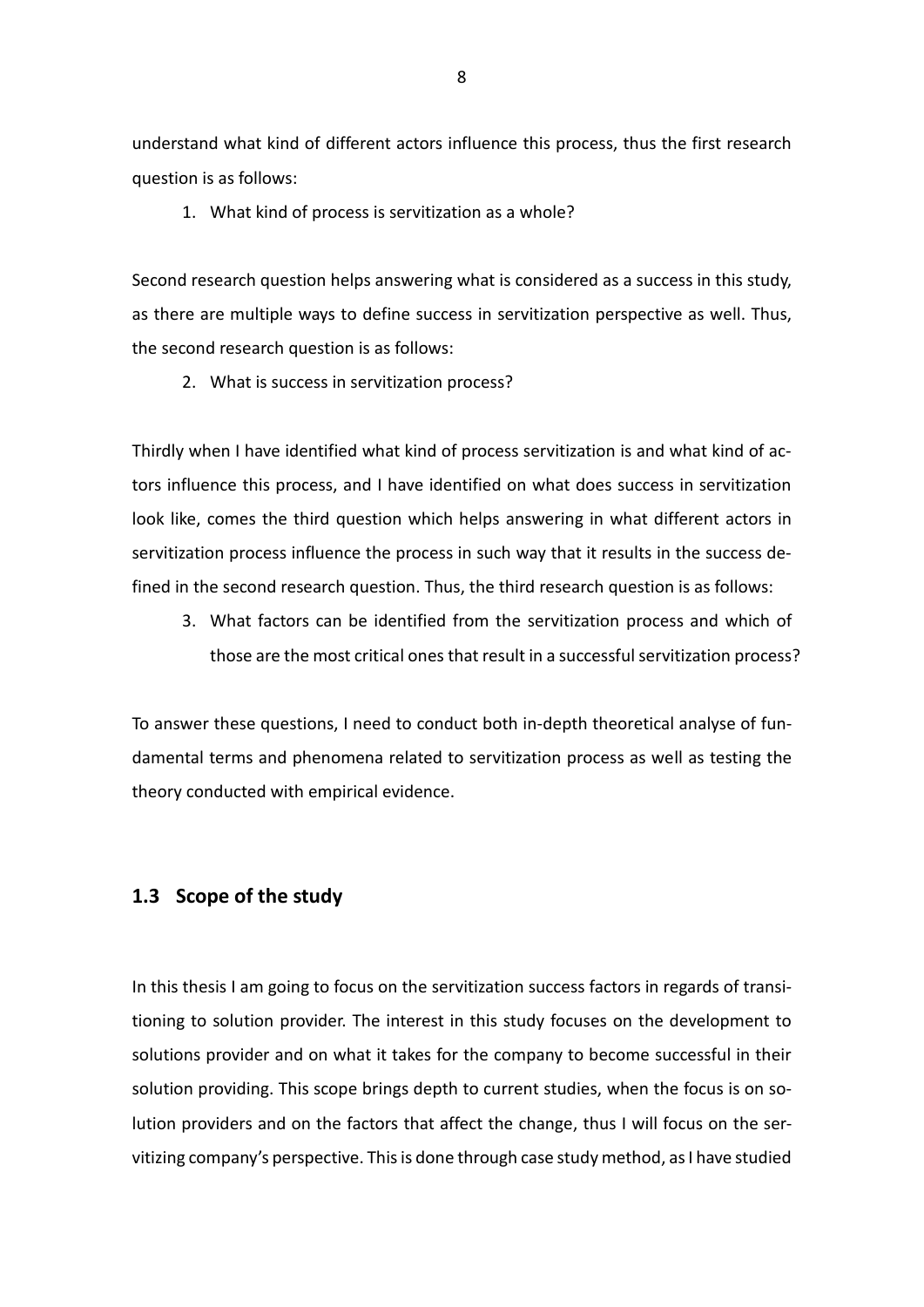understand what kind of different actors influence this process, thus the first research question is as follows:

1. What kind of process is servitization as a whole?

Second research question helps answering what is considered as a success in this study, as there are multiple ways to define success in servitization perspective as well. Thus, the second research question is as follows:

2. What is success in servitization process?

Thirdly when I have identified what kind of process servitization is and what kind of actors influence this process, and I have identified on what does success in servitization look like, comes the third question which helps answering in what different actors in servitization process influence the process in such way that it results in the success defined in the second research question. Thus, the third research question is as follows:

3. What factors can be identified from the servitization process and which of those are the most critical ones that result in a successful servitization process?

To answer these questions, I need to conduct both in-depth theoretical analyse of fundamental terms and phenomena related to servitization process as well as testing the theory conducted with empirical evidence.

## 1.3 Scope of the study

In this thesis I am going to focus on the servitization success factors in regards of transitioning to solution provider. The interest in this study focuses on the development to solutions provider and on what it takes for the company to become successful in their solution providing. This scope brings depth to current studies, when the focus is on solution providers and on the factors that affect the change, thus I will focus on the servitizing company's perspective. This is done through case study method, as I have studied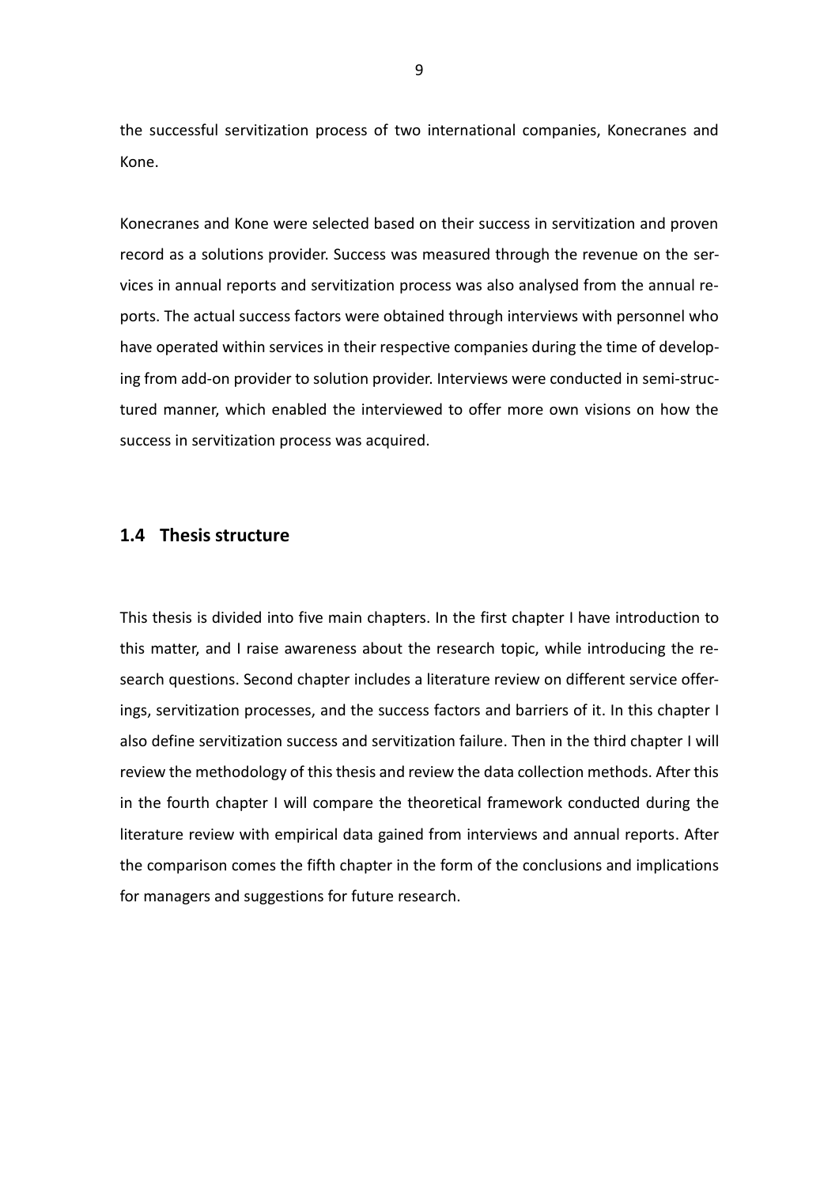the successful servitization process of two international companies, Konecranes and Kone.

Konecranes and Kone were selected based on their success in servitization and proven record as a solutions provider. Success was measured through the revenue on the services in annual reports and servitization process was also analysed from the annual reports. The actual success factors were obtained through interviews with personnel who have operated within services in their respective companies during the time of developing from add-on provider to solution provider. Interviews were conducted in semi-structured manner, which enabled the interviewed to offer more own visions on how the success in servitization process was acquired.

## 1.4 Thesis structure

This thesis is divided into five main chapters. In the first chapter I have introduction to this matter, and I raise awareness about the research topic, while introducing the research questions. Second chapter includes a literature review on different service offerings, servitization processes, and the success factors and barriers of it. In this chapter I also define servitization success and servitization failure. Then in the third chapter I will review the methodology of this thesis and review the data collection methods. After this in the fourth chapter I will compare the theoretical framework conducted during the literature review with empirical data gained from interviews and annual reports. After the comparison comes the fifth chapter in the form of the conclusions and implications for managers and suggestions for future research.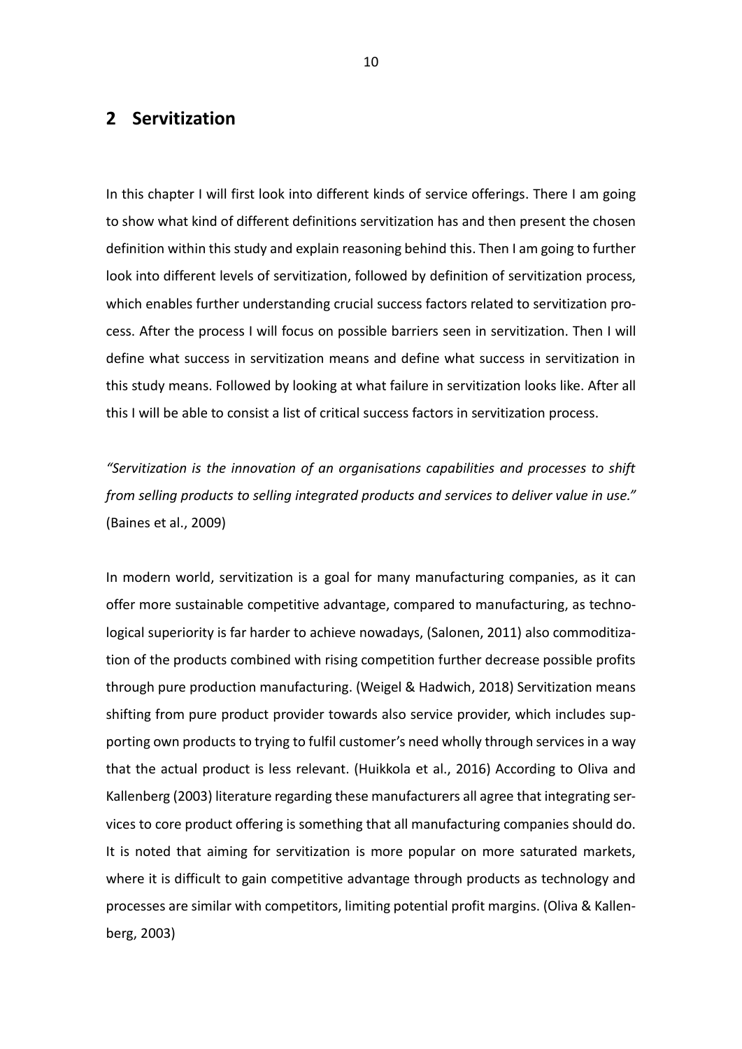## 2 Servitization

In this chapter I will first look into different kinds of service offerings. There I am going to show what kind of different definitions servitization has and then present the chosen definition within this study and explain reasoning behind this. Then I am going to further look into different levels of servitization, followed by definition of servitization process, which enables further understanding crucial success factors related to servitization process. After the process I will focus on possible barriers seen in servitization. Then I will define what success in servitization means and define what success in servitization in this study means. Followed by looking at what failure in servitization looks like. After all this I will be able to consist a list of critical success factors in servitization process.

*"Servitization is the innovation of an organisations capabilities and processes to shift from selling products to selling integrated products and services to deliver value in use."* (Baines et al., 2009)

In modern world, servitization is a goal for many manufacturing companies, as it can offer more sustainable competitive advantage, compared to manufacturing, as technological superiority is far harder to achieve nowadays, (Salonen, 2011) also commoditization of the products combined with rising competition further decrease possible profits through pure production manufacturing. (Weigel & Hadwich, 2018) Servitization means shifting from pure product provider towards also service provider, which includes supporting own products to trying to fulfil customer's need wholly through services in a way that the actual product is less relevant. (Huikkola et al., 2016) According to Oliva and Kallenberg (2003) literature regarding these manufacturers all agree that integrating services to core product offering is something that all manufacturing companies should do. It is noted that aiming for servitization is more popular on more saturated markets, where it is difficult to gain competitive advantage through products as technology and processes are similar with competitors, limiting potential profit margins. (Oliva & Kallenberg, 2003)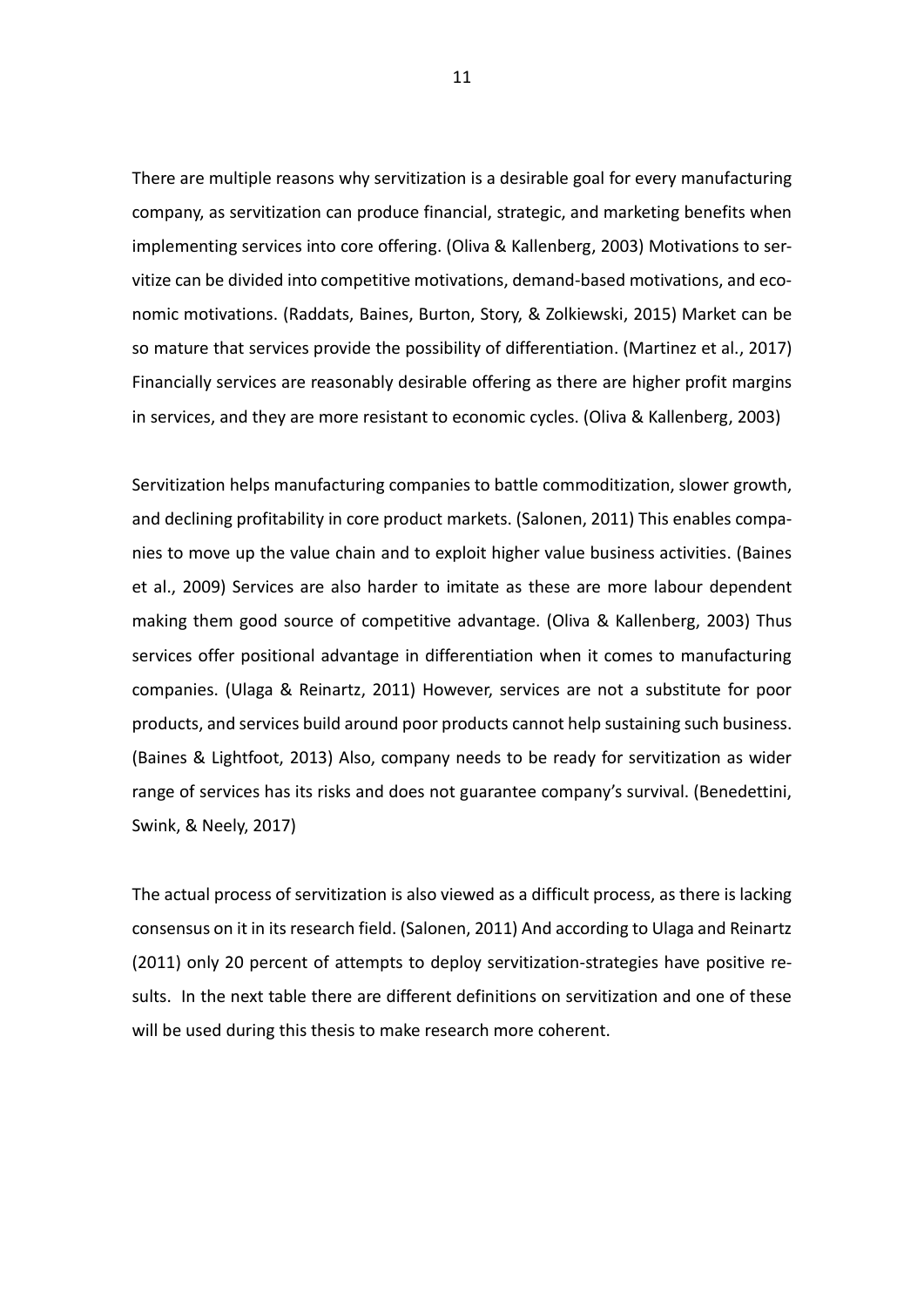There are multiple reasons why servitization is a desirable goal for every manufacturing company, as servitization can produce financial, strategic, and marketing benefits when implementing services into core offering. (Oliva & Kallenberg, 2003) Motivations to servitize can be divided into competitive motivations, demand-based motivations, and economic motivations. (Raddats, Baines, Burton, Story, & Zolkiewski, 2015) Market can be so mature that services provide the possibility of differentiation. (Martinez et al., 2017) Financially services are reasonably desirable offering as there are higher profit margins in services, and they are more resistant to economic cycles. (Oliva & Kallenberg, 2003)

Servitization helps manufacturing companies to battle commoditization, slower growth, and declining profitability in core product markets. (Salonen, 2011) This enables companies to move up the value chain and to exploit higher value business activities. (Baines et al., 2009) Services are also harder to imitate as these are more labour dependent making them good source of competitive advantage. (Oliva & Kallenberg, 2003) Thus services offer positional advantage in differentiation when it comes to manufacturing companies. (Ulaga & Reinartz, 2011) However, services are not a substitute for poor products, and services build around poor products cannot help sustaining such business. (Baines & Lightfoot, 2013) Also, company needs to be ready for servitization as wider range of services has its risks and does not guarantee company's survival. (Benedettini, Swink, & Neely, 2017)

The actual process of servitization is also viewed as a difficult process, as there is lacking consensus on it in its research field. (Salonen, 2011) And according to Ulaga and Reinartz (2011) only 20 percent of attempts to deploy servitization-strategies have positive results. In the next table there are different definitions on servitization and one of these will be used during this thesis to make research more coherent.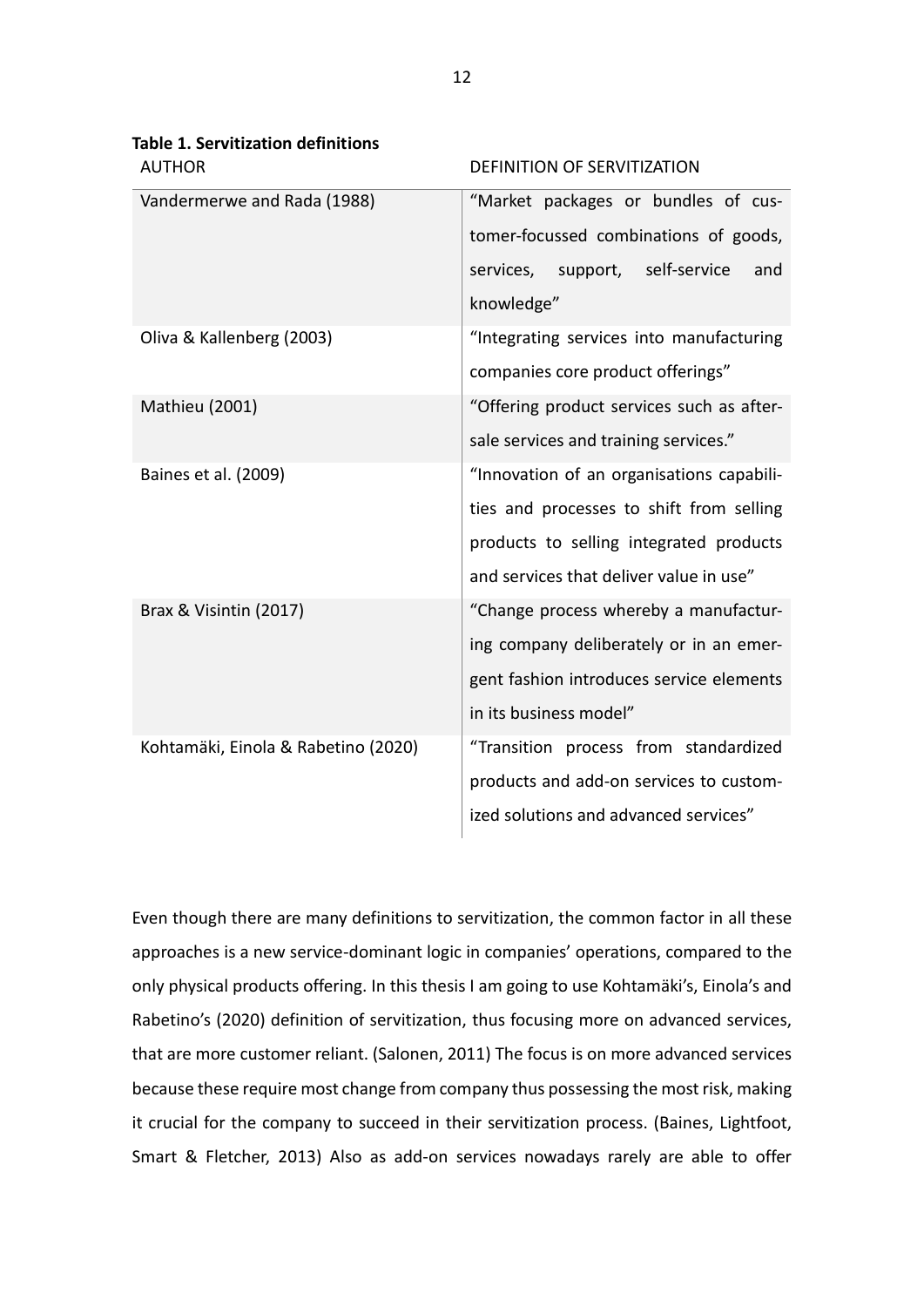**Table 1. Servitization definitions**

| AUTHOR | DEFINITION OF SERVITIZATION |
| --- | --- |
| Vandermerwe and Rada (1988) | "Market packages or bundles of customer-focussed combinations of goods, services, support, self-service and knowledge" |
| Oliva & Kallenberg (2003) | "Integrating services into manufacturing companies core product offerings" |
| Mathieu (2001) | "Offering product services such as after-sale services and training services." |
| Baines et al. (2009) | "Innovation of an organisations capabilities and processes to shift from selling products to selling integrated products and services that deliver value in use" |
| Brax & Visintin (2017) | "Change process whereby a manufacturing company deliberately or in an emergent fashion introduces service elements in its business model" |
| Kohtamäki, Einola & Rabetino (2020) | "Transition process from standardized products and add-on services to customized solutions and advanced services" |

Even though there are many definitions to servitization, the common factor in all these approaches is a new service-dominant logic in companies' operations, compared to the only physical products offering. In this thesis I am going to use Kohtamäki's, Einola's and Rabetino's (2020) definition of servitization, thus focusing more on advanced services, that are more customer reliant. (Salonen, 2011) The focus is on more advanced services because these require most change from company thus possessing the most risk, making it crucial for the company to succeed in their servitization process. (Baines, Lightfoot, Smart & Fletcher, 2013) Also as add-on services nowadays rarely are able to offer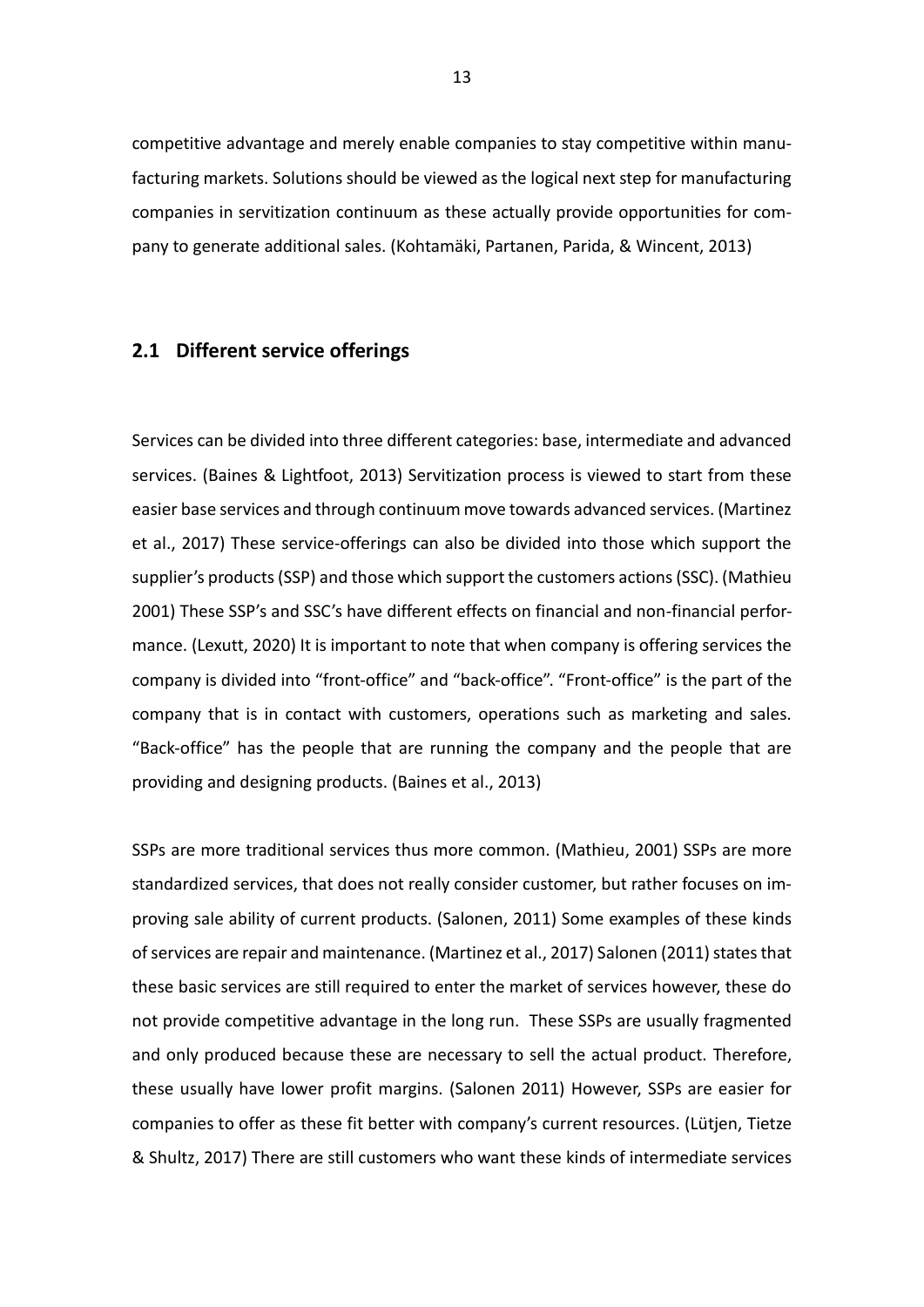competitive advantage and merely enable companies to stay competitive within manufacturing markets. Solutions should be viewed as the logical next step for manufacturing companies in servitization continuum as these actually provide opportunities for company to generate additional sales. (Kohtamäki, Partanen, Parida, & Wincent, 2013)

## 2.1 Different service offerings

Services can be divided into three different categories: base, intermediate and advanced services. (Baines & Lightfoot, 2013) Servitization process is viewed to start from these easier base services and through continuum move towards advanced services. (Martinez et al., 2017) These service-offerings can also be divided into those which support the supplier's products (SSP) and those which support the customers actions (SSC). (Mathieu 2001) These SSP's and SSC's have different effects on financial and non-financial performance. (Lexutt, 2020) It is important to note that when company is offering services the company is divided into "front-office" and "back-office". "Front-office" is the part of the company that is in contact with customers, operations such as marketing and sales. "Back-office" has the people that are running the company and the people that are providing and designing products. (Baines et al., 2013)

SSPs are more traditional services thus more common. (Mathieu, 2001) SSPs are more standardized services, that does not really consider customer, but rather focuses on improving sale ability of current products. (Salonen, 2011) Some examples of these kinds of services are repair and maintenance. (Martinez et al., 2017) Salonen (2011) states that these basic services are still required to enter the market of services however, these do not provide competitive advantage in the long run. These SSPs are usually fragmented and only produced because these are necessary to sell the actual product. Therefore, these usually have lower profit margins. (Salonen 2011) However, SSPs are easier for companies to offer as these fit better with company's current resources. (Lütjen, Tietze & Shultz, 2017) There are still customers who want these kinds of intermediate services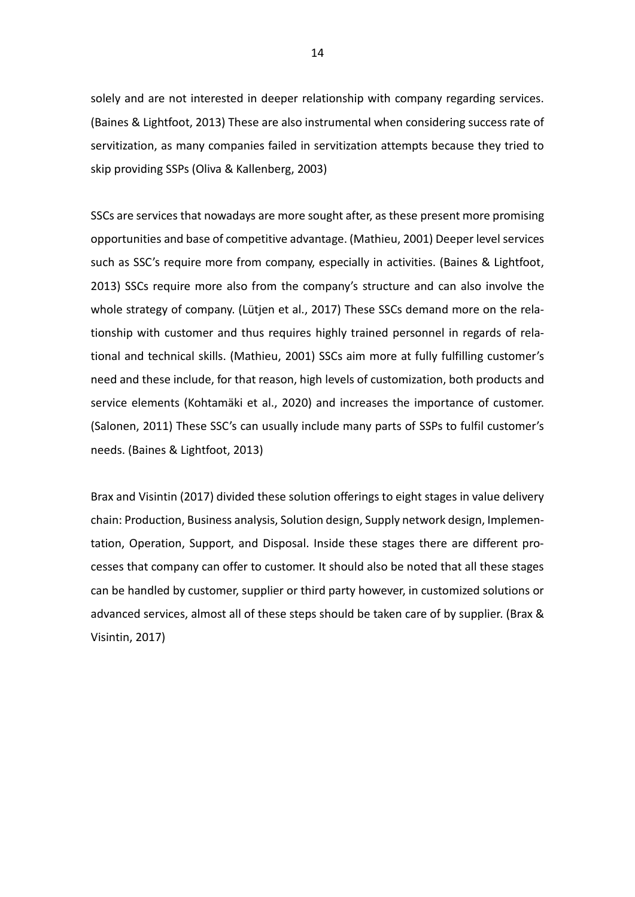solely and are not interested in deeper relationship with company regarding services. (Baines & Lightfoot, 2013) These are also instrumental when considering success rate of servitization, as many companies failed in servitization attempts because they tried to skip providing SSPs (Oliva & Kallenberg, 2003)

SSCs are services that nowadays are more sought after, as these present more promising opportunities and base of competitive advantage. (Mathieu, 2001) Deeper level services such as SSC's require more from company, especially in activities. (Baines & Lightfoot, 2013) SSCs require more also from the company's structure and can also involve the whole strategy of company. (Lütjen et al., 2017) These SSCs demand more on the relationship with customer and thus requires highly trained personnel in regards of relational and technical skills. (Mathieu, 2001) SSCs aim more at fully fulfilling customer's need and these include, for that reason, high levels of customization, both products and service elements (Kohtamäki et al., 2020) and increases the importance of customer. (Salonen, 2011) These SSC's can usually include many parts of SSPs to fulfil customer's needs. (Baines & Lightfoot, 2013)

Brax and Visintin (2017) divided these solution offerings to eight stages in value delivery chain: Production, Business analysis, Solution design, Supply network design, Implementation, Operation, Support, and Disposal. Inside these stages there are different processes that company can offer to customer. It should also be noted that all these stages can be handled by customer, supplier or third party however, in customized solutions or advanced services, almost all of these steps should be taken care of by supplier. (Brax & Visintin, 2017)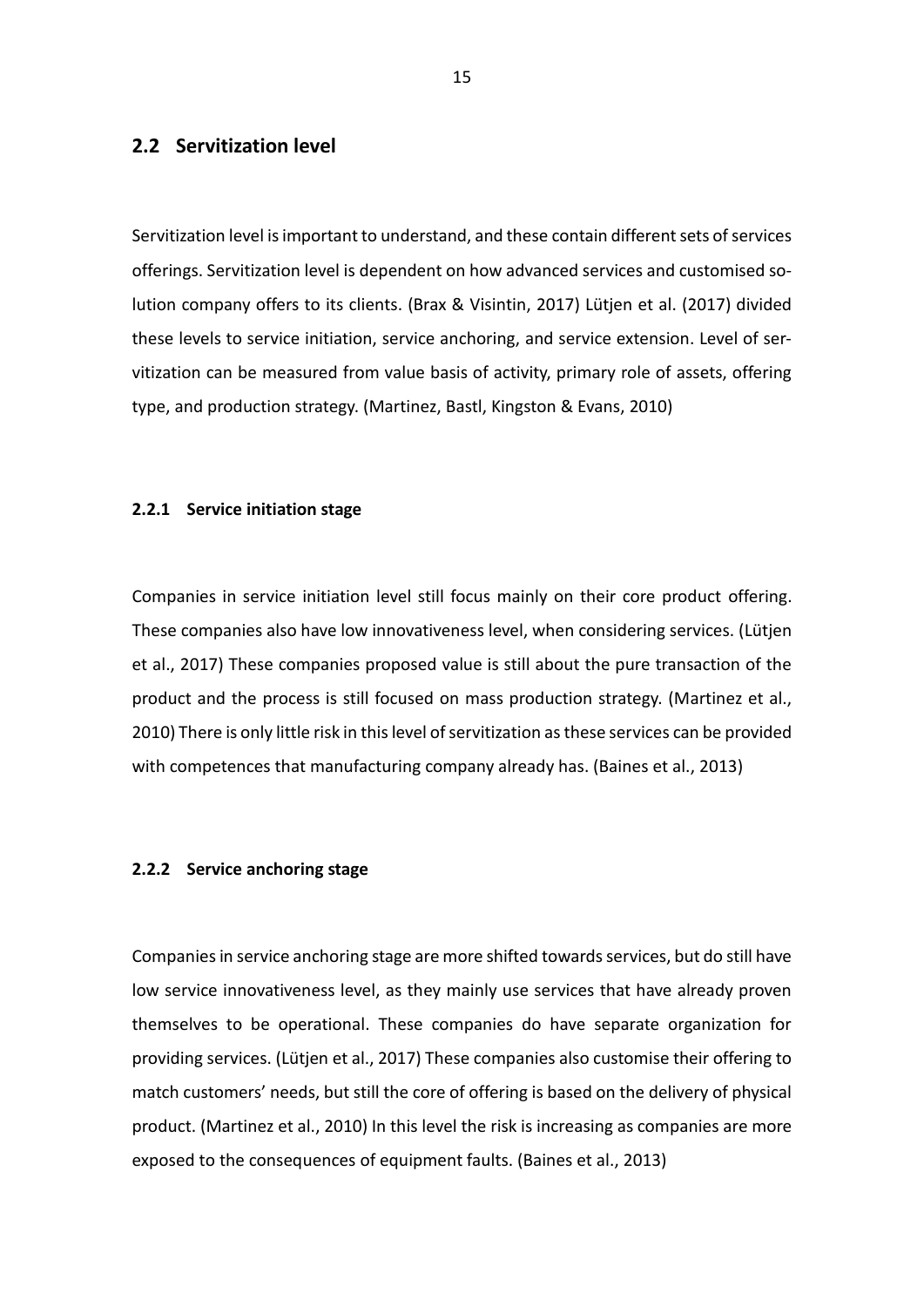## 2.2 Servitization level

Servitization level is important to understand, and these contain different sets of services offerings. Servitization level is dependent on how advanced services and customised solution company offers to its clients. (Brax & Visintin, 2017) Lütjen et al. (2017) divided these levels to service initiation, service anchoring, and service extension. Level of servitization can be measured from value basis of activity, primary role of assets, offering type, and production strategy. (Martinez, Bastl, Kingston & Evans, 2010)

### 2.2.1 Service initiation stage

Companies in service initiation level still focus mainly on their core product offering. These companies also have low innovativeness level, when considering services. (Lütjen et al., 2017) These companies proposed value is still about the pure transaction of the product and the process is still focused on mass production strategy. (Martinez et al., 2010) There is only little risk in this level of servitization as these services can be provided with competences that manufacturing company already has. (Baines et al., 2013)

### 2.2.2 Service anchoring stage

Companies in service anchoring stage are more shifted towards services, but do still have low service innovativeness level, as they mainly use services that have already proven themselves to be operational. These companies do have separate organization for providing services. (Lütjen et al., 2017) These companies also customise their offering to match customers' needs, but still the core of offering is based on the delivery of physical product. (Martinez et al., 2010) In this level the risk is increasing as companies are more exposed to the consequences of equipment faults. (Baines et al., 2013)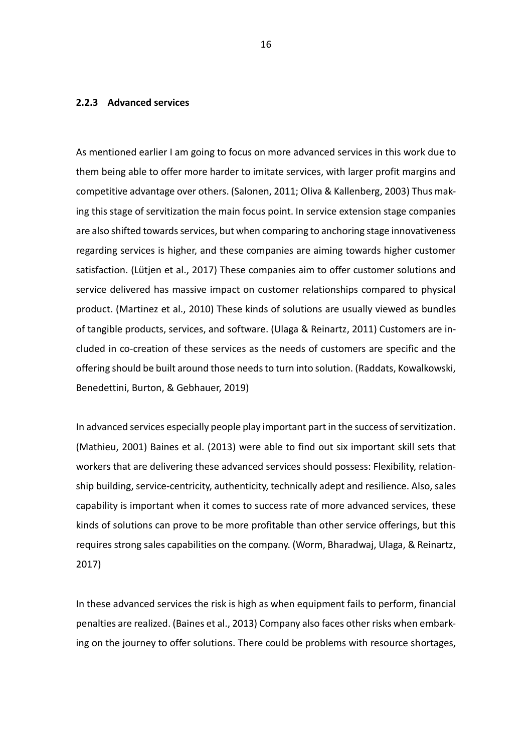### 2.2.3 Advanced services

As mentioned earlier I am going to focus on more advanced services in this work due to them being able to offer more harder to imitate services, with larger profit margins and competitive advantage over others. (Salonen, 2011; Oliva & Kallenberg, 2003) Thus making this stage of servitization the main focus point. In service extension stage companies are also shifted towards services, but when comparing to anchoring stage innovativeness regarding services is higher, and these companies are aiming towards higher customer satisfaction. (Lütjen et al., 2017) These companies aim to offer customer solutions and service delivered has massive impact on customer relationships compared to physical product. (Martinez et al., 2010) These kinds of solutions are usually viewed as bundles of tangible products, services, and software. (Ulaga & Reinartz, 2011) Customers are included in co-creation of these services as the needs of customers are specific and the offering should be built around those needs to turn into solution. (Raddats, Kowalkowski, Benedettini, Burton, & Gebhauer, 2019)

In advanced services especially people play important part in the success of servitization. (Mathieu, 2001) Baines et al. (2013) were able to find out six important skill sets that workers that are delivering these advanced services should possess: Flexibility, relationship building, service-centricity, authenticity, technically adept and resilience. Also, sales capability is important when it comes to success rate of more advanced services, these kinds of solutions can prove to be more profitable than other service offerings, but this requires strong sales capabilities on the company. (Worm, Bharadwaj, Ulaga, & Reinartz, 2017)

In these advanced services the risk is high as when equipment fails to perform, financial penalties are realized. (Baines et al., 2013) Company also faces other risks when embarking on the journey to offer solutions. There could be problems with resource shortages,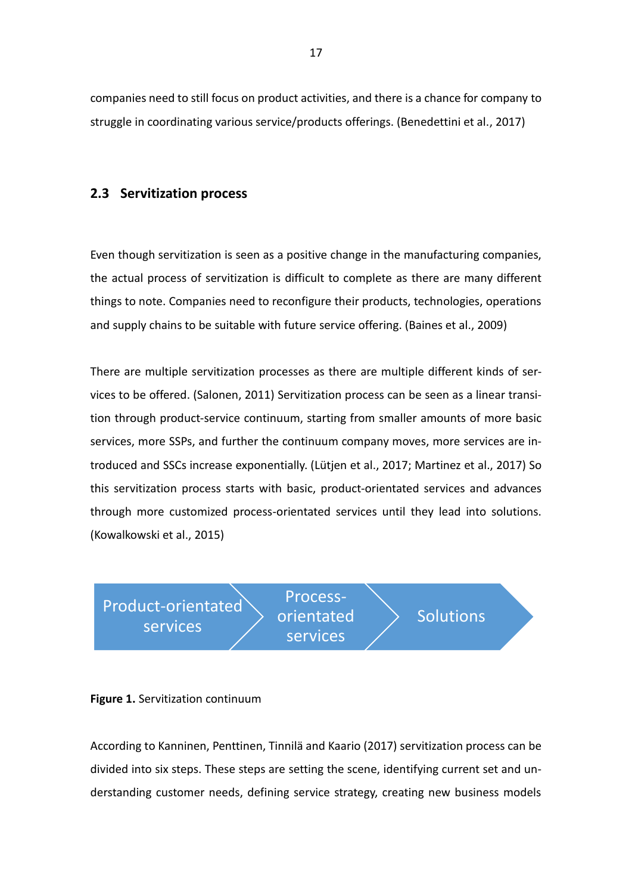companies need to still focus on product activities, and there is a chance for company to struggle in coordinating various service/products offerings. (Benedettini et al., 2017)

## 2.3 Servitization process

Even though servitization is seen as a positive change in the manufacturing companies, the actual process of servitization is difficult to complete as there are many different things to note. Companies need to reconfigure their products, technologies, operations and supply chains to be suitable with future service offering. (Baines et al., 2009)

There are multiple servitization processes as there are multiple different kinds of services to be offered. (Salonen, 2011) Servitization process can be seen as a linear transition through product-service continuum, starting from smaller amounts of more basic services, more SSPs, and further the continuum company moves, more services are introduced and SSCs increase exponentially. (Lütjen et al., 2017; Martinez et al., 2017) So this servitization process starts with basic, product-orientated services and advances through more customized process-orientated services until they lead into solutions. (Kowalkowski et al., 2015)

Product-orientated services → Process-orientated services → Solutions

**Figure 1.** Servitization continuum

According to Kanninen, Penttinen, Tinnilä and Kaario (2017) servitization process can be divided into six steps. These steps are setting the scene, identifying current set and understanding customer needs, defining service strategy, creating new business models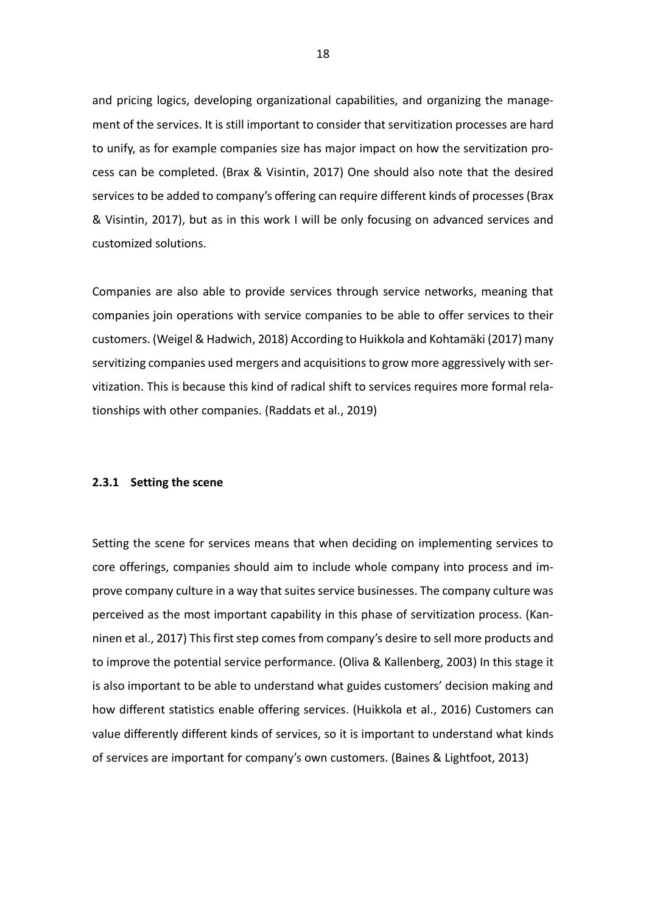and pricing logics, developing organizational capabilities, and organizing the management of the services. It is still important to consider that servitization processes are hard to unify, as for example companies size has major impact on how the servitization process can be completed. (Brax & Visintin, 2017) One should also note that the desired services to be added to company's offering can require different kinds of processes (Brax & Visintin, 2017), but as in this work I will be only focusing on advanced services and customized solutions.

Companies are also able to provide services through service networks, meaning that companies join operations with service companies to be able to offer services to their customers. (Weigel & Hadwich, 2018) According to Huikkola and Kohtamäki (2017) many servitizing companies used mergers and acquisitions to grow more aggressively with servitization. This is because this kind of radical shift to services requires more formal relationships with other companies. (Raddats et al., 2019)

### 2.3.1 Setting the scene

Setting the scene for services means that when deciding on implementing services to core offerings, companies should aim to include whole company into process and improve company culture in a way that suites service businesses. The company culture was perceived as the most important capability in this phase of servitization process. (Kanninen et al., 2017) This first step comes from company's desire to sell more products and to improve the potential service performance. (Oliva & Kallenberg, 2003) In this stage it is also important to be able to understand what guides customers' decision making and how different statistics enable offering services. (Huikkola et al., 2016) Customers can value differently different kinds of services, so it is important to understand what kinds of services are important for company's own customers. (Baines & Lightfoot, 2013)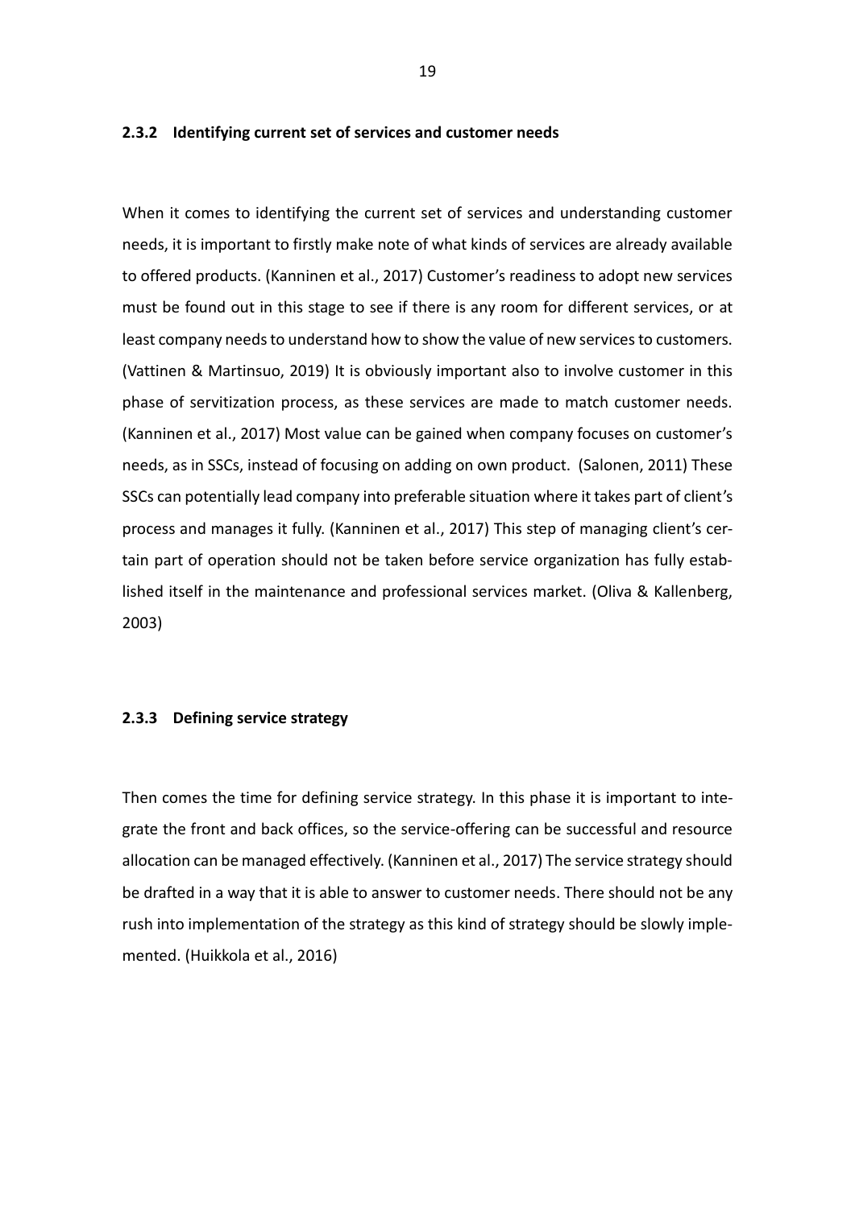### 2.3.2 Identifying current set of services and customer needs

When it comes to identifying the current set of services and understanding customer needs, it is important to firstly make note of what kinds of services are already available to offered products. (Kanninen et al., 2017) Customer's readiness to adopt new services must be found out in this stage to see if there is any room for different services, or at least company needs to understand how to show the value of new services to customers. (Vattinen & Martinsuo, 2019) It is obviously important also to involve customer in this phase of servitization process, as these services are made to match customer needs. (Kanninen et al., 2017) Most value can be gained when company focuses on customer's needs, as in SSCs, instead of focusing on adding on own product. (Salonen, 2011) These SSCs can potentially lead company into preferable situation where it takes part of client's process and manages it fully. (Kanninen et al., 2017) This step of managing client's certain part of operation should not be taken before service organization has fully established itself in the maintenance and professional services market. (Oliva & Kallenberg, 2003)

### 2.3.3 Defining service strategy

Then comes the time for defining service strategy. In this phase it is important to integrate the front and back offices, so the service-offering can be successful and resource allocation can be managed effectively. (Kanninen et al., 2017) The service strategy should be drafted in a way that it is able to answer to customer needs. There should not be any rush into implementation of the strategy as this kind of strategy should be slowly implemented. (Huikkola et al., 2016)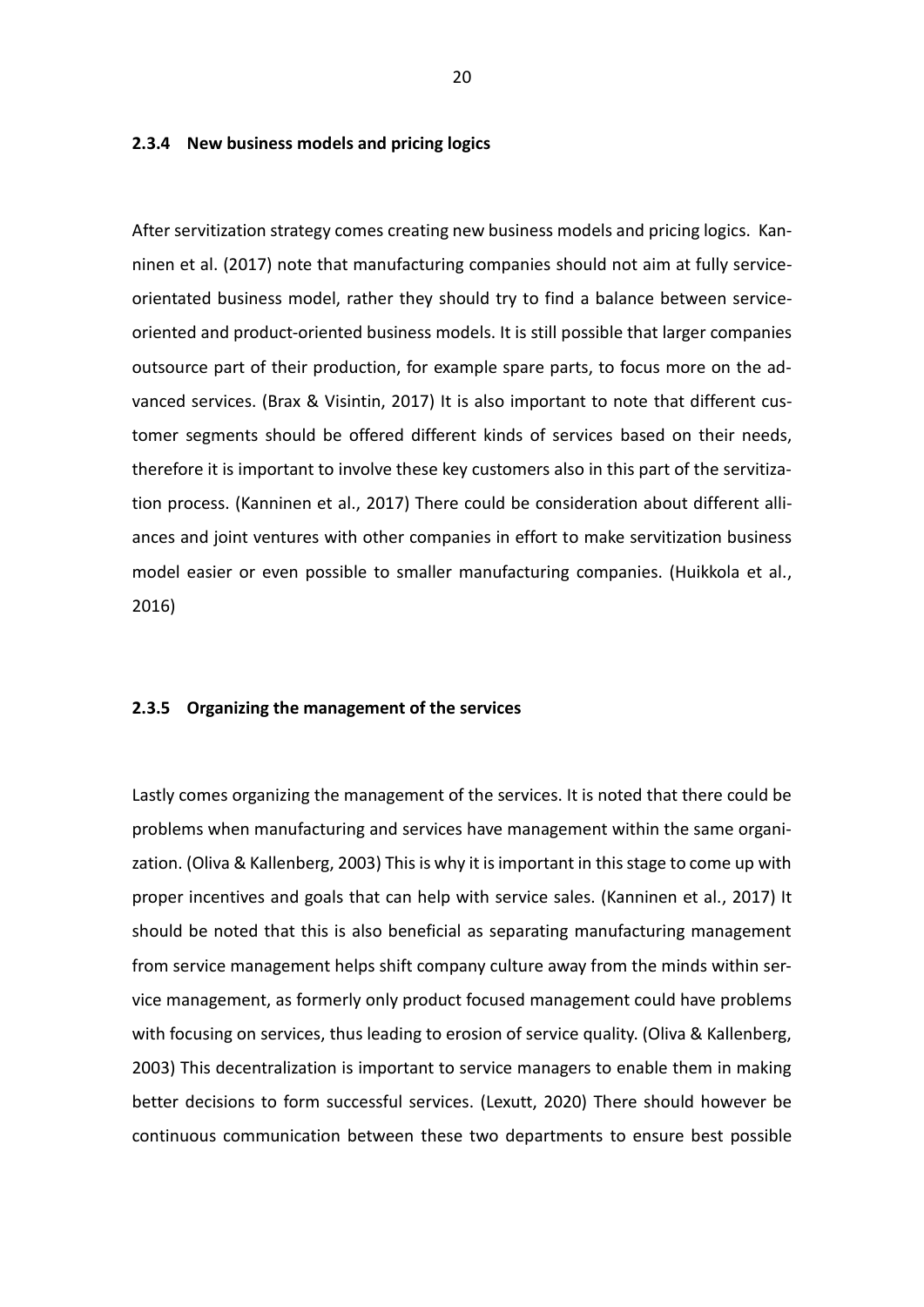### 2.3.4 New business models and pricing logics

After servitization strategy comes creating new business models and pricing logics. Kanninen et al. (2017) note that manufacturing companies should not aim at fully service-orientated business model, rather they should try to find a balance between service-oriented and product-oriented business models. It is still possible that larger companies outsource part of their production, for example spare parts, to focus more on the advanced services. (Brax & Visintin, 2017) It is also important to note that different customer segments should be offered different kinds of services based on their needs, therefore it is important to involve these key customers also in this part of the servitization process. (Kanninen et al., 2017) There could be consideration about different alliances and joint ventures with other companies in effort to make servitization business model easier or even possible to smaller manufacturing companies. (Huikkola et al., 2016)

### 2.3.5 Organizing the management of the services

Lastly comes organizing the management of the services. It is noted that there could be problems when manufacturing and services have management within the same organization. (Oliva & Kallenberg, 2003) This is why it is important in this stage to come up with proper incentives and goals that can help with service sales. (Kanninen et al., 2017) It should be noted that this is also beneficial as separating manufacturing management from service management helps shift company culture away from the minds within service management, as formerly only product focused management could have problems with focusing on services, thus leading to erosion of service quality. (Oliva & Kallenberg, 2003) This decentralization is important to service managers to enable them in making better decisions to form successful services. (Lexutt, 2020) There should however be continuous communication between these two departments to ensure best possible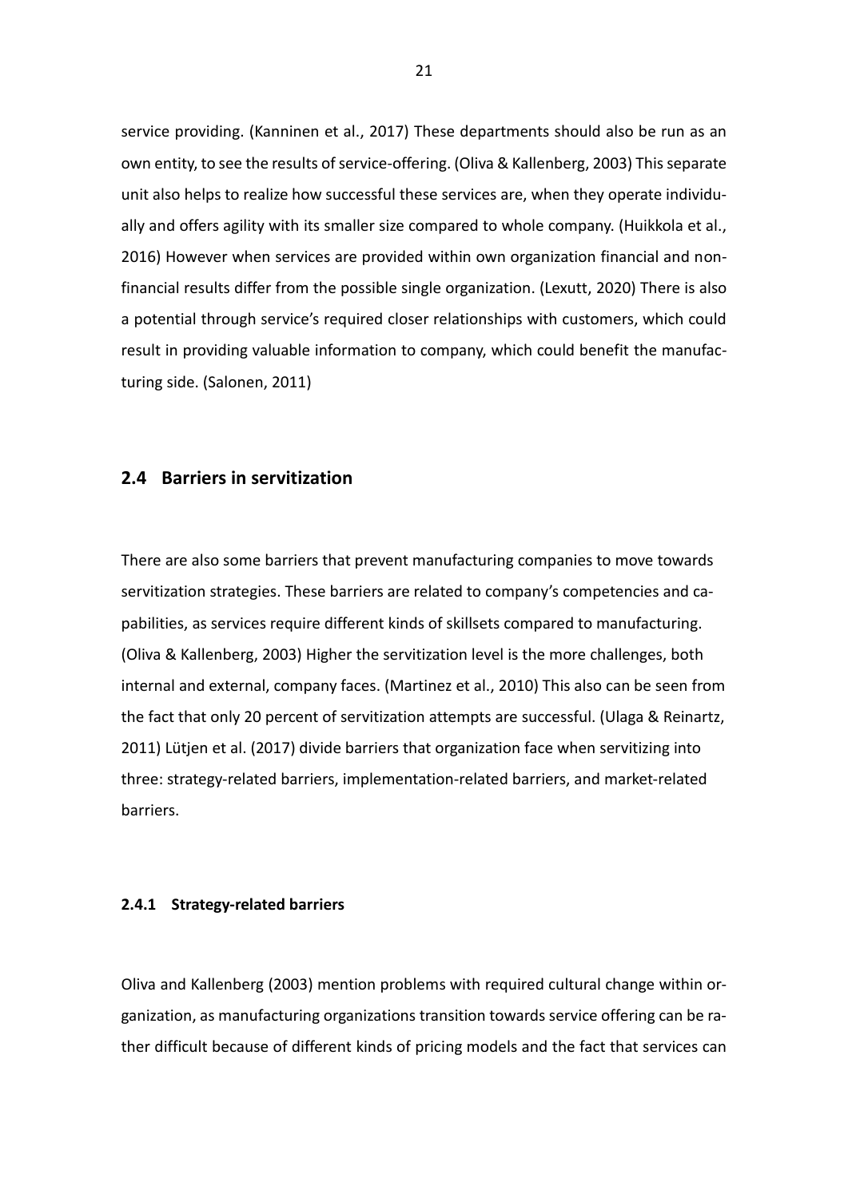service providing. (Kanninen et al., 2017) These departments should also be run as an own entity, to see the results of service-offering. (Oliva & Kallenberg, 2003) This separate unit also helps to realize how successful these services are, when they operate individually and offers agility with its smaller size compared to whole company. (Huikkola et al., 2016) However when services are provided within own organization financial and non-financial results differ from the possible single organization. (Lexutt, 2020) There is also a potential through service's required closer relationships with customers, which could result in providing valuable information to company, which could benefit the manufacturing side. (Salonen, 2011)

## 2.4 Barriers in servitization

There are also some barriers that prevent manufacturing companies to move towards servitization strategies. These barriers are related to company's competencies and capabilities, as services require different kinds of skillsets compared to manufacturing. (Oliva & Kallenberg, 2003) Higher the servitization level is the more challenges, both internal and external, company faces. (Martinez et al., 2010) This also can be seen from the fact that only 20 percent of servitization attempts are successful. (Ulaga & Reinartz, 2011) Lütjen et al. (2017) divide barriers that organization face when servitizing into three: strategy-related barriers, implementation-related barriers, and market-related barriers.

### 2.4.1 Strategy-related barriers

Oliva and Kallenberg (2003) mention problems with required cultural change within organization, as manufacturing organizations transition towards service offering can be rather difficult because of different kinds of pricing models and the fact that services can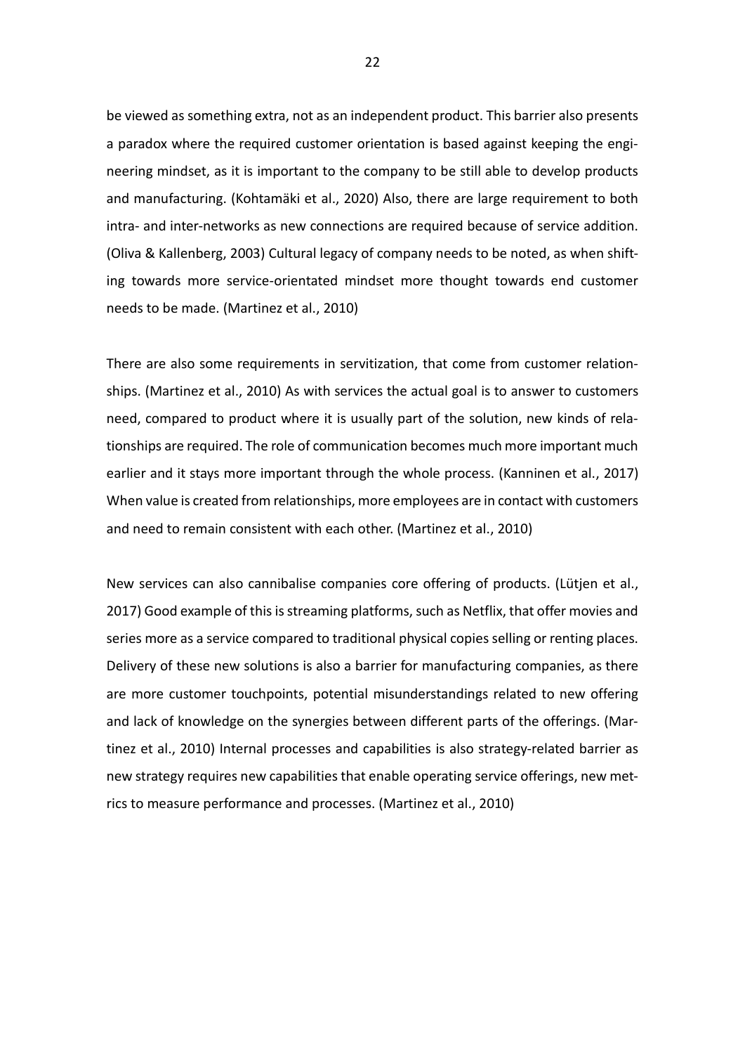be viewed as something extra, not as an independent product. This barrier also presents a paradox where the required customer orientation is based against keeping the engineering mindset, as it is important to the company to be still able to develop products and manufacturing. (Kohtamäki et al., 2020) Also, there are large requirement to both intra- and inter-networks as new connections are required because of service addition. (Oliva & Kallenberg, 2003) Cultural legacy of company needs to be noted, as when shifting towards more service-orientated mindset more thought towards end customer needs to be made. (Martinez et al., 2010)

There are also some requirements in servitization, that come from customer relationships. (Martinez et al., 2010) As with services the actual goal is to answer to customers need, compared to product where it is usually part of the solution, new kinds of relationships are required. The role of communication becomes much more important much earlier and it stays more important through the whole process. (Kanninen et al., 2017) When value is created from relationships, more employees are in contact with customers and need to remain consistent with each other. (Martinez et al., 2010)

New services can also cannibalise companies core offering of products. (Lütjen et al., 2017) Good example of this is streaming platforms, such as Netflix, that offer movies and series more as a service compared to traditional physical copies selling or renting places. Delivery of these new solutions is also a barrier for manufacturing companies, as there are more customer touchpoints, potential misunderstandings related to new offering and lack of knowledge on the synergies between different parts of the offerings. (Martinez et al., 2010) Internal processes and capabilities is also strategy-related barrier as new strategy requires new capabilities that enable operating service offerings, new metrics to measure performance and processes. (Martinez et al., 2010)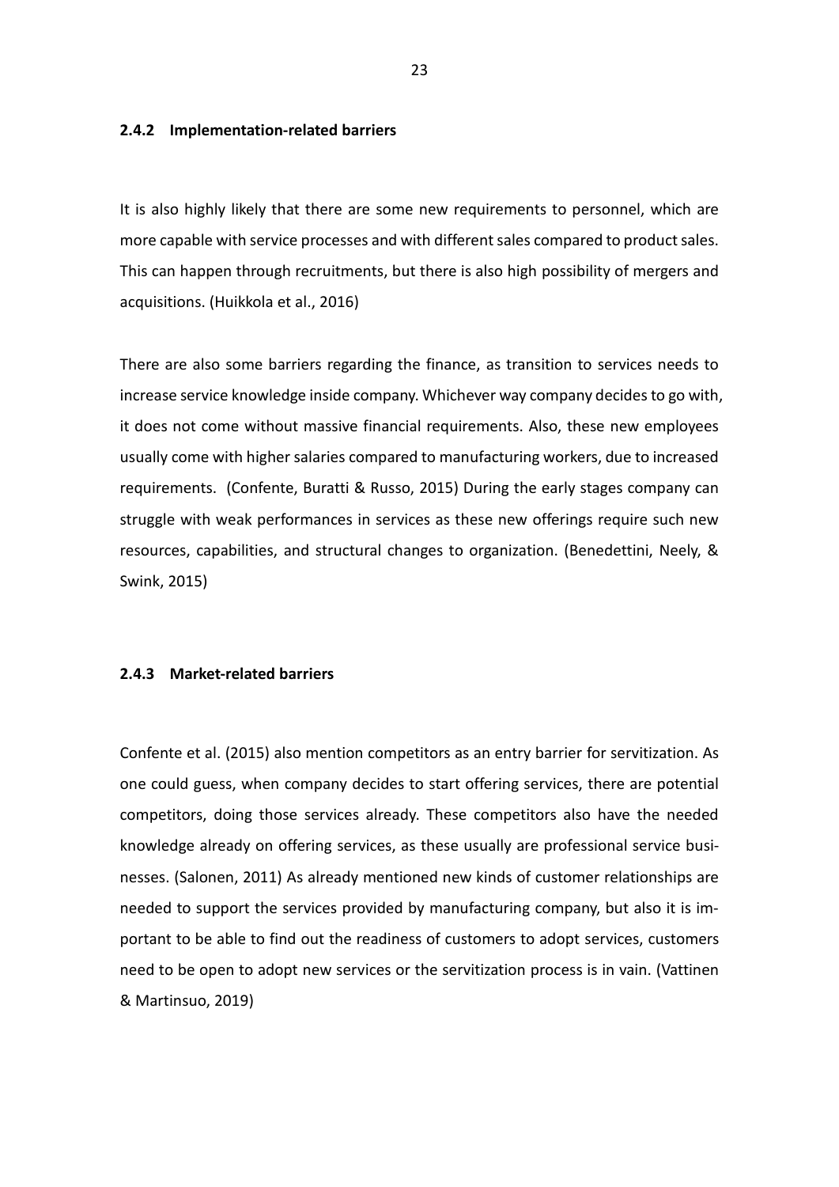### 2.4.2 Implementation-related barriers

It is also highly likely that there are some new requirements to personnel, which are more capable with service processes and with different sales compared to product sales. This can happen through recruitments, but there is also high possibility of mergers and acquisitions. (Huikkola et al., 2016)

There are also some barriers regarding the finance, as transition to services needs to increase service knowledge inside company. Whichever way company decides to go with, it does not come without massive financial requirements. Also, these new employees usually come with higher salaries compared to manufacturing workers, due to increased requirements. (Confente, Buratti & Russo, 2015) During the early stages company can struggle with weak performances in services as these new offerings require such new resources, capabilities, and structural changes to organization. (Benedettini, Neely, & Swink, 2015)

### 2.4.3 Market-related barriers

Confente et al. (2015) also mention competitors as an entry barrier for servitization. As one could guess, when company decides to start offering services, there are potential competitors, doing those services already. These competitors also have the needed knowledge already on offering services, as these usually are professional service businesses. (Salonen, 2011) As already mentioned new kinds of customer relationships are needed to support the services provided by manufacturing company, but also it is important to be able to find out the readiness of customers to adopt services, customers need to be open to adopt new services or the servitization process is in vain. (Vattinen & Martinsuo, 2019)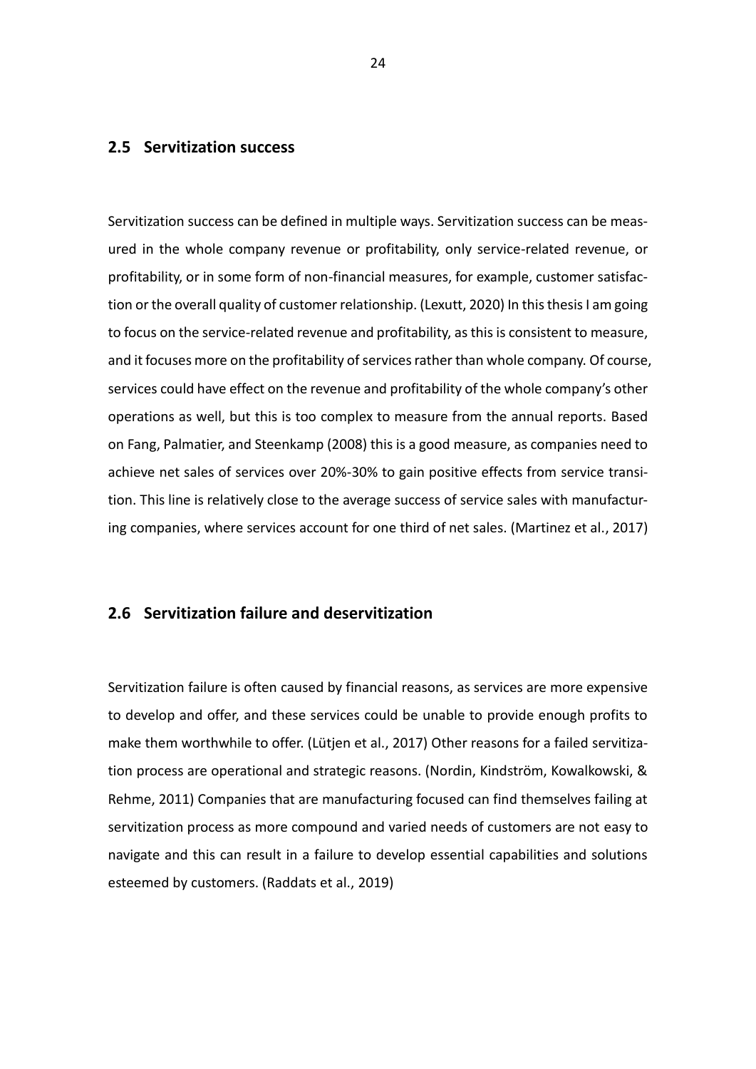## 2.5 Servitization success

Servitization success can be defined in multiple ways. Servitization success can be measured in the whole company revenue or profitability, only service-related revenue, or profitability, or in some form of non-financial measures, for example, customer satisfaction or the overall quality of customer relationship. (Lexutt, 2020) In this thesis I am going to focus on the service-related revenue and profitability, as this is consistent to measure, and it focuses more on the profitability of services rather than whole company. Of course, services could have effect on the revenue and profitability of the whole company's other operations as well, but this is too complex to measure from the annual reports. Based on Fang, Palmatier, and Steenkamp (2008) this is a good measure, as companies need to achieve net sales of services over 20%-30% to gain positive effects from service transition. This line is relatively close to the average success of service sales with manufacturing companies, where services account for one third of net sales. (Martinez et al., 2017)

## 2.6 Servitization failure and deservitization

Servitization failure is often caused by financial reasons, as services are more expensive to develop and offer, and these services could be unable to provide enough profits to make them worthwhile to offer. (Lütjen et al., 2017) Other reasons for a failed servitization process are operational and strategic reasons. (Nordin, Kindström, Kowalkowski, & Rehme, 2011) Companies that are manufacturing focused can find themselves failing at servitization process as more compound and varied needs of customers are not easy to navigate and this can result in a failure to develop essential capabilities and solutions esteemed by customers. (Raddats et al., 2019)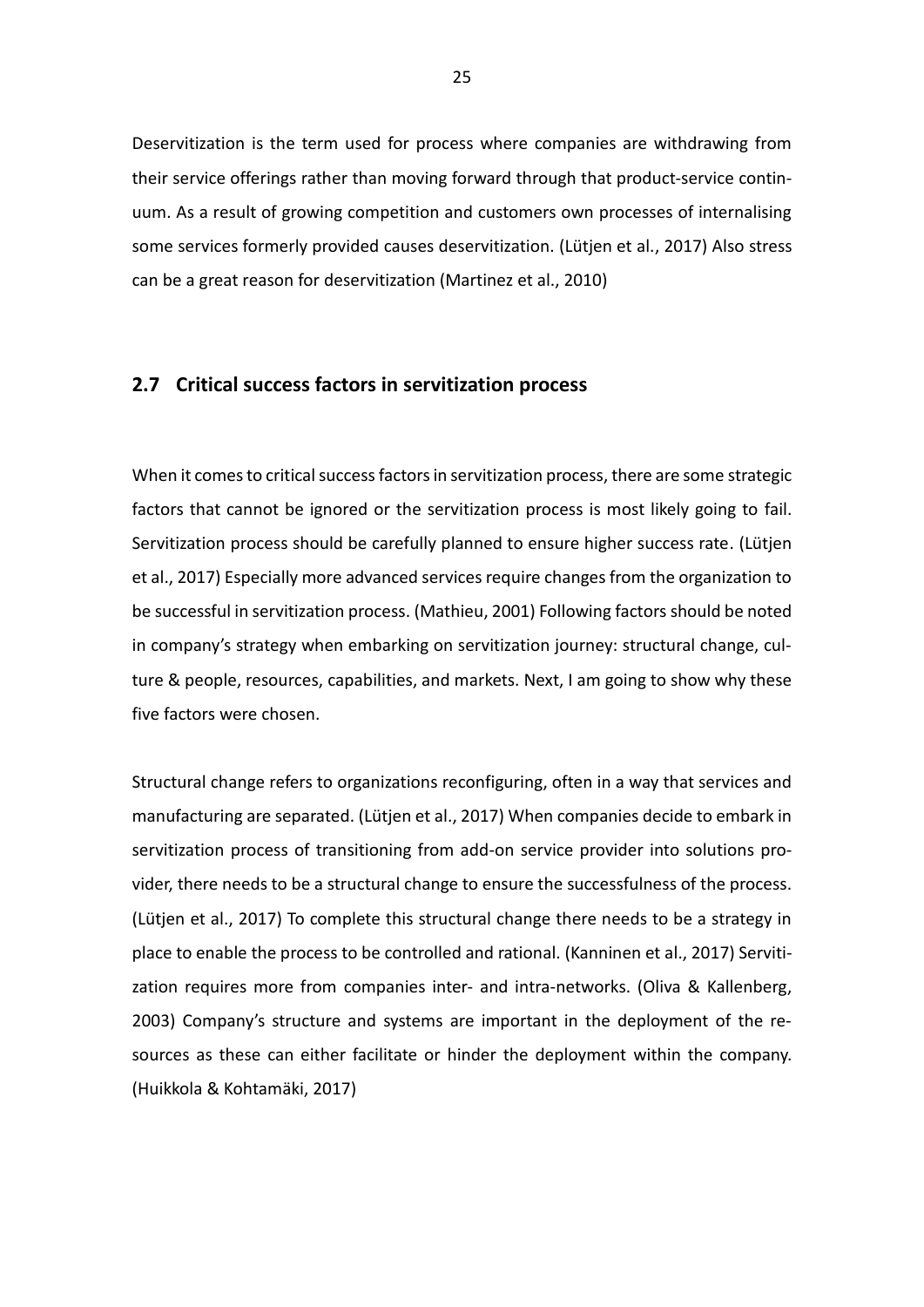Deservitization is the term used for process where companies are withdrawing from their service offerings rather than moving forward through that product-service continuum. As a result of growing competition and customers own processes of internalising some services formerly provided causes deservitization. (Lütjen et al., 2017) Also stress can be a great reason for deservitization (Martinez et al., 2010)

## 2.7 Critical success factors in servitization process

When it comes to critical success factors in servitization process, there are some strategic factors that cannot be ignored or the servitization process is most likely going to fail. Servitization process should be carefully planned to ensure higher success rate. (Lütjen et al., 2017) Especially more advanced services require changes from the organization to be successful in servitization process. (Mathieu, 2001) Following factors should be noted in company's strategy when embarking on servitization journey: structural change, culture & people, resources, capabilities, and markets. Next, I am going to show why these five factors were chosen.

Structural change refers to organizations reconfiguring, often in a way that services and manufacturing are separated. (Lütjen et al., 2017) When companies decide to embark in servitization process of transitioning from add-on service provider into solutions provider, there needs to be a structural change to ensure the successfulness of the process. (Lütjen et al., 2017) To complete this structural change there needs to be a strategy in place to enable the process to be controlled and rational. (Kanninen et al., 2017) Servitization requires more from companies inter- and intra-networks. (Oliva & Kallenberg, 2003) Company's structure and systems are important in the deployment of the resources as these can either facilitate or hinder the deployment within the company. (Huikkola & Kohtamäki, 2017)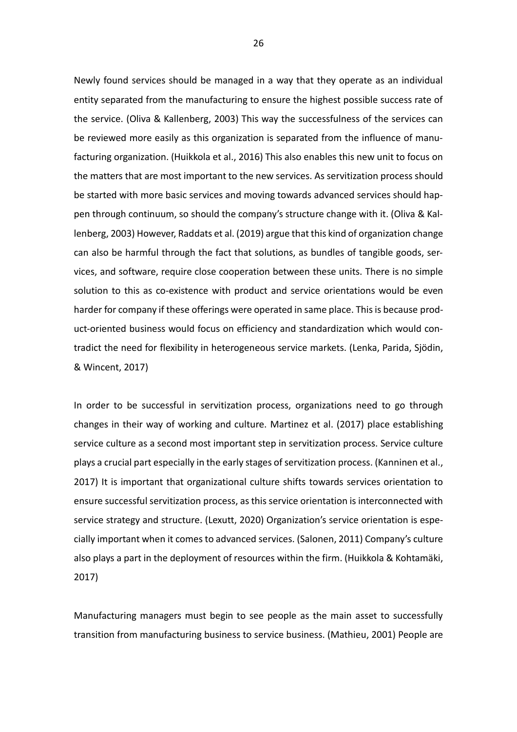Newly found services should be managed in a way that they operate as an individual entity separated from the manufacturing to ensure the highest possible success rate of the service. (Oliva & Kallenberg, 2003) This way the successfulness of the services can be reviewed more easily as this organization is separated from the influence of manufacturing organization. (Huikkola et al., 2016) This also enables this new unit to focus on the matters that are most important to the new services. As servitization process should be started with more basic services and moving towards advanced services should happen through continuum, so should the company's structure change with it. (Oliva & Kallenberg, 2003) However, Raddats et al. (2019) argue that this kind of organization change can also be harmful through the fact that solutions, as bundles of tangible goods, services, and software, require close cooperation between these units. There is no simple solution to this as co-existence with product and service orientations would be even harder for company if these offerings were operated in same place. This is because product-oriented business would focus on efficiency and standardization which would contradict the need for flexibility in heterogeneous service markets. (Lenka, Parida, Sjödin, & Wincent, 2017)

In order to be successful in servitization process, organizations need to go through changes in their way of working and culture. Martinez et al. (2017) place establishing service culture as a second most important step in servitization process. Service culture plays a crucial part especially in the early stages of servitization process. (Kanninen et al., 2017) It is important that organizational culture shifts towards services orientation to ensure successful servitization process, as this service orientation is interconnected with service strategy and structure. (Lexutt, 2020) Organization's service orientation is especially important when it comes to advanced services. (Salonen, 2011) Company's culture also plays a part in the deployment of resources within the firm. (Huikkola & Kohtamäki, 2017)

Manufacturing managers must begin to see people as the main asset to successfully transition from manufacturing business to service business. (Mathieu, 2001) People are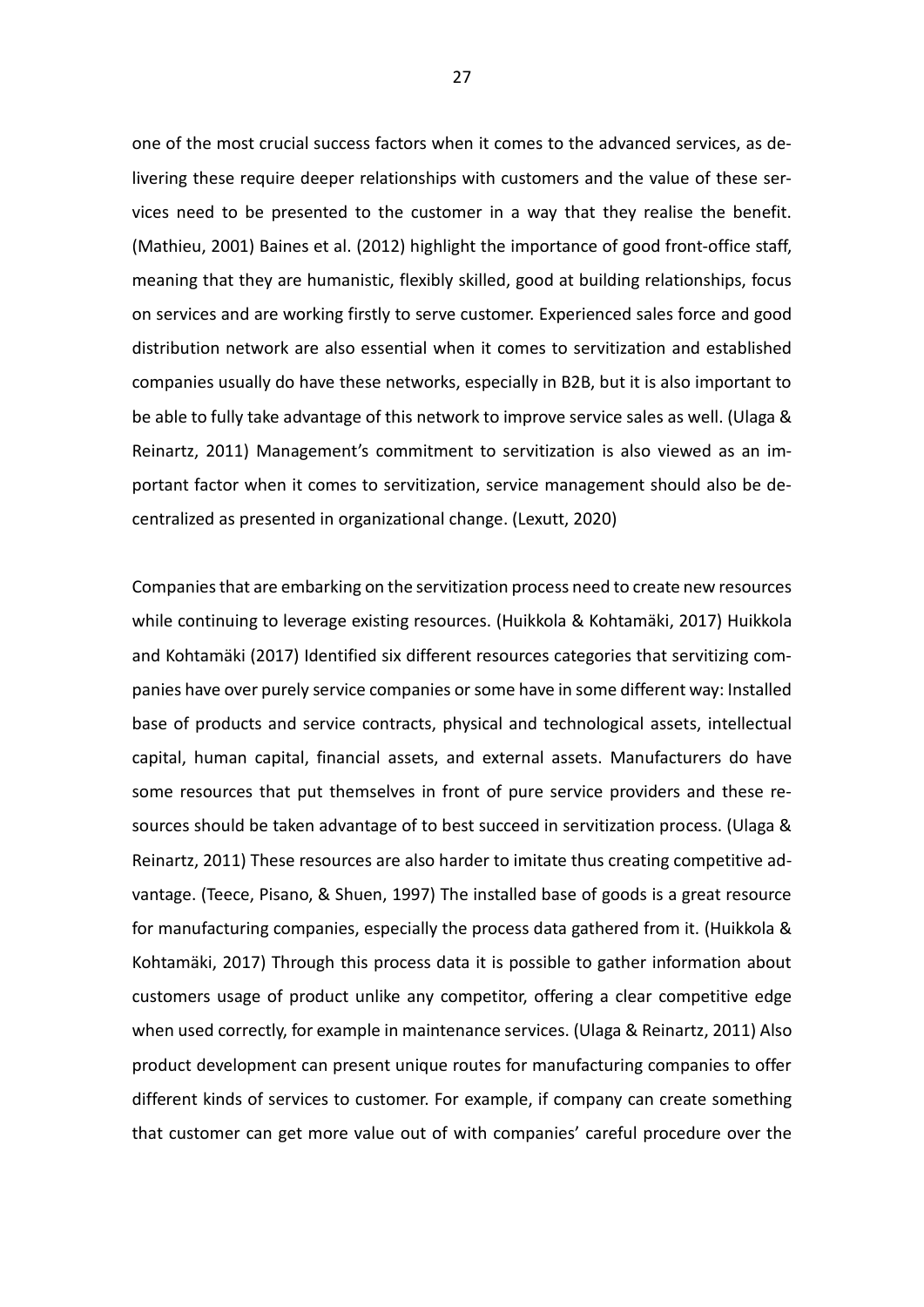one of the most crucial success factors when it comes to the advanced services, as delivering these require deeper relationships with customers and the value of these services need to be presented to the customer in a way that they realise the benefit. (Mathieu, 2001) Baines et al. (2012) highlight the importance of good front-office staff, meaning that they are humanistic, flexibly skilled, good at building relationships, focus on services and are working firstly to serve customer. Experienced sales force and good distribution network are also essential when it comes to servitization and established companies usually do have these networks, especially in B2B, but it is also important to be able to fully take advantage of this network to improve service sales as well. (Ulaga & Reinartz, 2011) Management's commitment to servitization is also viewed as an important factor when it comes to servitization, service management should also be decentralized as presented in organizational change. (Lexutt, 2020)

Companies that are embarking on the servitization process need to create new resources while continuing to leverage existing resources. (Huikkola & Kohtamäki, 2017) Huikkola and Kohtamäki (2017) Identified six different resources categories that servitizing companies have over purely service companies or some have in some different way: Installed base of products and service contracts, physical and technological assets, intellectual capital, human capital, financial assets, and external assets. Manufacturers do have some resources that put themselves in front of pure service providers and these resources should be taken advantage of to best succeed in servitization process. (Ulaga & Reinartz, 2011) These resources are also harder to imitate thus creating competitive advantage. (Teece, Pisano, & Shuen, 1997) The installed base of goods is a great resource for manufacturing companies, especially the process data gathered from it. (Huikkola & Kohtamäki, 2017) Through this process data it is possible to gather information about customers usage of product unlike any competitor, offering a clear competitive edge when used correctly, for example in maintenance services. (Ulaga & Reinartz, 2011) Also product development can present unique routes for manufacturing companies to offer different kinds of services to customer. For example, if company can create something that customer can get more value out of with companies' careful procedure over the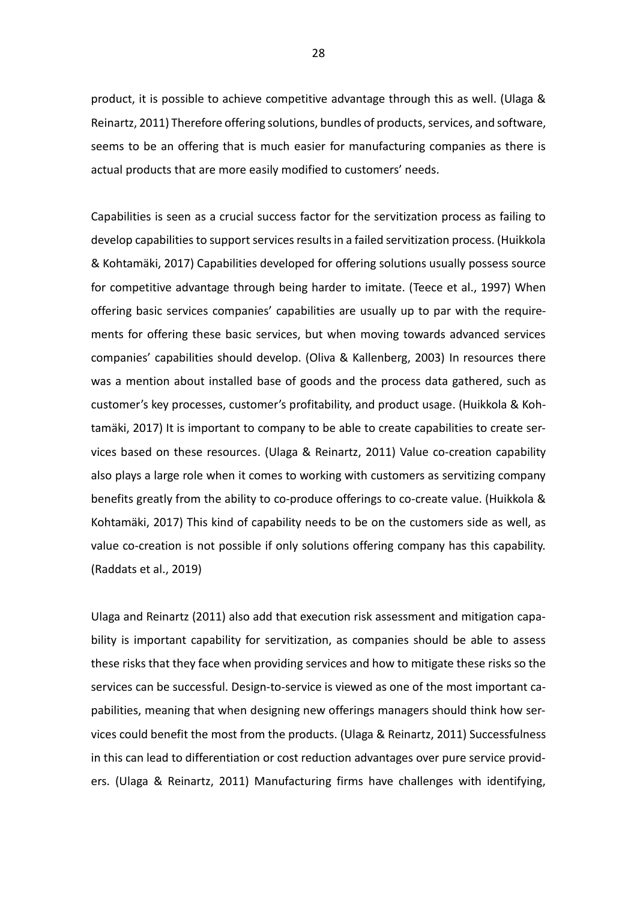product, it is possible to achieve competitive advantage through this as well. (Ulaga & Reinartz, 2011) Therefore offering solutions, bundles of products, services, and software, seems to be an offering that is much easier for manufacturing companies as there is actual products that are more easily modified to customers' needs.

Capabilities is seen as a crucial success factor for the servitization process as failing to develop capabilities to support services results in a failed servitization process. (Huikkola & Kohtamäki, 2017) Capabilities developed for offering solutions usually possess source for competitive advantage through being harder to imitate. (Teece et al., 1997) When offering basic services companies' capabilities are usually up to par with the requirements for offering these basic services, but when moving towards advanced services companies' capabilities should develop. (Oliva & Kallenberg, 2003) In resources there was a mention about installed base of goods and the process data gathered, such as customer's key processes, customer's profitability, and product usage. (Huikkola & Kohtamäki, 2017) It is important to company to be able to create capabilities to create services based on these resources. (Ulaga & Reinartz, 2011) Value co-creation capability also plays a large role when it comes to working with customers as servitizing company benefits greatly from the ability to co-produce offerings to co-create value. (Huikkola & Kohtamäki, 2017) This kind of capability needs to be on the customers side as well, as value co-creation is not possible if only solutions offering company has this capability. (Raddats et al., 2019)

Ulaga and Reinartz (2011) also add that execution risk assessment and mitigation capability is important capability for servitization, as companies should be able to assess these risks that they face when providing services and how to mitigate these risks so the services can be successful. Design-to-service is viewed as one of the most important capabilities, meaning that when designing new offerings managers should think how services could benefit the most from the products. (Ulaga & Reinartz, 2011) Successfulness in this can lead to differentiation or cost reduction advantages over pure service providers. (Ulaga & Reinartz, 2011) Manufacturing firms have challenges with identifying,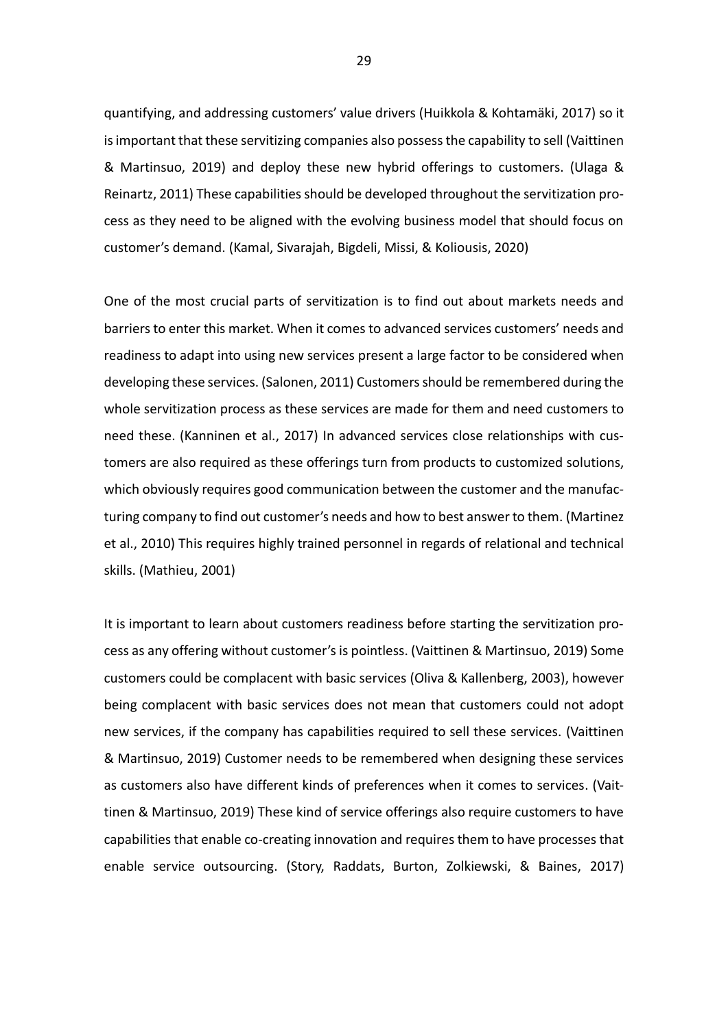quantifying, and addressing customers' value drivers (Huikkola & Kohtamäki, 2017) so it is important that these servitizing companies also possess the capability to sell (Vaittinen & Martinsuo, 2019) and deploy these new hybrid offerings to customers. (Ulaga & Reinartz, 2011) These capabilities should be developed throughout the servitization process as they need to be aligned with the evolving business model that should focus on customer's demand. (Kamal, Sivarajah, Bigdeli, Missi, & Koliousis, 2020)

One of the most crucial parts of servitization is to find out about markets needs and barriers to enter this market. When it comes to advanced services customers' needs and readiness to adapt into using new services present a large factor to be considered when developing these services. (Salonen, 2011) Customers should be remembered during the whole servitization process as these services are made for them and need customers to need these. (Kanninen et al., 2017) In advanced services close relationships with customers are also required as these offerings turn from products to customized solutions, which obviously requires good communication between the customer and the manufacturing company to find out customer's needs and how to best answer to them. (Martinez et al., 2010) This requires highly trained personnel in regards of relational and technical skills. (Mathieu, 2001)

It is important to learn about customers readiness before starting the servitization process as any offering without customer's is pointless. (Vaittinen & Martinsuo, 2019) Some customers could be complacent with basic services (Oliva & Kallenberg, 2003), however being complacent with basic services does not mean that customers could not adopt new services, if the company has capabilities required to sell these services. (Vaittinen & Martinsuo, 2019) Customer needs to be remembered when designing these services as customers also have different kinds of preferences when it comes to services. (Vaittinen & Martinsuo, 2019) These kind of service offerings also require customers to have capabilities that enable co-creating innovation and requires them to have processes that enable service outsourcing. (Story, Raddats, Burton, Zolkiewski, & Baines, 2017)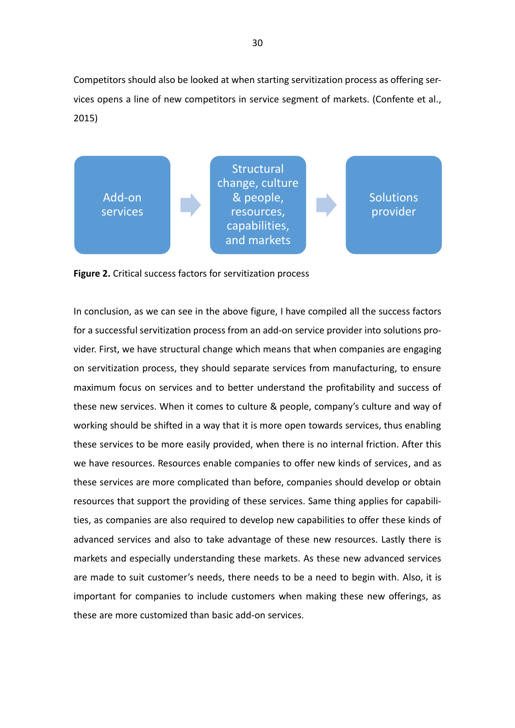Competitors should also be looked at when starting servitization process as offering services opens a line of new competitors in service segment of markets. (Confente et al., 2015)

Add-on services → Structural change, culture & people, resources, capabilities, and markets → Solutions provider

**Figure 2.** Critical success factors for servitization process

In conclusion, as we can see in the above figure, I have compiled all the success factors for a successful servitization process from an add-on service provider into solutions provider. First, we have structural change which means that when companies are engaging on servitization process, they should separate services from manufacturing, to ensure maximum focus on services and to better understand the profitability and success of these new services. When it comes to culture & people, company's culture and way of working should be shifted in a way that it is more open towards services, thus enabling these services to be more easily provided, when there is no internal friction. After this we have resources. Resources enable companies to offer new kinds of services, and as these services are more complicated than before, companies should develop or obtain resources that support the providing of these services. Same thing applies for capabilities, as companies are also required to develop new capabilities to offer these kinds of advanced services and also to take advantage of these new resources. Lastly there is markets and especially understanding these markets. As these new advanced services are made to suit customer's needs, there needs to be a need to begin with. Also, it is important for companies to include customers when making these new offerings, as these are more customized than basic add-on services.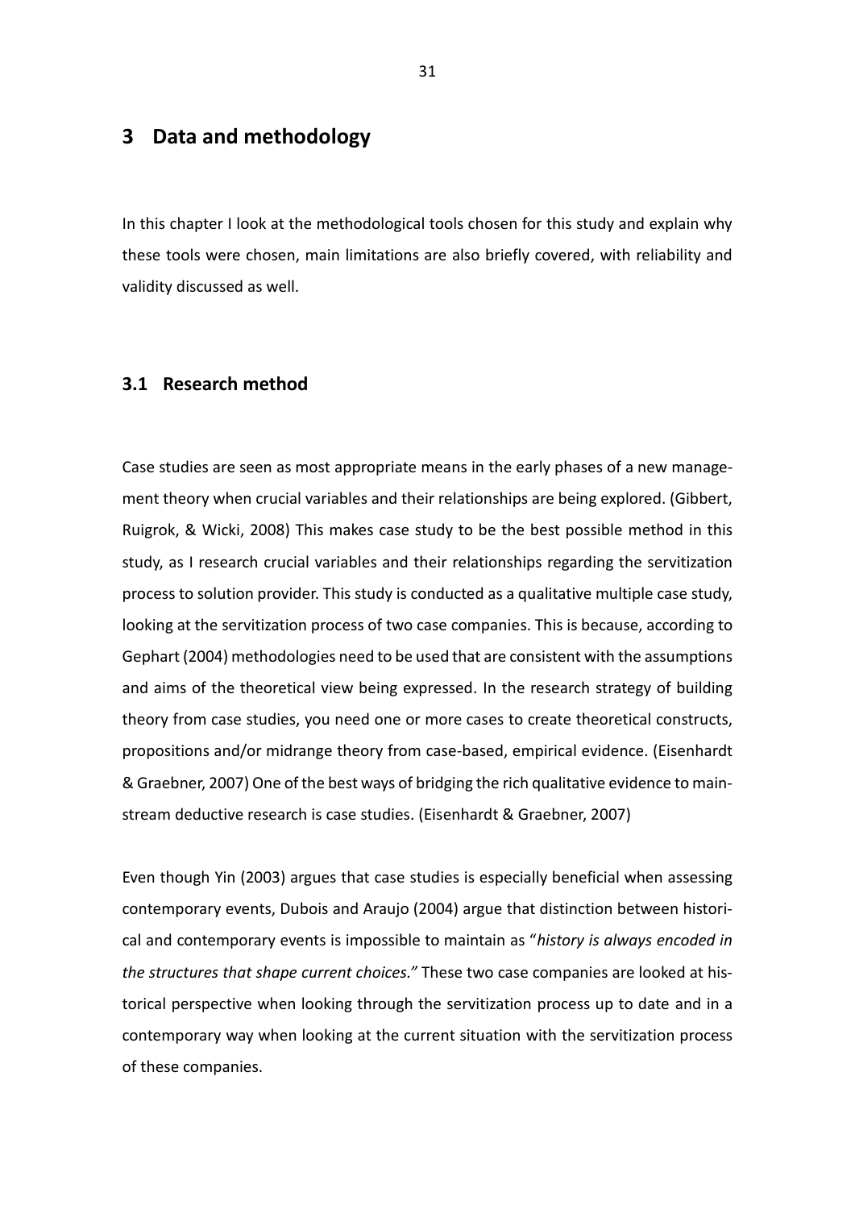# 3 Data and methodology

In this chapter I look at the methodological tools chosen for this study and explain why these tools were chosen, main limitations are also briefly covered, with reliability and validity discussed as well.

## 3.1 Research method

Case studies are seen as most appropriate means in the early phases of a new management theory when crucial variables and their relationships are being explored. (Gibbert, Ruigrok, & Wicki, 2008) This makes case study to be the best possible method in this study, as I research crucial variables and their relationships regarding the servitization process to solution provider. This study is conducted as a qualitative multiple case study, looking at the servitization process of two case companies. This is because, according to Gephart (2004) methodologies need to be used that are consistent with the assumptions and aims of the theoretical view being expressed. In the research strategy of building theory from case studies, you need one or more cases to create theoretical constructs, propositions and/or midrange theory from case-based, empirical evidence. (Eisenhardt & Graebner, 2007) One of the best ways of bridging the rich qualitative evidence to mainstream deductive research is case studies. (Eisenhardt & Graebner, 2007)

Even though Yin (2003) argues that case studies is especially beneficial when assessing contemporary events, Dubois and Araujo (2004) argue that distinction between historical and contemporary events is impossible to maintain as "*history is always encoded in the structures that shape current choices.*" These two case companies are looked at historical perspective when looking through the servitization process up to date and in a contemporary way when looking at the current situation with the servitization process of these companies.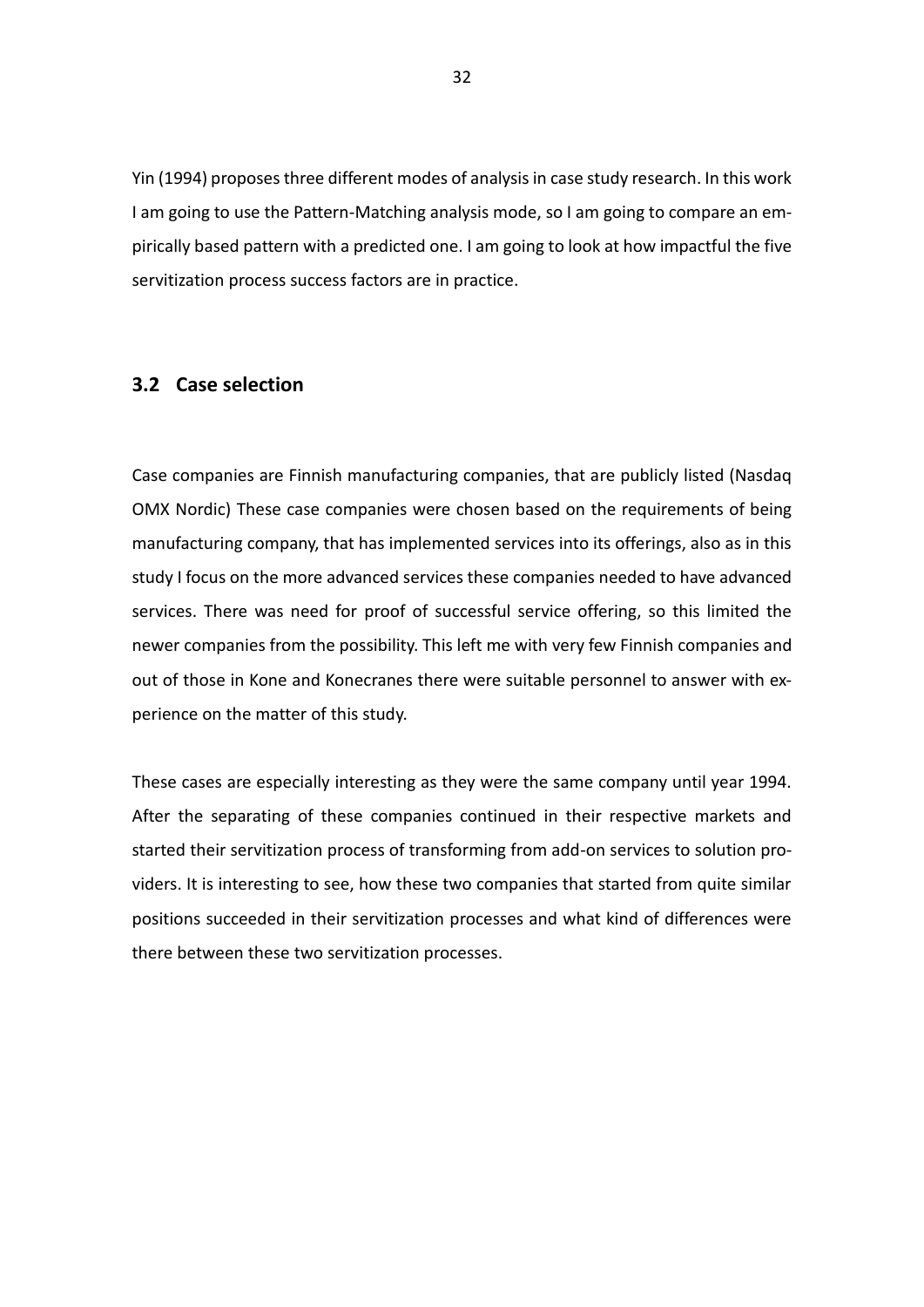Yin (1994) proposes three different modes of analysis in case study research. In this work I am going to use the Pattern-Matching analysis mode, so I am going to compare an empirically based pattern with a predicted one. I am going to look at how impactful the five servitization process success factors are in practice.

## 3.2 Case selection

Case companies are Finnish manufacturing companies, that are publicly listed (Nasdaq OMX Nordic) These case companies were chosen based on the requirements of being manufacturing company, that has implemented services into its offerings, also as in this study I focus on the more advanced services these companies needed to have advanced services. There was need for proof of successful service offering, so this limited the newer companies from the possibility. This left me with very few Finnish companies and out of those in Kone and Konecranes there were suitable personnel to answer with experience on the matter of this study.

These cases are especially interesting as they were the same company until year 1994. After the separating of these companies continued in their respective markets and started their servitization process of transforming from add-on services to solution providers. It is interesting to see, how these two companies that started from quite similar positions succeeded in their servitization processes and what kind of differences were there between these two servitization processes.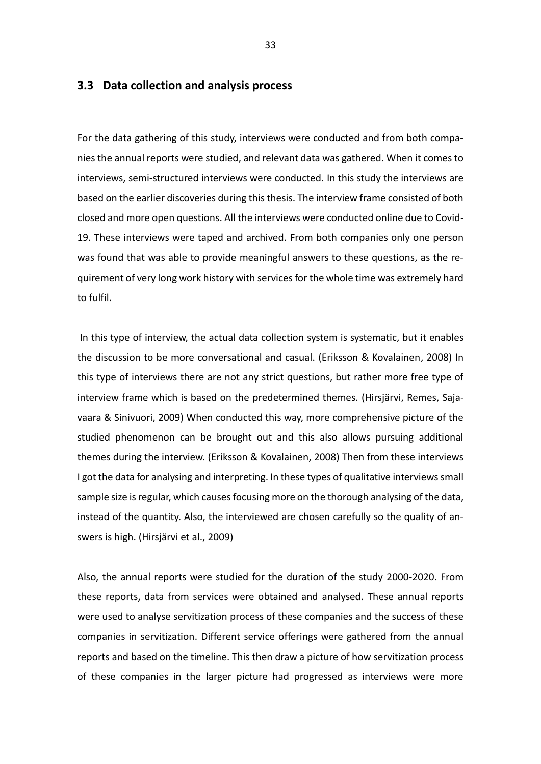## 3.3 Data collection and analysis process

For the data gathering of this study, interviews were conducted and from both companies the annual reports were studied, and relevant data was gathered. When it comes to interviews, semi-structured interviews were conducted. In this study the interviews are based on the earlier discoveries during this thesis. The interview frame consisted of both closed and more open questions. All the interviews were conducted online due to Covid-19. These interviews were taped and archived. From both companies only one person was found that was able to provide meaningful answers to these questions, as the requirement of very long work history with services for the whole time was extremely hard to fulfil.

In this type of interview, the actual data collection system is systematic, but it enables the discussion to be more conversational and casual. (Eriksson & Kovalainen, 2008) In this type of interviews there are not any strict questions, but rather more free type of interview frame which is based on the predetermined themes. (Hirsjärvi, Remes, Sajavaara & Sinivuori, 2009) When conducted this way, more comprehensive picture of the studied phenomenon can be brought out and this also allows pursuing additional themes during the interview. (Eriksson & Kovalainen, 2008) Then from these interviews I got the data for analysing and interpreting. In these types of qualitative interviews small sample size is regular, which causes focusing more on the thorough analysing of the data, instead of the quantity. Also, the interviewed are chosen carefully so the quality of answers is high. (Hirsjärvi et al., 2009)

Also, the annual reports were studied for the duration of the study 2000-2020. From these reports, data from services were obtained and analysed. These annual reports were used to analyse servitization process of these companies and the success of these companies in servitization. Different service offerings were gathered from the annual reports and based on the timeline. This then draw a picture of how servitization process of these companies in the larger picture had progressed as interviews were more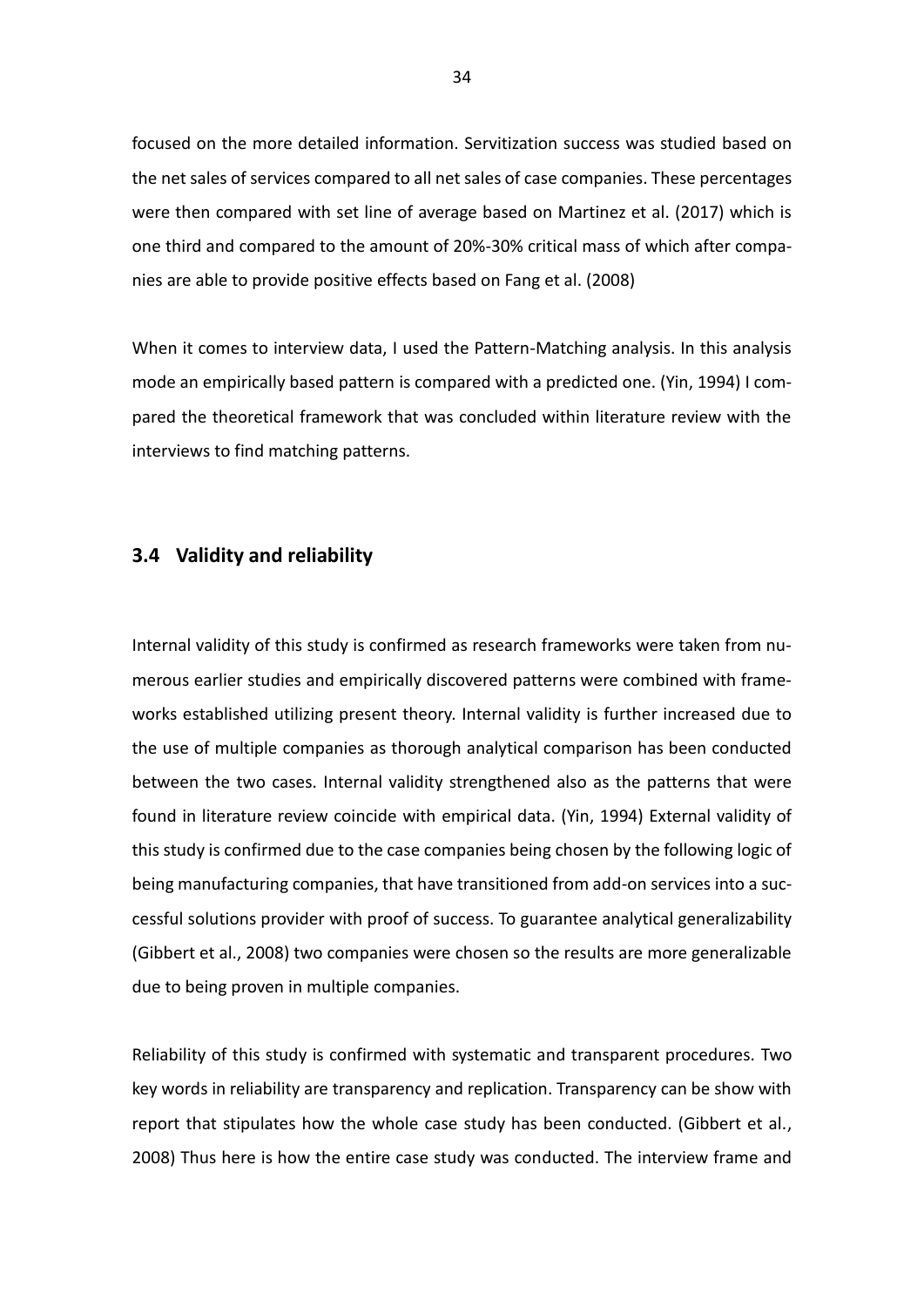focused on the more detailed information. Servitization success was studied based on the net sales of services compared to all net sales of case companies. These percentages were then compared with set line of average based on Martinez et al. (2017) which is one third and compared to the amount of 20%-30% critical mass of which after companies are able to provide positive effects based on Fang et al. (2008)

When it comes to interview data, I used the Pattern-Matching analysis. In this analysis mode an empirically based pattern is compared with a predicted one. (Yin, 1994) I compared the theoretical framework that was concluded within literature review with the interviews to find matching patterns.

## 3.4 Validity and reliability

Internal validity of this study is confirmed as research frameworks were taken from numerous earlier studies and empirically discovered patterns were combined with frameworks established utilizing present theory. Internal validity is further increased due to the use of multiple companies as thorough analytical comparison has been conducted between the two cases. Internal validity strengthened also as the patterns that were found in literature review coincide with empirical data. (Yin, 1994) External validity of this study is confirmed due to the case companies being chosen by the following logic of being manufacturing companies, that have transitioned from add-on services into a successful solutions provider with proof of success. To guarantee analytical generalizability (Gibbert et al., 2008) two companies were chosen so the results are more generalizable due to being proven in multiple companies.

Reliability of this study is confirmed with systematic and transparent procedures. Two key words in reliability are transparency and replication. Transparency can be show with report that stipulates how the whole case study has been conducted. (Gibbert et al., 2008) Thus here is how the entire case study was conducted. The interview frame and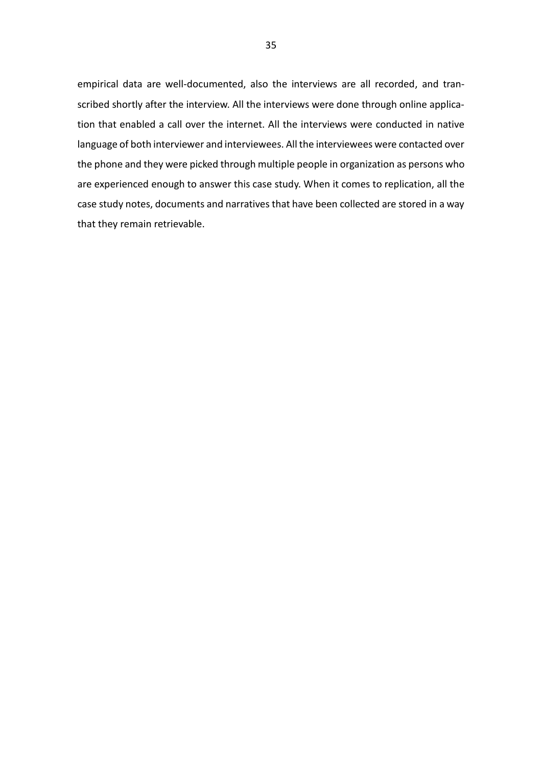empirical data are well-documented, also the interviews are all recorded, and transcribed shortly after the interview. All the interviews were done through online application that enabled a call over the internet. All the interviews were conducted in native language of both interviewer and interviewees. All the interviewees were contacted over the phone and they were picked through multiple people in organization as persons who are experienced enough to answer this case study. When it comes to replication, all the case study notes, documents and narratives that have been collected are stored in a way that they remain retrievable.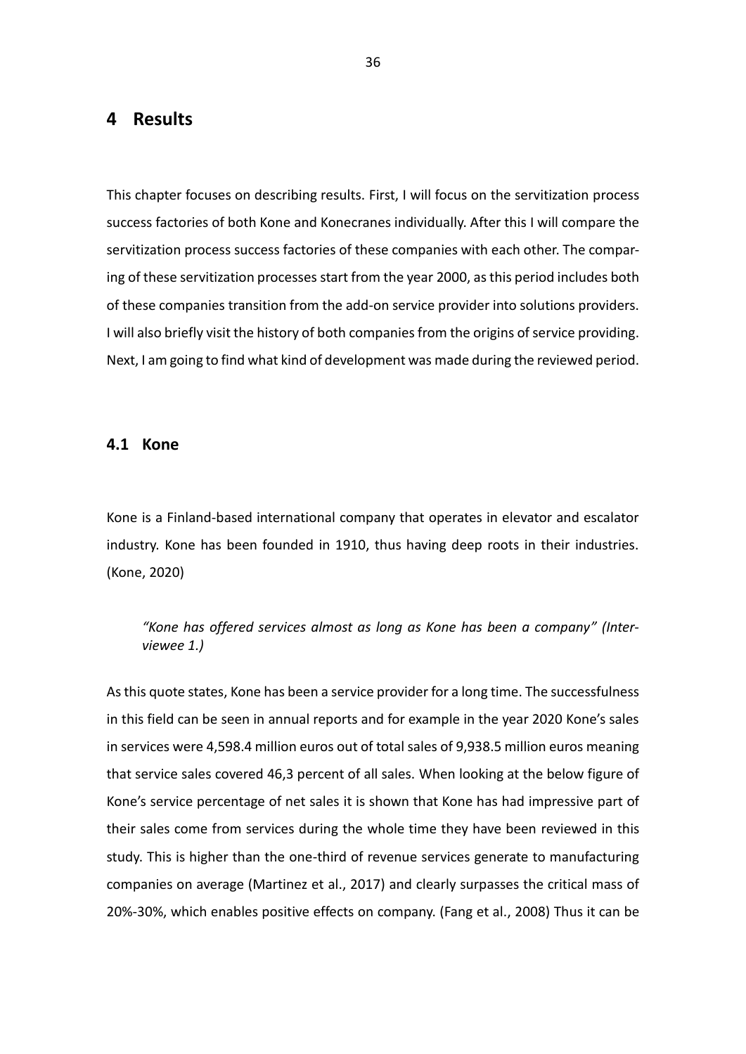# 4 Results

This chapter focuses on describing results. First, I will focus on the servitization process success factories of both Kone and Konecranes individually. After this I will compare the servitization process success factories of these companies with each other. The comparing of these servitization processes start from the year 2000, as this period includes both of these companies transition from the add-on service provider into solutions providers. I will also briefly visit the history of both companies from the origins of service providing. Next, I am going to find what kind of development was made during the reviewed period.

## 4.1 Kone

Kone is a Finland-based international company that operates in elevator and escalator industry. Kone has been founded in 1910, thus having deep roots in their industries. (Kone, 2020)

> *"Kone has offered services almost as long as Kone has been a company" (Interviewee 1.)*

As this quote states, Kone has been a service provider for a long time. The successfulness in this field can be seen in annual reports and for example in the year 2020 Kone's sales in services were 4,598.4 million euros out of total sales of 9,938.5 million euros meaning that service sales covered 46,3 percent of all sales. When looking at the below figure of Kone's service percentage of net sales it is shown that Kone has had impressive part of their sales come from services during the whole time they have been reviewed in this study. This is higher than the one-third of revenue services generate to manufacturing companies on average (Martinez et al., 2017) and clearly surpasses the critical mass of 20%-30%, which enables positive effects on company. (Fang et al., 2008) Thus it can be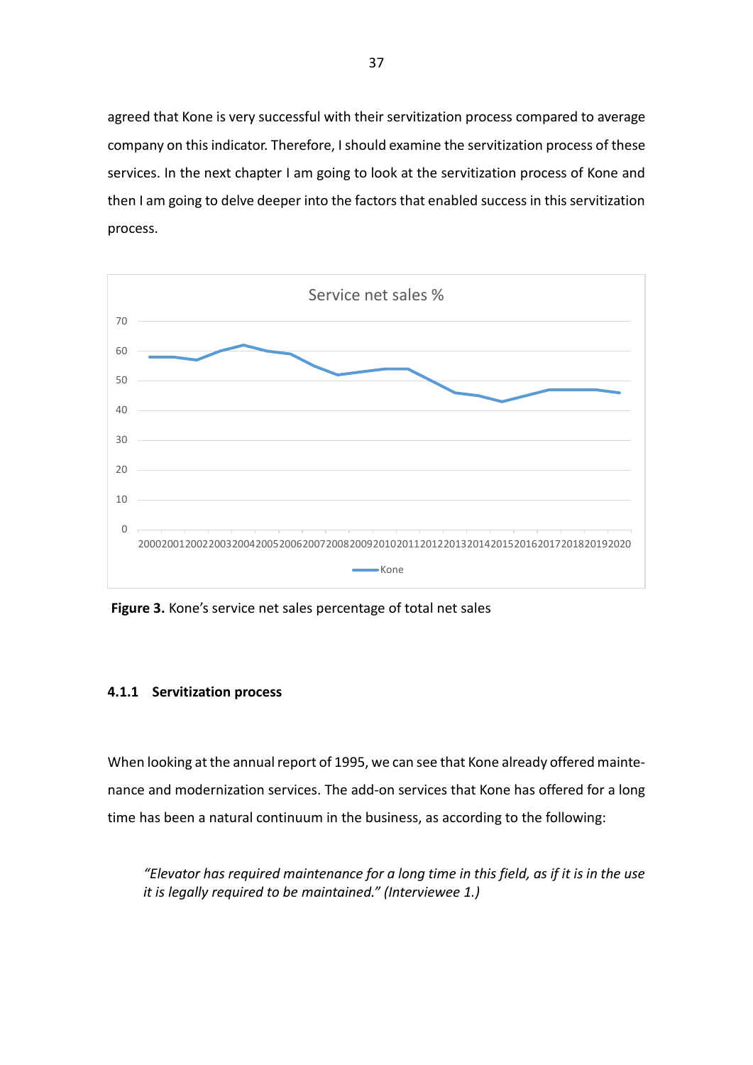agreed that Kone is very successful with their servitization process compared to average company on this indicator. Therefore, I should examine the servitization process of these services. In the next chapter I am going to look at the servitization process of Kone and then I am going to delve deeper into the factors that enabled success in this servitization process.

**Figure 3.** Kone's service net sales percentage of total net sales

### 4.1.1 Servitization process

When looking at the annual report of 1995, we can see that Kone already offered maintenance and modernization services. The add-on services that Kone has offered for a long time has been a natural continuum in the business, as according to the following:

> *"Elevator has required maintenance for a long time in this field, as if it is in the use it is legally required to be maintained." (Interviewee 1.)*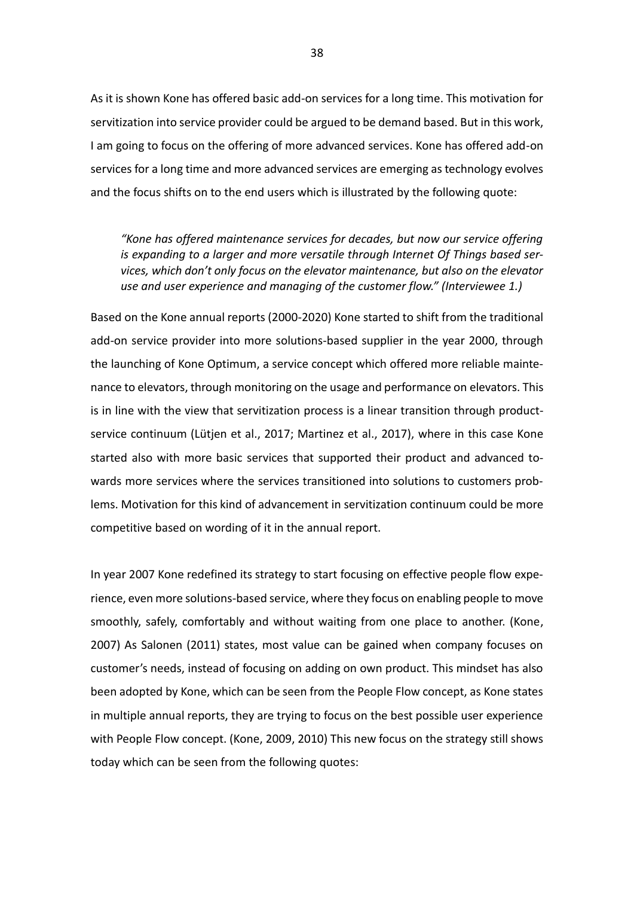As it is shown Kone has offered basic add-on services for a long time. This motivation for servitization into service provider could be argued to be demand based. But in this work, I am going to focus on the offering of more advanced services. Kone has offered add-on services for a long time and more advanced services are emerging as technology evolves and the focus shifts on to the end users which is illustrated by the following quote:

> *"Kone has offered maintenance services for decades, but now our service offering is expanding to a larger and more versatile through Internet Of Things based services, which don't only focus on the elevator maintenance, but also on the elevator use and user experience and managing of the customer flow." (Interviewee 1.)*

Based on the Kone annual reports (2000-2020) Kone started to shift from the traditional add-on service provider into more solutions-based supplier in the year 2000, through the launching of Kone Optimum, a service concept which offered more reliable maintenance to elevators, through monitoring on the usage and performance on elevators. This is in line with the view that servitization process is a linear transition through product-service continuum (Lütjen et al., 2017; Martinez et al., 2017), where in this case Kone started also with more basic services that supported their product and advanced towards more services where the services transitioned into solutions to customers problems. Motivation for this kind of advancement in servitization continuum could be more competitive based on wording of it in the annual report.

In year 2007 Kone redefined its strategy to start focusing on effective people flow experience, even more solutions-based service, where they focus on enabling people to move smoothly, safely, comfortably and without waiting from one place to another. (Kone, 2007) As Salonen (2011) states, most value can be gained when company focuses on customer's needs, instead of focusing on adding on own product. This mindset has also been adopted by Kone, which can be seen from the People Flow concept, as Kone states in multiple annual reports, they are trying to focus on the best possible user experience with People Flow concept. (Kone, 2009, 2010) This new focus on the strategy still shows today which can be seen from the following quotes: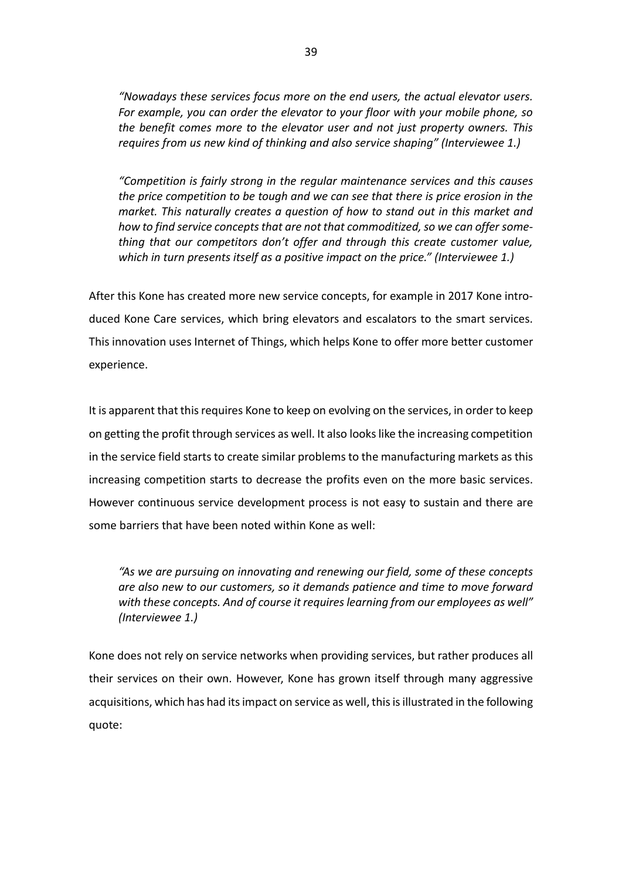*"Nowadays these services focus more on the end users, the actual elevator users. For example, you can order the elevator to your floor with your mobile phone, so the benefit comes more to the elevator user and not just property owners. This requires from us new kind of thinking and also service shaping" (Interviewee 1.)*

*"Competition is fairly strong in the regular maintenance services and this causes the price competition to be tough and we can see that there is price erosion in the market. This naturally creates a question of how to stand out in this market and how to find service concepts that are not that commoditized, so we can offer something that our competitors don't offer and through this create customer value, which in turn presents itself as a positive impact on the price." (Interviewee 1.)*

After this Kone has created more new service concepts, for example in 2017 Kone introduced Kone Care services, which bring elevators and escalators to the smart services. This innovation uses Internet of Things, which helps Kone to offer more better customer experience.

It is apparent that this requires Kone to keep on evolving on the services, in order to keep on getting the profit through services as well. It also looks like the increasing competition in the service field starts to create similar problems to the manufacturing markets as this increasing competition starts to decrease the profits even on the more basic services. However continuous service development process is not easy to sustain and there are some barriers that have been noted within Kone as well:

*"As we are pursuing on innovating and renewing our field, some of these concepts are also new to our customers, so it demands patience and time to move forward with these concepts. And of course it requires learning from our employees as well" (Interviewee 1.)*

Kone does not rely on service networks when providing services, but rather produces all their services on their own. However, Kone has grown itself through many aggressive acquisitions, which has had its impact on service as well, this is illustrated in the following quote: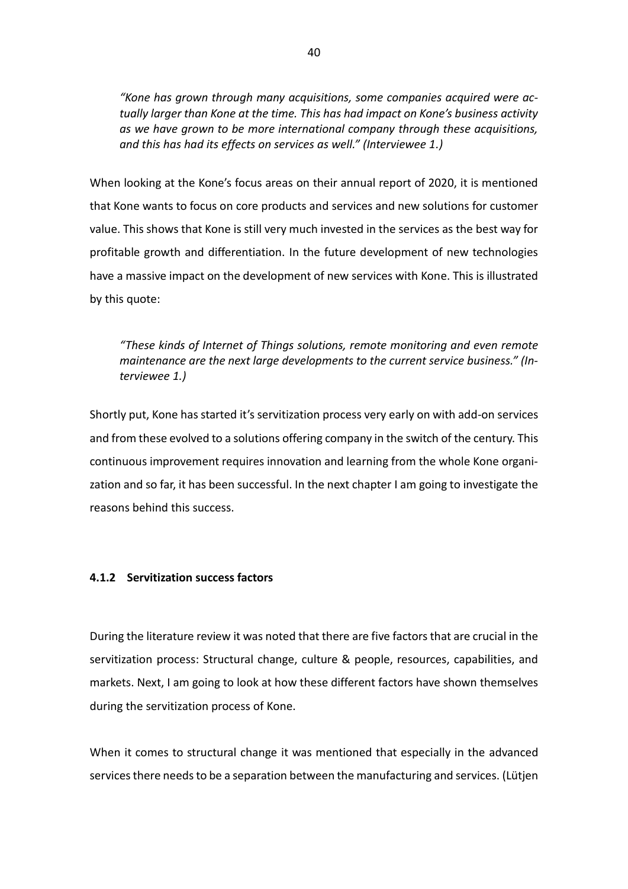> *"Kone has grown through many acquisitions, some companies acquired were actually larger than Kone at the time. This has had impact on Kone's business activity as we have grown to be more international company through these acquisitions, and this has had its effects on services as well." (Interviewee 1.)*

When looking at the Kone's focus areas on their annual report of 2020, it is mentioned that Kone wants to focus on core products and services and new solutions for customer value. This shows that Kone is still very much invested in the services as the best way for profitable growth and differentiation. In the future development of new technologies have a massive impact on the development of new services with Kone. This is illustrated by this quote:

> *"These kinds of Internet of Things solutions, remote monitoring and even remote maintenance are the next large developments to the current service business." (Interviewee 1.)*

Shortly put, Kone has started it's servitization process very early on with add-on services and from these evolved to a solutions offering company in the switch of the century. This continuous improvement requires innovation and learning from the whole Kone organization and so far, it has been successful. In the next chapter I am going to investigate the reasons behind this success.

### 4.1.2 Servitization success factors

During the literature review it was noted that there are five factors that are crucial in the servitization process: Structural change, culture & people, resources, capabilities, and markets. Next, I am going to look at how these different factors have shown themselves during the servitization process of Kone.

When it comes to structural change it was mentioned that especially in the advanced services there needs to be a separation between the manufacturing and services. (Lütjen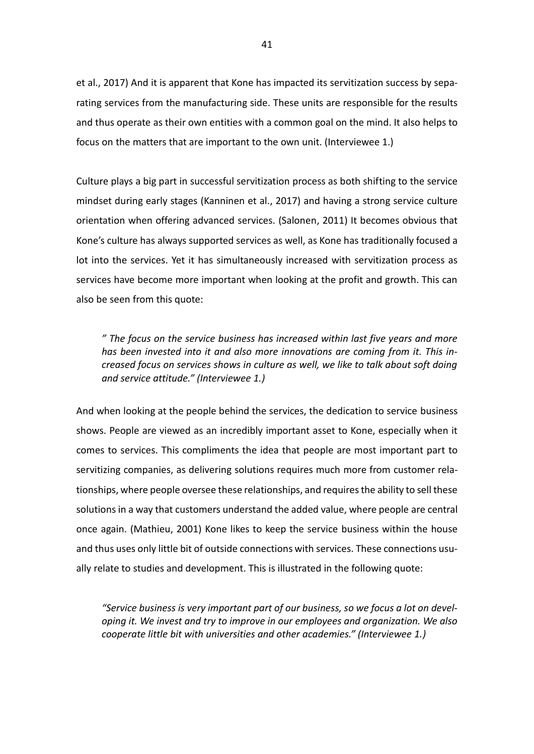et al., 2017) And it is apparent that Kone has impacted its servitization success by separating services from the manufacturing side. These units are responsible for the results and thus operate as their own entities with a common goal on the mind. It also helps to focus on the matters that are important to the own unit. (Interviewee 1.)

Culture plays a big part in successful servitization process as both shifting to the service mindset during early stages (Kanninen et al., 2017) and having a strong service culture orientation when offering advanced services. (Salonen, 2011) It becomes obvious that Kone's culture has always supported services as well, as Kone has traditionally focused a lot into the services. Yet it has simultaneously increased with servitization process as services have become more important when looking at the profit and growth. This can also be seen from this quote:

> *" The focus on the service business has increased within last five years and more has been invested into it and also more innovations are coming from it. This increased focus on services shows in culture as well, we like to talk about soft doing and service attitude." (Interviewee 1.)*

And when looking at the people behind the services, the dedication to service business shows. People are viewed as an incredibly important asset to Kone, especially when it comes to services. This compliments the idea that people are most important part to servitizing companies, as delivering solutions requires much more from customer relationships, where people oversee these relationships, and requires the ability to sell these solutions in a way that customers understand the added value, where people are central once again. (Mathieu, 2001) Kone likes to keep the service business within the house and thus uses only little bit of outside connections with services. These connections usually relate to studies and development. This is illustrated in the following quote:

> *"Service business is very important part of our business, so we focus a lot on developing it. We invest and try to improve in our employees and organization. We also cooperate little bit with universities and other academies." (Interviewee 1.)*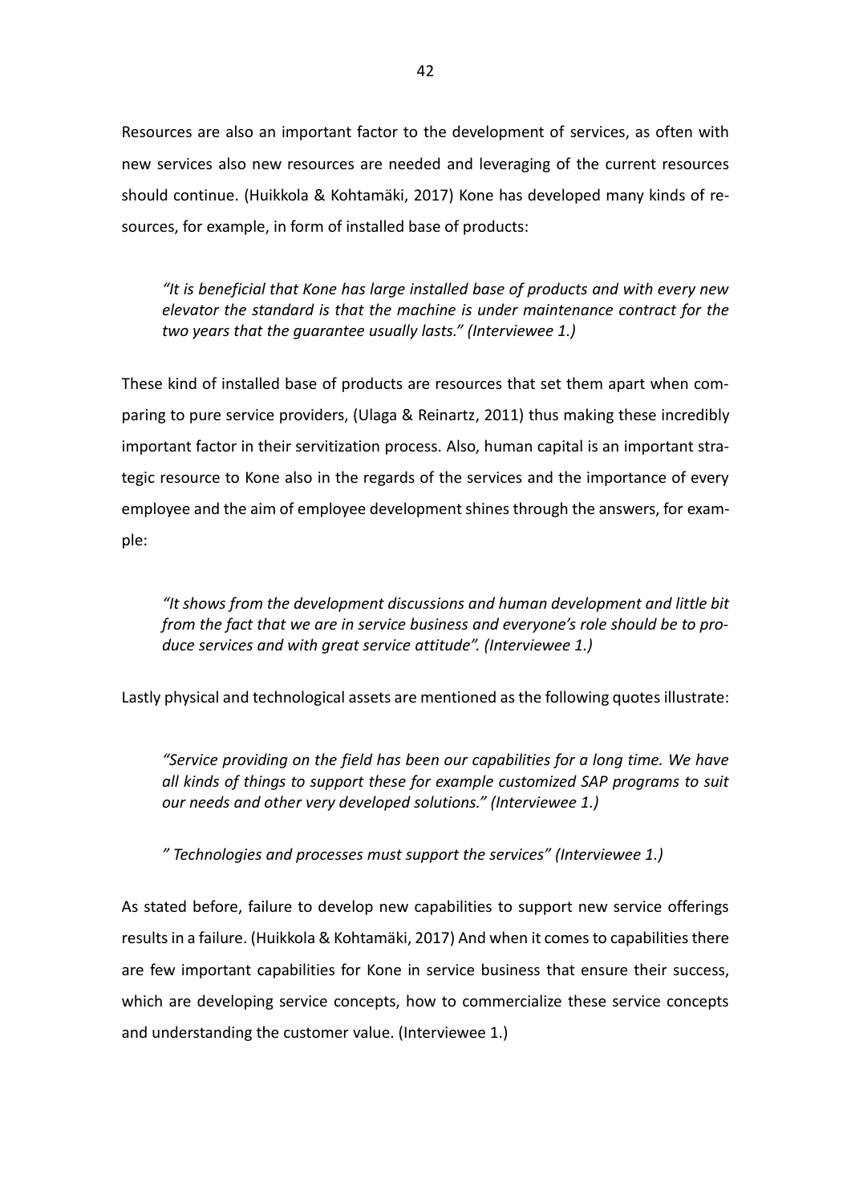Resources are also an important factor to the development of services, as often with new services also new resources are needed and leveraging of the current resources should continue. (Huikkola & Kohtamäki, 2017) Kone has developed many kinds of resources, for example, in form of installed base of products:

> *"It is beneficial that Kone has large installed base of products and with every new elevator the standard is that the machine is under maintenance contract for the two years that the guarantee usually lasts." (Interviewee 1.)*

These kind of installed base of products are resources that set them apart when comparing to pure service providers, (Ulaga & Reinartz, 2011) thus making these incredibly important factor in their servitization process. Also, human capital is an important strategic resource to Kone also in the regards of the services and the importance of every employee and the aim of employee development shines through the answers, for example:

> *"It shows from the development discussions and human development and little bit from the fact that we are in service business and everyone's role should be to produce services and with great service attitude". (Interviewee 1.)*

Lastly physical and technological assets are mentioned as the following quotes illustrate:

> *"Service providing on the field has been our capabilities for a long time. We have all kinds of things to support these for example customized SAP programs to suit our needs and other very developed solutions." (Interviewee 1.)*

> *" Technologies and processes must support the services" (Interviewee 1.)*

As stated before, failure to develop new capabilities to support new service offerings results in a failure. (Huikkola & Kohtamäki, 2017) And when it comes to capabilities there are few important capabilities for Kone in service business that ensure their success, which are developing service concepts, how to commercialize these service concepts and understanding the customer value. (Interviewee 1.)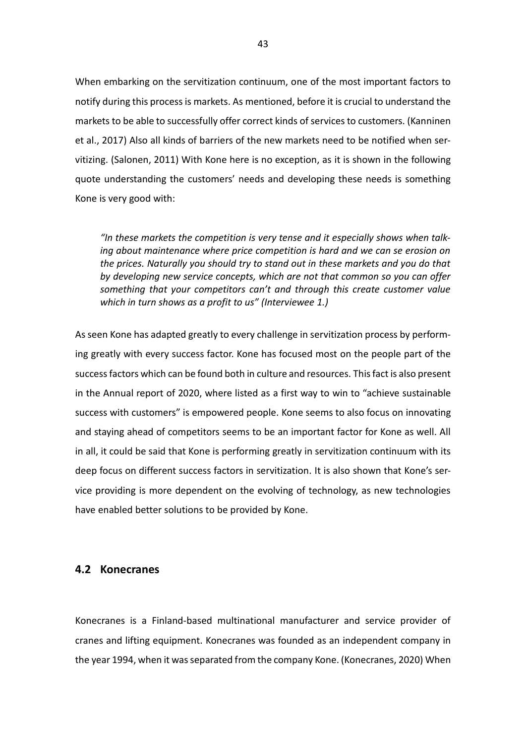When embarking on the servitization continuum, one of the most important factors to notify during this process is markets. As mentioned, before it is crucial to understand the markets to be able to successfully offer correct kinds of services to customers. (Kanninen et al., 2017) Also all kinds of barriers of the new markets need to be notified when servitizing. (Salonen, 2011) With Kone here is no exception, as it is shown in the following quote understanding the customers' needs and developing these needs is something Kone is very good with:

> *"In these markets the competition is very tense and it especially shows when talking about maintenance where price competition is hard and we can se erosion on the prices. Naturally you should try to stand out in these markets and you do that by developing new service concepts, which are not that common so you can offer something that your competitors can't and through this create customer value which in turn shows as a profit to us" (Interviewee 1.)*

As seen Kone has adapted greatly to every challenge in servitization process by performing greatly with every success factor. Kone has focused most on the people part of the success factors which can be found both in culture and resources. This fact is also present in the Annual report of 2020, where listed as a first way to win to "achieve sustainable success with customers" is empowered people. Kone seems to also focus on innovating and staying ahead of competitors seems to be an important factor for Kone as well. All in all, it could be said that Kone is performing greatly in servitization continuum with its deep focus on different success factors in servitization. It is also shown that Kone's service providing is more dependent on the evolving of technology, as new technologies have enabled better solutions to be provided by Kone.

## 4.2 Konecranes

Konecranes is a Finland-based multinational manufacturer and service provider of cranes and lifting equipment. Konecranes was founded as an independent company in the year 1994, when it was separated from the company Kone. (Konecranes, 2020) When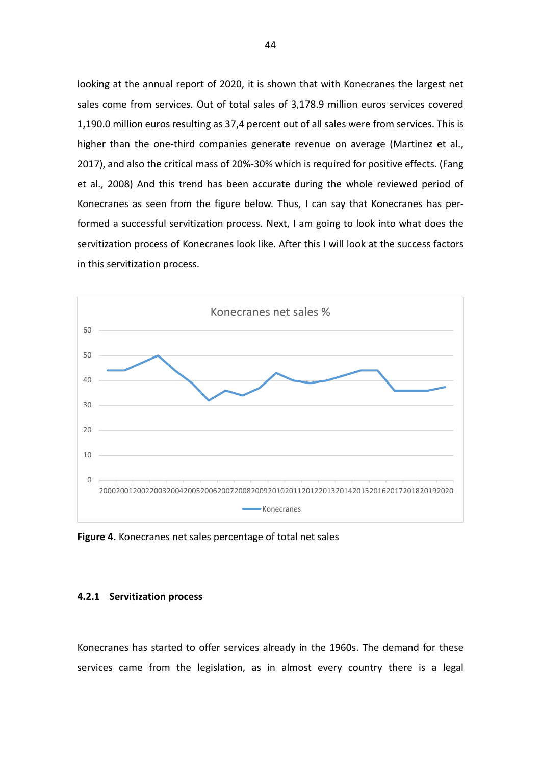looking at the annual report of 2020, it is shown that with Konecranes the largest net sales come from services. Out of total sales of 3,178.9 million euros services covered 1,190.0 million euros resulting as 37,4 percent out of all sales were from services. This is higher than the one-third companies generate revenue on average (Martinez et al., 2017), and also the critical mass of 20%-30% which is required for positive effects. (Fang et al., 2008) And this trend has been accurate during the whole reviewed period of Konecranes as seen from the figure below. Thus, I can say that Konecranes has performed a successful servitization process. Next, I am going to look into what does the servitization process of Konecranes look like. After this I will look at the success factors in this servitization process.

**Figure 4.** Konecranes net sales percentage of total net sales

### 4.2.1 Servitization process

Konecranes has started to offer services already in the 1960s. The demand for these services came from the legislation, as in almost every country there is a legal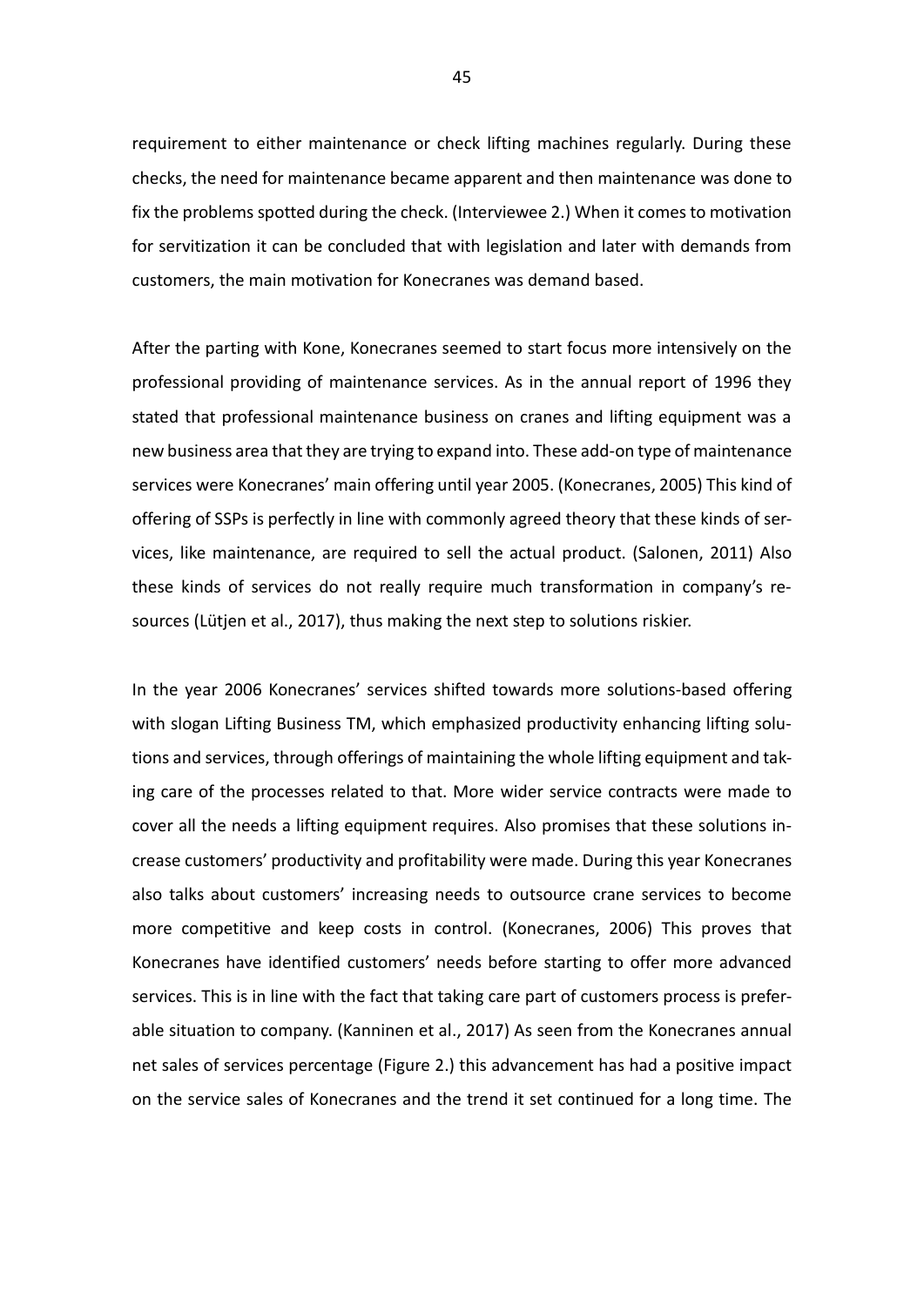requirement to either maintenance or check lifting machines regularly. During these checks, the need for maintenance became apparent and then maintenance was done to fix the problems spotted during the check. (Interviewee 2.) When it comes to motivation for servitization it can be concluded that with legislation and later with demands from customers, the main motivation for Konecranes was demand based.

After the parting with Kone, Konecranes seemed to start focus more intensively on the professional providing of maintenance services. As in the annual report of 1996 they stated that professional maintenance business on cranes and lifting equipment was a new business area that they are trying to expand into. These add-on type of maintenance services were Konecranes' main offering until year 2005. (Konecranes, 2005) This kind of offering of SSPs is perfectly in line with commonly agreed theory that these kinds of services, like maintenance, are required to sell the actual product. (Salonen, 2011) Also these kinds of services do not really require much transformation in company's resources (Lütjen et al., 2017), thus making the next step to solutions riskier.

In the year 2006 Konecranes' services shifted towards more solutions-based offering with slogan Lifting Business TM, which emphasized productivity enhancing lifting solutions and services, through offerings of maintaining the whole lifting equipment and taking care of the processes related to that. More wider service contracts were made to cover all the needs a lifting equipment requires. Also promises that these solutions increase customers' productivity and profitability were made. During this year Konecranes also talks about customers' increasing needs to outsource crane services to become more competitive and keep costs in control. (Konecranes, 2006) This proves that Konecranes have identified customers' needs before starting to offer more advanced services. This is in line with the fact that taking care part of customers process is preferable situation to company. (Kanninen et al., 2017) As seen from the Konecranes annual net sales of services percentage (Figure 2.) this advancement has had a positive impact on the service sales of Konecranes and the trend it set continued for a long time. The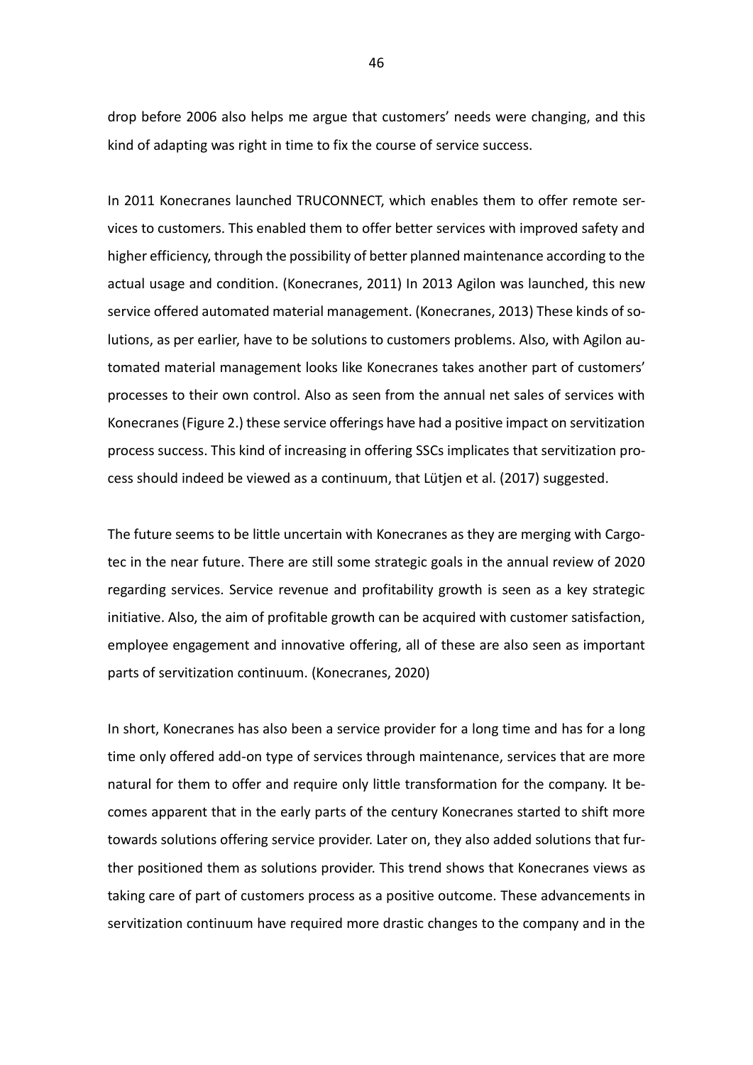drop before 2006 also helps me argue that customers' needs were changing, and this kind of adapting was right in time to fix the course of service success.

In 2011 Konecranes launched TRUCONNECT, which enables them to offer remote services to customers. This enabled them to offer better services with improved safety and higher efficiency, through the possibility of better planned maintenance according to the actual usage and condition. (Konecranes, 2011) In 2013 Agilon was launched, this new service offered automated material management. (Konecranes, 2013) These kinds of solutions, as per earlier, have to be solutions to customers problems. Also, with Agilon automated material management looks like Konecranes takes another part of customers' processes to their own control. Also as seen from the annual net sales of services with Konecranes (Figure 2.) these service offerings have had a positive impact on servitization process success. This kind of increasing in offering SSCs implicates that servitization process should indeed be viewed as a continuum, that Lütjen et al. (2017) suggested.

The future seems to be little uncertain with Konecranes as they are merging with Cargotec in the near future. There are still some strategic goals in the annual review of 2020 regarding services. Service revenue and profitability growth is seen as a key strategic initiative. Also, the aim of profitable growth can be acquired with customer satisfaction, employee engagement and innovative offering, all of these are also seen as important parts of servitization continuum. (Konecranes, 2020)

In short, Konecranes has also been a service provider for a long time and has for a long time only offered add-on type of services through maintenance, services that are more natural for them to offer and require only little transformation for the company. It becomes apparent that in the early parts of the century Konecranes started to shift more towards solutions offering service provider. Later on, they also added solutions that further positioned them as solutions provider. This trend shows that Konecranes views as taking care of part of customers process as a positive outcome. These advancements in servitization continuum have required more drastic changes to the company and in the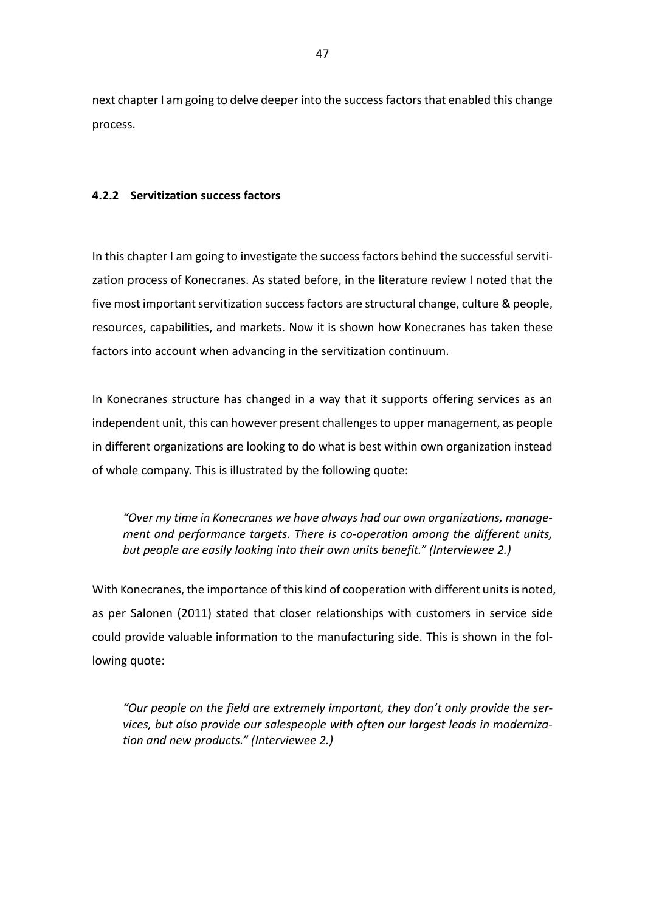next chapter I am going to delve deeper into the success factors that enabled this change process.

### 4.2.2 Servitization success factors

In this chapter I am going to investigate the success factors behind the successful servitization process of Konecranes. As stated before, in the literature review I noted that the five most important servitization success factors are structural change, culture & people, resources, capabilities, and markets. Now it is shown how Konecranes has taken these factors into account when advancing in the servitization continuum.

In Konecranes structure has changed in a way that it supports offering services as an independent unit, this can however present challenges to upper management, as people in different organizations are looking to do what is best within own organization instead of whole company. This is illustrated by the following quote:

> *"Over my time in Konecranes we have always had our own organizations, management and performance targets. There is co-operation among the different units, but people are easily looking into their own units benefit." (Interviewee 2.)*

With Konecranes, the importance of this kind of cooperation with different units is noted, as per Salonen (2011) stated that closer relationships with customers in service side could provide valuable information to the manufacturing side. This is shown in the following quote:

> *"Our people on the field are extremely important, they don't only provide the services, but also provide our salespeople with often our largest leads in modernization and new products." (Interviewee 2.)*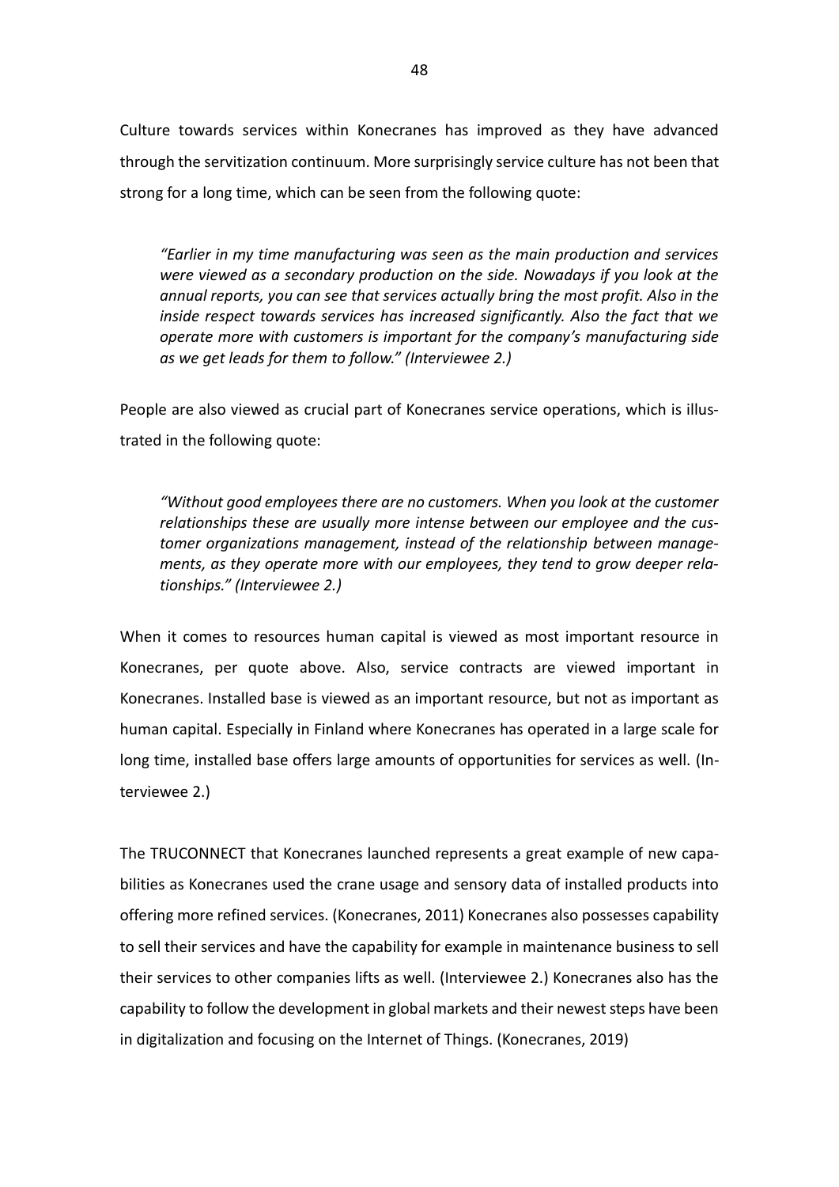Culture towards services within Konecranes has improved as they have advanced through the servitization continuum. More surprisingly service culture has not been that strong for a long time, which can be seen from the following quote:

> *"Earlier in my time manufacturing was seen as the main production and services were viewed as a secondary production on the side. Nowadays if you look at the annual reports, you can see that services actually bring the most profit. Also in the inside respect towards services has increased significantly. Also the fact that we operate more with customers is important for the company's manufacturing side as we get leads for them to follow." (Interviewee 2.)*

People are also viewed as crucial part of Konecranes service operations, which is illustrated in the following quote:

> *"Without good employees there are no customers. When you look at the customer relationships these are usually more intense between our employee and the customer organizations management, instead of the relationship between managements, as they operate more with our employees, they tend to grow deeper relationships." (Interviewee 2.)*

When it comes to resources human capital is viewed as most important resource in Konecranes, per quote above. Also, service contracts are viewed important in Konecranes. Installed base is viewed as an important resource, but not as important as human capital. Especially in Finland where Konecranes has operated in a large scale for long time, installed base offers large amounts of opportunities for services as well. (Interviewee 2.)

The TRUCONNECT that Konecranes launched represents a great example of new capabilities as Konecranes used the crane usage and sensory data of installed products into offering more refined services. (Konecranes, 2011) Konecranes also possesses capability to sell their services and have the capability for example in maintenance business to sell their services to other companies lifts as well. (Interviewee 2.) Konecranes also has the capability to follow the development in global markets and their newest steps have been in digitalization and focusing on the Internet of Things. (Konecranes, 2019)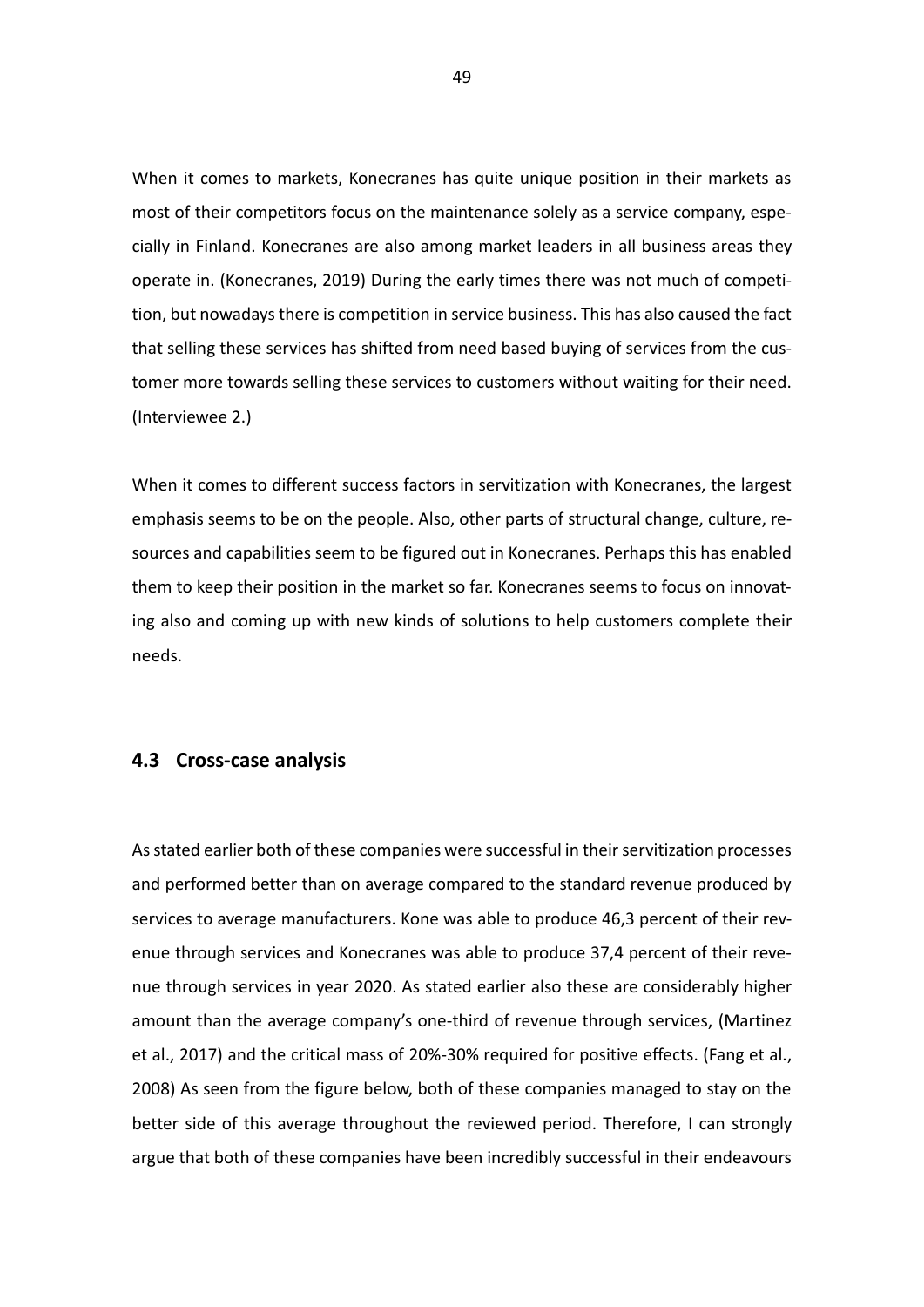When it comes to markets, Konecranes has quite unique position in their markets as most of their competitors focus on the maintenance solely as a service company, especially in Finland. Konecranes are also among market leaders in all business areas they operate in. (Konecranes, 2019) During the early times there was not much of competition, but nowadays there is competition in service business. This has also caused the fact that selling these services has shifted from need based buying of services from the customer more towards selling these services to customers without waiting for their need. (Interviewee 2.)

When it comes to different success factors in servitization with Konecranes, the largest emphasis seems to be on the people. Also, other parts of structural change, culture, resources and capabilities seem to be figured out in Konecranes. Perhaps this has enabled them to keep their position in the market so far. Konecranes seems to focus on innovating also and coming up with new kinds of solutions to help customers complete their needs.

## 4.3 Cross-case analysis

As stated earlier both of these companies were successful in their servitization processes and performed better than on average compared to the standard revenue produced by services to average manufacturers. Kone was able to produce 46,3 percent of their revenue through services and Konecranes was able to produce 37,4 percent of their revenue through services in year 2020. As stated earlier also these are considerably higher amount than the average company's one-third of revenue through services, (Martinez et al., 2017) and the critical mass of 20%-30% required for positive effects. (Fang et al., 2008) As seen from the figure below, both of these companies managed to stay on the better side of this average throughout the reviewed period. Therefore, I can strongly argue that both of these companies have been incredibly successful in their endeavours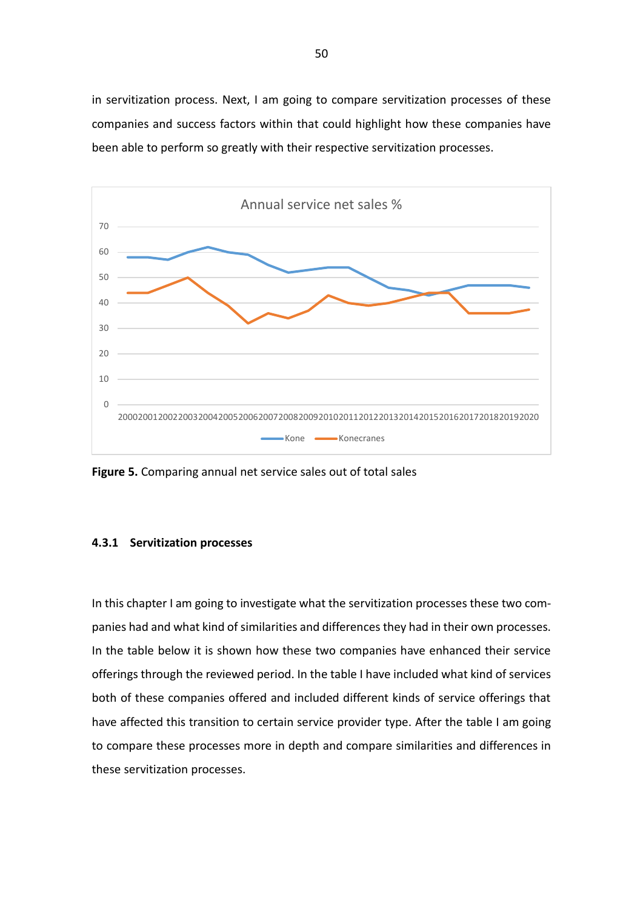in servitization process. Next, I am going to compare servitization processes of these companies and success factors within that could highlight how these companies have been able to perform so greatly with their respective servitization processes.

**Figure 5.** Comparing annual net service sales out of total sales

#### 4.3.1 Servitization processes

In this chapter I am going to investigate what the servitization processes these two companies had and what kind of similarities and differences they had in their own processes. In the table below it is shown how these two companies have enhanced their service offerings through the reviewed period. In the table I have included what kind of services both of these companies offered and included different kinds of service offerings that have affected this transition to certain service provider type. After the table I am going to compare these processes more in depth and compare similarities and differences in these servitization processes.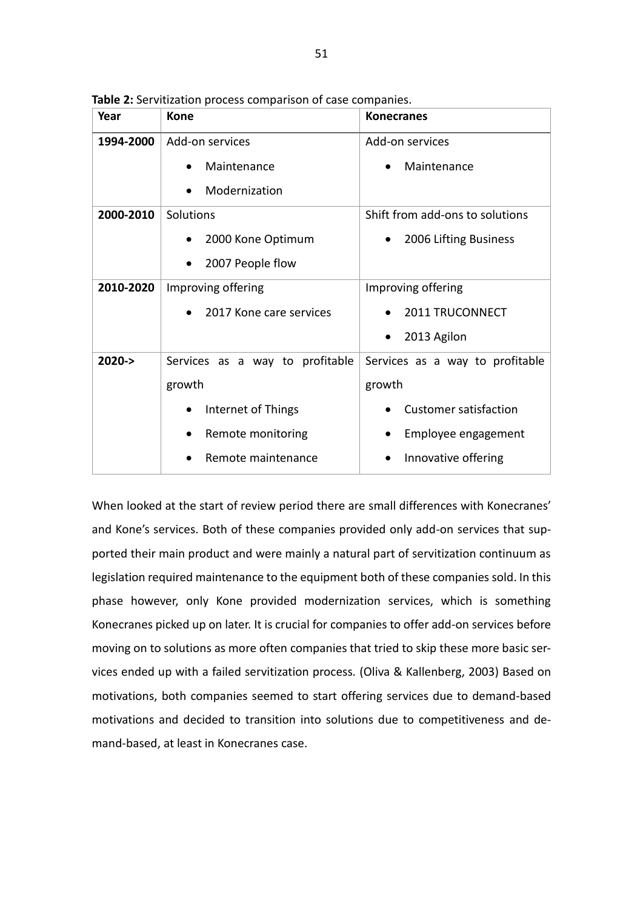**Table 2:** Servitization process comparison of case companies.

| Year | Kone | Konecranes |
|---|---|---|
| **1994-2000** | Add-on services<br>• Maintenance<br>• Modernization | Add-on services<br>• Maintenance |
| **2000-2010** | Solutions<br>• 2000 Kone Optimum<br>• 2007 People flow | Shift from add-ons to solutions<br>• 2006 Lifting Business |
| **2010-2020** | Improving offering<br>• 2017 Kone care services | Improving offering<br>• 2011 TRUCONNECT<br>• 2013 Agilon |
| **2020->** | Services as a way to profitable growth<br>• Internet of Things<br>• Remote monitoring<br>• Remote maintenance | Services as a way to profitable growth<br>• Customer satisfaction<br>• Employee engagement<br>• Innovative offering |

When looked at the start of review period there are small differences with Konecranes' and Kone's services. Both of these companies provided only add-on services that supported their main product and were mainly a natural part of servitization continuum as legislation required maintenance to the equipment both of these companies sold. In this phase however, only Kone provided modernization services, which is something Konecranes picked up on later. It is crucial for companies to offer add-on services before moving on to solutions as more often companies that tried to skip these more basic services ended up with a failed servitization process. (Oliva & Kallenberg, 2003) Based on motivations, both companies seemed to start offering services due to demand-based motivations and decided to transition into solutions due to competitiveness and demand-based, at least in Konecranes case.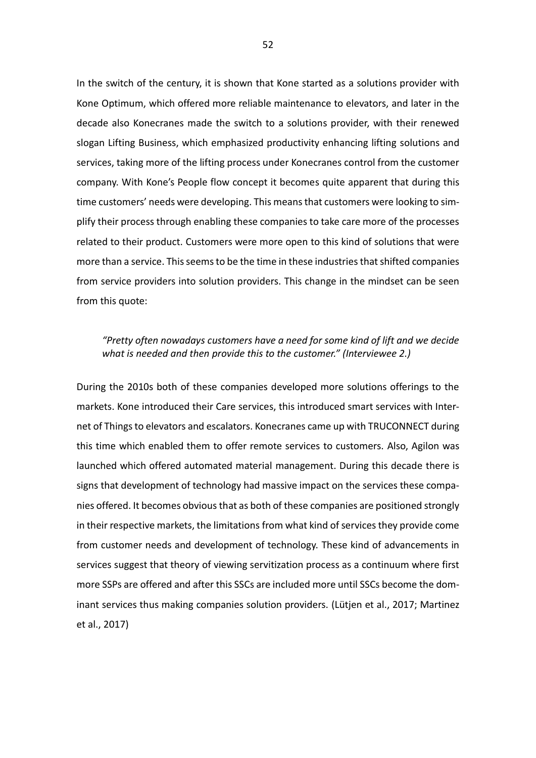In the switch of the century, it is shown that Kone started as a solutions provider with Kone Optimum, which offered more reliable maintenance to elevators, and later in the decade also Konecranes made the switch to a solutions provider, with their renewed slogan Lifting Business, which emphasized productivity enhancing lifting solutions and services, taking more of the lifting process under Konecranes control from the customer company. With Kone's People flow concept it becomes quite apparent that during this time customers' needs were developing. This means that customers were looking to simplify their process through enabling these companies to take care more of the processes related to their product. Customers were more open to this kind of solutions that were more than a service. This seems to be the time in these industries that shifted companies from service providers into solution providers. This change in the mindset can be seen from this quote:

> *"Pretty often nowadays customers have a need for some kind of lift and we decide what is needed and then provide this to the customer." (Interviewee 2.)*

During the 2010s both of these companies developed more solutions offerings to the markets. Kone introduced their Care services, this introduced smart services with Internet of Things to elevators and escalators. Konecranes came up with TRUCONNECT during this time which enabled them to offer remote services to customers. Also, Agilon was launched which offered automated material management. During this decade there is signs that development of technology had massive impact on the services these companies offered. It becomes obvious that as both of these companies are positioned strongly in their respective markets, the limitations from what kind of services they provide come from customer needs and development of technology. These kind of advancements in services suggest that theory of viewing servitization process as a continuum where first more SSPs are offered and after this SSCs are included more until SSCs become the dominant services thus making companies solution providers. (Lütjen et al., 2017; Martinez et al., 2017)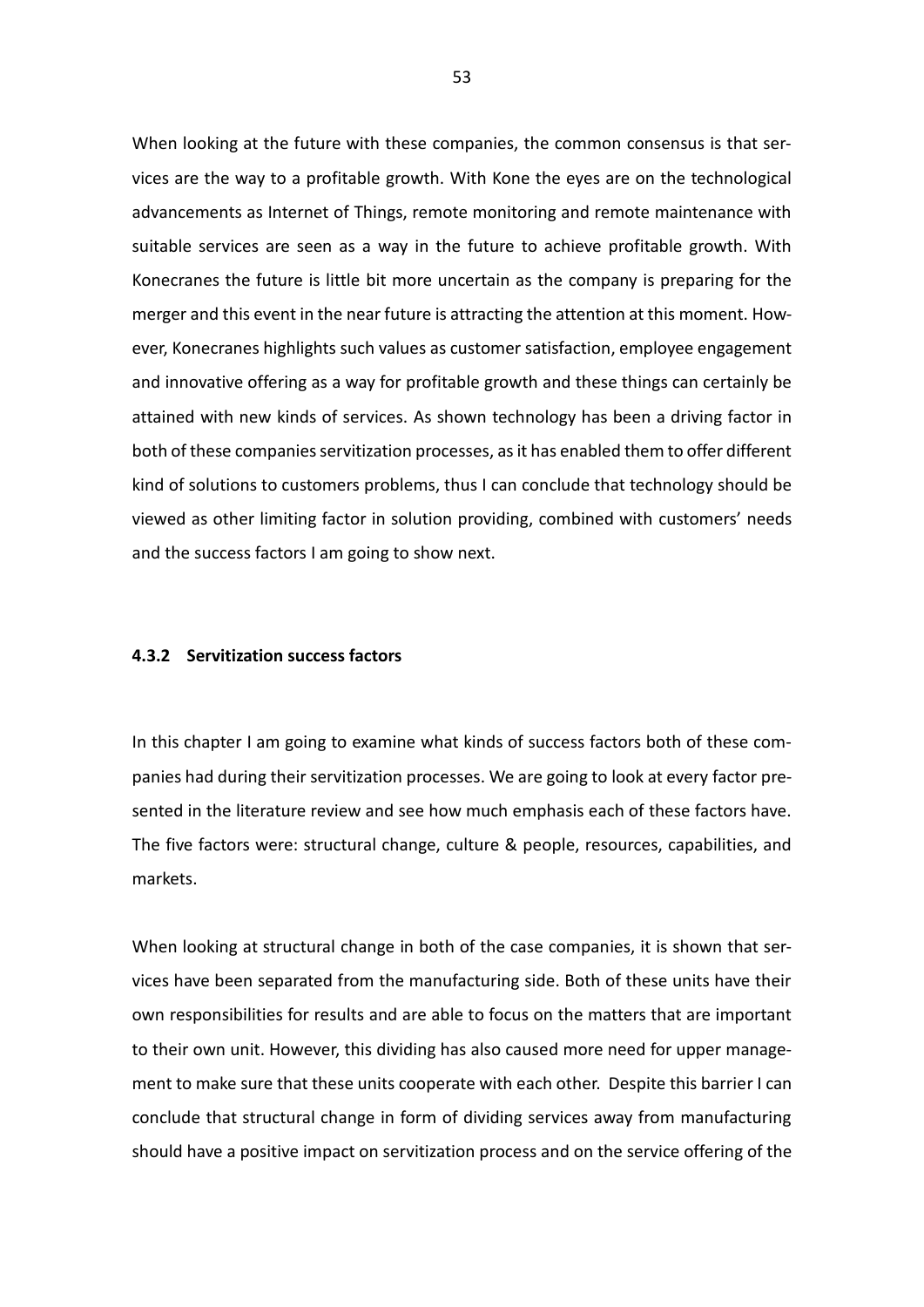When looking at the future with these companies, the common consensus is that services are the way to a profitable growth. With Kone the eyes are on the technological advancements as Internet of Things, remote monitoring and remote maintenance with suitable services are seen as a way in the future to achieve profitable growth. With Konecranes the future is little bit more uncertain as the company is preparing for the merger and this event in the near future is attracting the attention at this moment. However, Konecranes highlights such values as customer satisfaction, employee engagement and innovative offering as a way for profitable growth and these things can certainly be attained with new kinds of services. As shown technology has been a driving factor in both of these companies servitization processes, as it has enabled them to offer different kind of solutions to customers problems, thus I can conclude that technology should be viewed as other limiting factor in solution providing, combined with customers' needs and the success factors I am going to show next.

### 4.3.2 Servitization success factors

In this chapter I am going to examine what kinds of success factors both of these companies had during their servitization processes. We are going to look at every factor presented in the literature review and see how much emphasis each of these factors have. The five factors were: structural change, culture & people, resources, capabilities, and markets.

When looking at structural change in both of the case companies, it is shown that services have been separated from the manufacturing side. Both of these units have their own responsibilities for results and are able to focus on the matters that are important to their own unit. However, this dividing has also caused more need for upper management to make sure that these units cooperate with each other. Despite this barrier I can conclude that structural change in form of dividing services away from manufacturing should have a positive impact on servitization process and on the service offering of the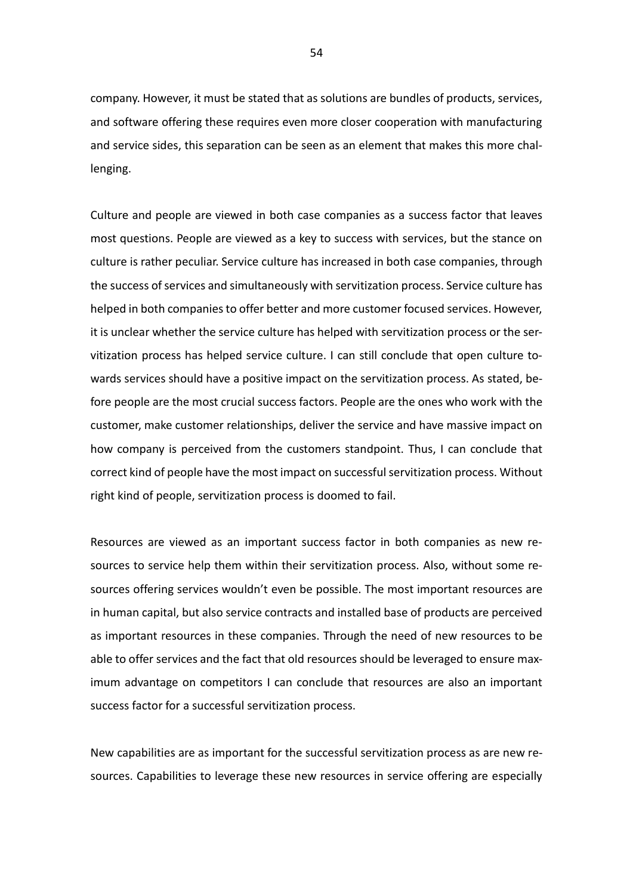company. However, it must be stated that as solutions are bundles of products, services, and software offering these requires even more closer cooperation with manufacturing and service sides, this separation can be seen as an element that makes this more challenging.

Culture and people are viewed in both case companies as a success factor that leaves most questions. People are viewed as a key to success with services, but the stance on culture is rather peculiar. Service culture has increased in both case companies, through the success of services and simultaneously with servitization process. Service culture has helped in both companies to offer better and more customer focused services. However, it is unclear whether the service culture has helped with servitization process or the servitization process has helped service culture. I can still conclude that open culture towards services should have a positive impact on the servitization process. As stated, before people are the most crucial success factors. People are the ones who work with the customer, make customer relationships, deliver the service and have massive impact on how company is perceived from the customers standpoint. Thus, I can conclude that correct kind of people have the most impact on successful servitization process. Without right kind of people, servitization process is doomed to fail.

Resources are viewed as an important success factor in both companies as new resources to service help them within their servitization process. Also, without some resources offering services wouldn't even be possible. The most important resources are in human capital, but also service contracts and installed base of products are perceived as important resources in these companies. Through the need of new resources to be able to offer services and the fact that old resources should be leveraged to ensure maximum advantage on competitors I can conclude that resources are also an important success factor for a successful servitization process.

New capabilities are as important for the successful servitization process as are new resources. Capabilities to leverage these new resources in service offering are especially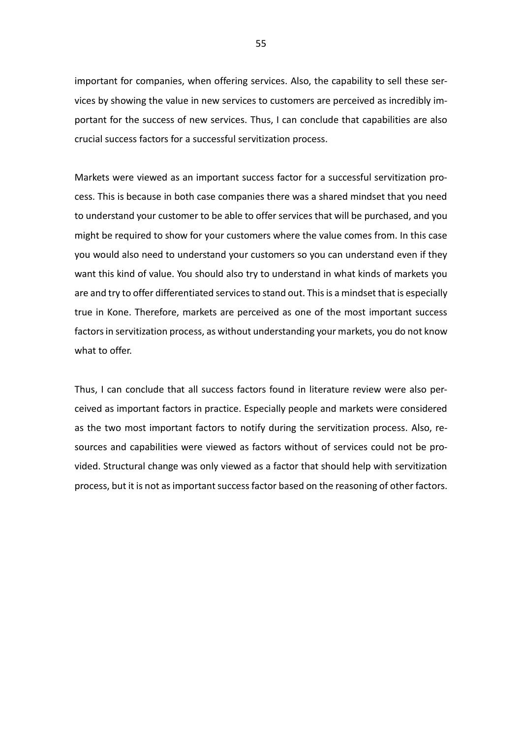important for companies, when offering services. Also, the capability to sell these services by showing the value in new services to customers are perceived as incredibly important for the success of new services. Thus, I can conclude that capabilities are also crucial success factors for a successful servitization process.

Markets were viewed as an important success factor for a successful servitization process. This is because in both case companies there was a shared mindset that you need to understand your customer to be able to offer services that will be purchased, and you might be required to show for your customers where the value comes from. In this case you would also need to understand your customers so you can understand even if they want this kind of value. You should also try to understand in what kinds of markets you are and try to offer differentiated services to stand out. This is a mindset that is especially true in Kone. Therefore, markets are perceived as one of the most important success factors in servitization process, as without understanding your markets, you do not know what to offer.

Thus, I can conclude that all success factors found in literature review were also perceived as important factors in practice. Especially people and markets were considered as the two most important factors to notify during the servitization process. Also, resources and capabilities were viewed as factors without of services could not be provided. Structural change was only viewed as a factor that should help with servitization process, but it is not as important success factor based on the reasoning of other factors.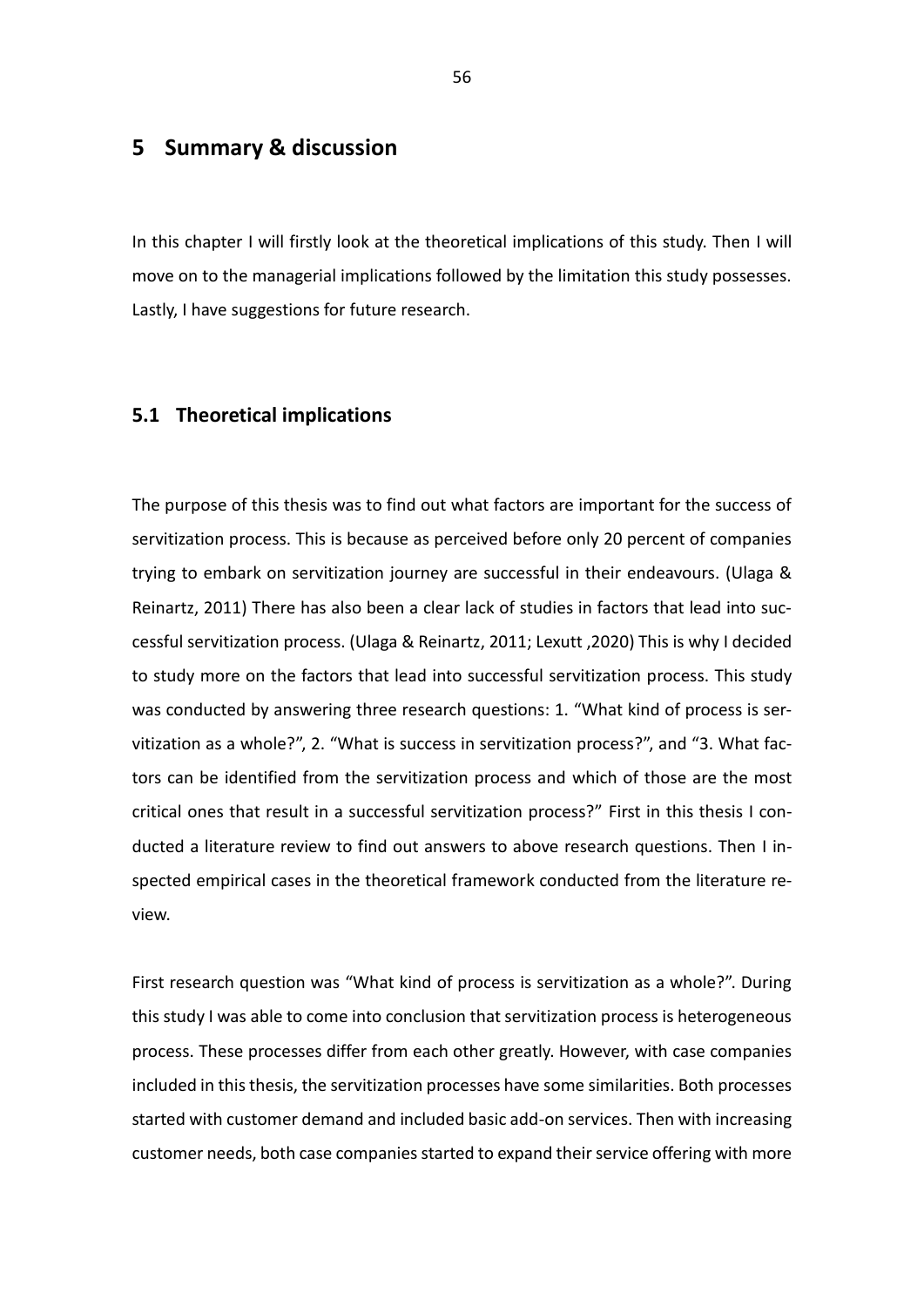# 5 Summary & discussion

In this chapter I will firstly look at the theoretical implications of this study. Then I will move on to the managerial implications followed by the limitation this study possesses. Lastly, I have suggestions for future research.

## 5.1 Theoretical implications

The purpose of this thesis was to find out what factors are important for the success of servitization process. This is because as perceived before only 20 percent of companies trying to embark on servitization journey are successful in their endeavours. (Ulaga & Reinartz, 2011) There has also been a clear lack of studies in factors that lead into successful servitization process. (Ulaga & Reinartz, 2011; Lexutt ,2020) This is why I decided to study more on the factors that lead into successful servitization process. This study was conducted by answering three research questions: 1. "What kind of process is servitization as a whole?", 2. "What is success in servitization process?", and "3. What factors can be identified from the servitization process and which of those are the most critical ones that result in a successful servitization process?" First in this thesis I conducted a literature review to find out answers to above research questions. Then I inspected empirical cases in the theoretical framework conducted from the literature review.

First research question was "What kind of process is servitization as a whole?". During this study I was able to come into conclusion that servitization process is heterogeneous process. These processes differ from each other greatly. However, with case companies included in this thesis, the servitization processes have some similarities. Both processes started with customer demand and included basic add-on services. Then with increasing customer needs, both case companies started to expand their service offering with more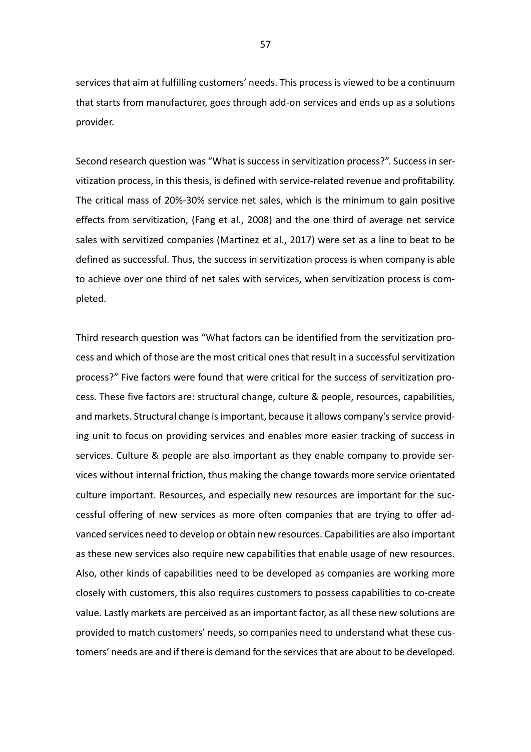services that aim at fulfilling customers' needs. This process is viewed to be a continuum that starts from manufacturer, goes through add-on services and ends up as a solutions provider.

Second research question was "What is success in servitization process?". Success in servitization process, in this thesis, is defined with service-related revenue and profitability. The critical mass of 20%-30% service net sales, which is the minimum to gain positive effects from servitization, (Fang et al., 2008) and the one third of average net service sales with servitized companies (Martinez et al., 2017) were set as a line to beat to be defined as successful. Thus, the success in servitization process is when company is able to achieve over one third of net sales with services, when servitization process is completed.

Third research question was "What factors can be identified from the servitization process and which of those are the most critical ones that result in a successful servitization process?" Five factors were found that were critical for the success of servitization process. These five factors are: structural change, culture & people, resources, capabilities, and markets. Structural change is important, because it allows company's service providing unit to focus on providing services and enables more easier tracking of success in services. Culture & people are also important as they enable company to provide services without internal friction, thus making the change towards more service orientated culture important. Resources, and especially new resources are important for the successful offering of new services as more often companies that are trying to offer advanced services need to develop or obtain new resources. Capabilities are also important as these new services also require new capabilities that enable usage of new resources. Also, other kinds of capabilities need to be developed as companies are working more closely with customers, this also requires customers to possess capabilities to co-create value. Lastly markets are perceived as an important factor, as all these new solutions are provided to match customers' needs, so companies need to understand what these customers' needs are and if there is demand for the services that are about to be developed.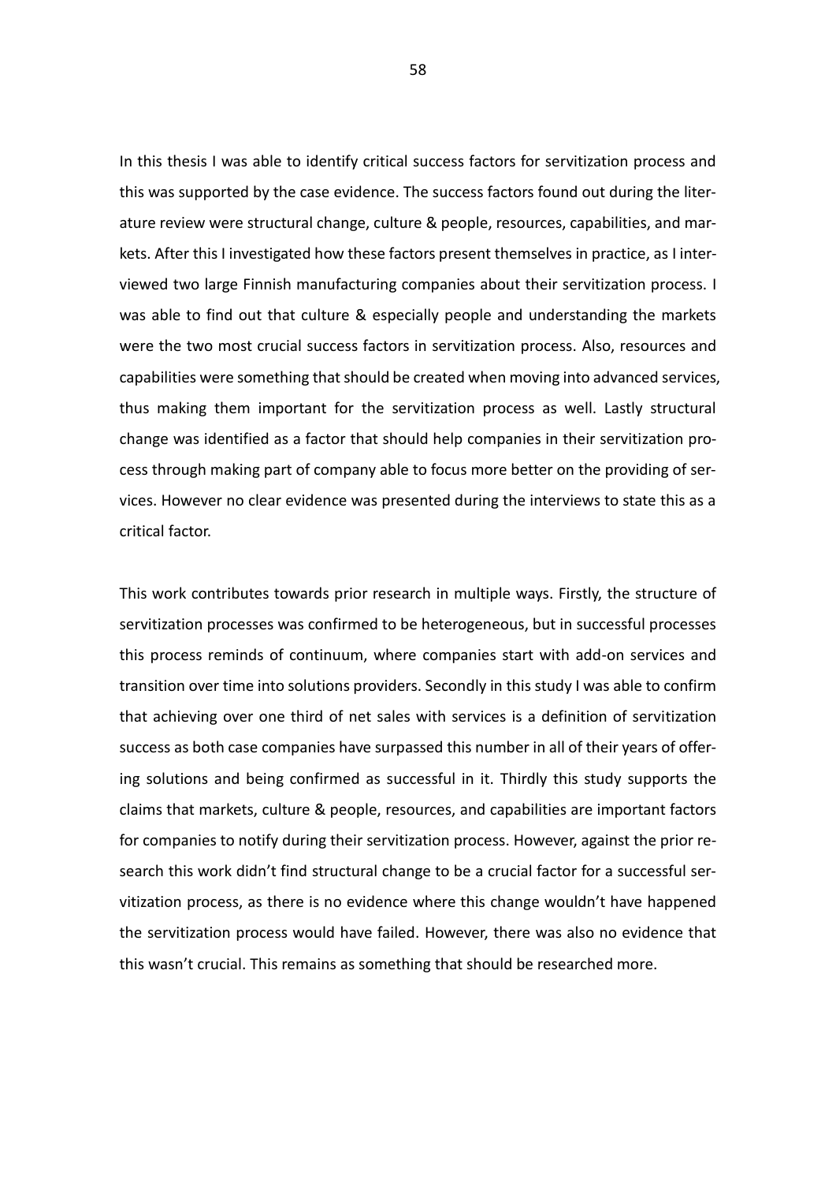In this thesis I was able to identify critical success factors for servitization process and this was supported by the case evidence. The success factors found out during the literature review were structural change, culture & people, resources, capabilities, and markets. After this I investigated how these factors present themselves in practice, as I interviewed two large Finnish manufacturing companies about their servitization process. I was able to find out that culture & especially people and understanding the markets were the two most crucial success factors in servitization process. Also, resources and capabilities were something that should be created when moving into advanced services, thus making them important for the servitization process as well. Lastly structural change was identified as a factor that should help companies in their servitization process through making part of company able to focus more better on the providing of services. However no clear evidence was presented during the interviews to state this as a critical factor.

This work contributes towards prior research in multiple ways. Firstly, the structure of servitization processes was confirmed to be heterogeneous, but in successful processes this process reminds of continuum, where companies start with add-on services and transition over time into solutions providers. Secondly in this study I was able to confirm that achieving over one third of net sales with services is a definition of servitization success as both case companies have surpassed this number in all of their years of offering solutions and being confirmed as successful in it. Thirdly this study supports the claims that markets, culture & people, resources, and capabilities are important factors for companies to notify during their servitization process. However, against the prior research this work didn't find structural change to be a crucial factor for a successful servitization process, as there is no evidence where this change wouldn't have happened the servitization process would have failed. However, there was also no evidence that this wasn't crucial. This remains as something that should be researched more.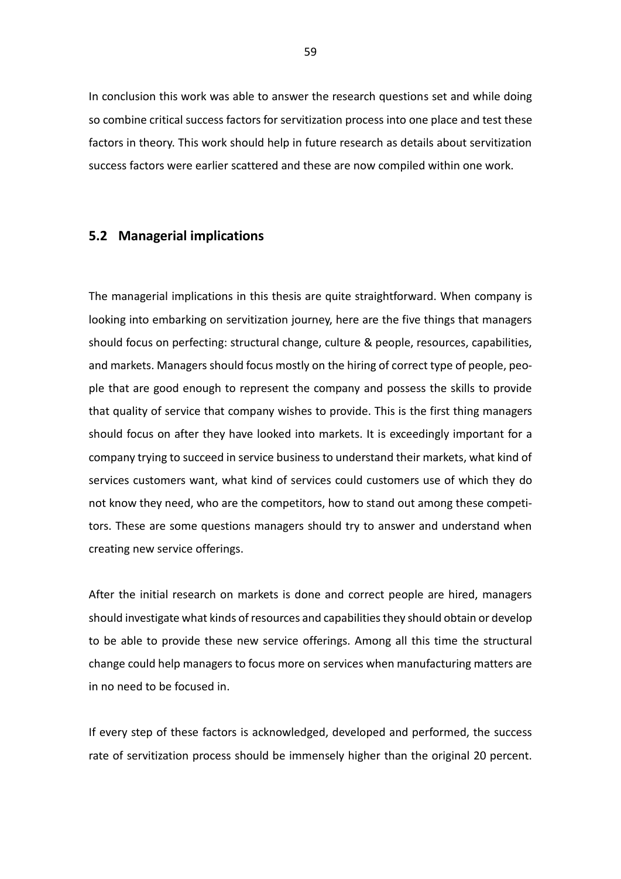In conclusion this work was able to answer the research questions set and while doing so combine critical success factors for servitization process into one place and test these factors in theory. This work should help in future research as details about servitization success factors were earlier scattered and these are now compiled within one work.

## 5.2 Managerial implications

The managerial implications in this thesis are quite straightforward. When company is looking into embarking on servitization journey, here are the five things that managers should focus on perfecting: structural change, culture & people, resources, capabilities, and markets. Managers should focus mostly on the hiring of correct type of people, people that are good enough to represent the company and possess the skills to provide that quality of service that company wishes to provide. This is the first thing managers should focus on after they have looked into markets. It is exceedingly important for a company trying to succeed in service business to understand their markets, what kind of services customers want, what kind of services could customers use of which they do not know they need, who are the competitors, how to stand out among these competitors. These are some questions managers should try to answer and understand when creating new service offerings.

After the initial research on markets is done and correct people are hired, managers should investigate what kinds of resources and capabilities they should obtain or develop to be able to provide these new service offerings. Among all this time the structural change could help managers to focus more on services when manufacturing matters are in no need to be focused in.

If every step of these factors is acknowledged, developed and performed, the success rate of servitization process should be immensely higher than the original 20 percent.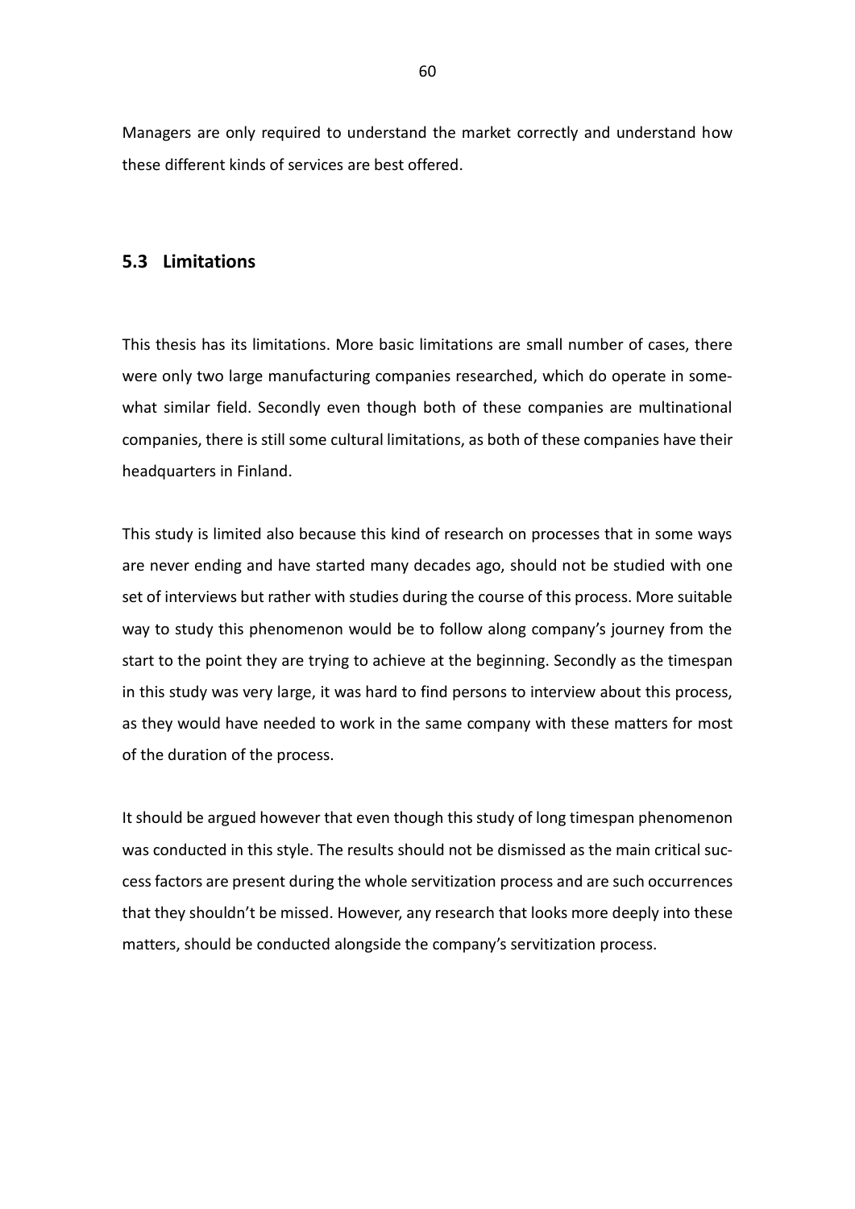Managers are only required to understand the market correctly and understand how these different kinds of services are best offered.

## 5.3 Limitations

This thesis has its limitations. More basic limitations are small number of cases, there were only two large manufacturing companies researched, which do operate in somewhat similar field. Secondly even though both of these companies are multinational companies, there is still some cultural limitations, as both of these companies have their headquarters in Finland.

This study is limited also because this kind of research on processes that in some ways are never ending and have started many decades ago, should not be studied with one set of interviews but rather with studies during the course of this process. More suitable way to study this phenomenon would be to follow along company's journey from the start to the point they are trying to achieve at the beginning. Secondly as the timespan in this study was very large, it was hard to find persons to interview about this process, as they would have needed to work in the same company with these matters for most of the duration of the process.

It should be argued however that even though this study of long timespan phenomenon was conducted in this style. The results should not be dismissed as the main critical success factors are present during the whole servitization process and are such occurrences that they shouldn't be missed. However, any research that looks more deeply into these matters, should be conducted alongside the company's servitization process.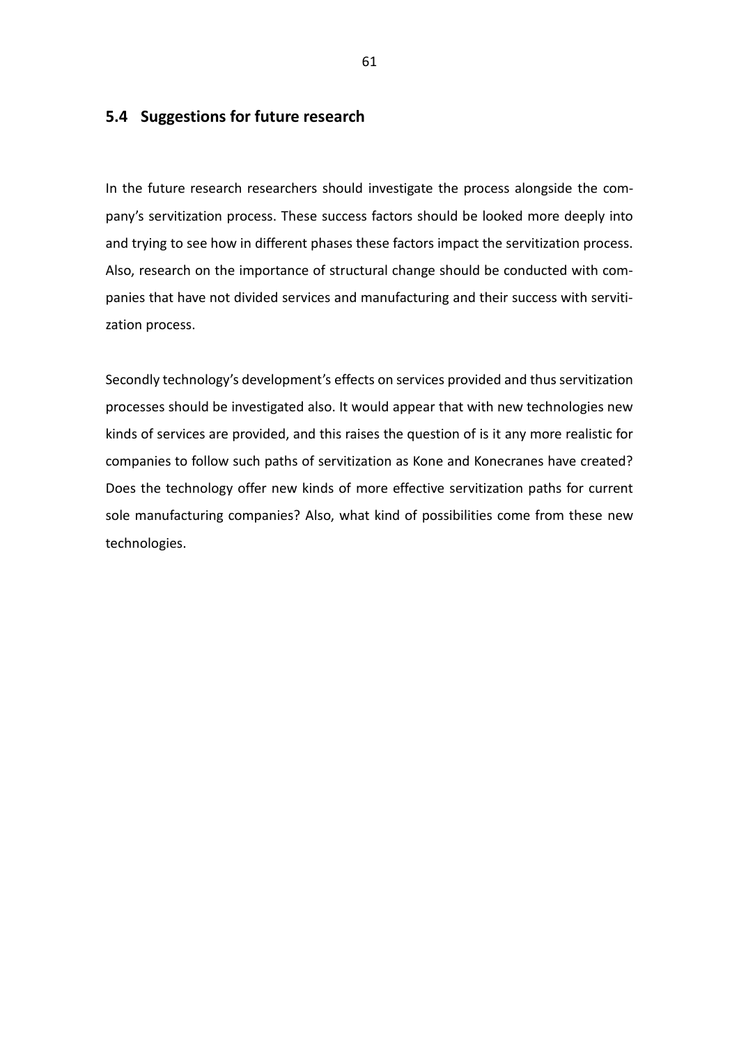## 5.4 Suggestions for future research

In the future research researchers should investigate the process alongside the company's servitization process. These success factors should be looked more deeply into and trying to see how in different phases these factors impact the servitization process. Also, research on the importance of structural change should be conducted with companies that have not divided services and manufacturing and their success with servitization process.

Secondly technology's development's effects on services provided and thus servitization processes should be investigated also. It would appear that with new technologies new kinds of services are provided, and this raises the question of is it any more realistic for companies to follow such paths of servitization as Kone and Konecranes have created? Does the technology offer new kinds of more effective servitization paths for current sole manufacturing companies? Also, what kind of possibilities come from these new technologies.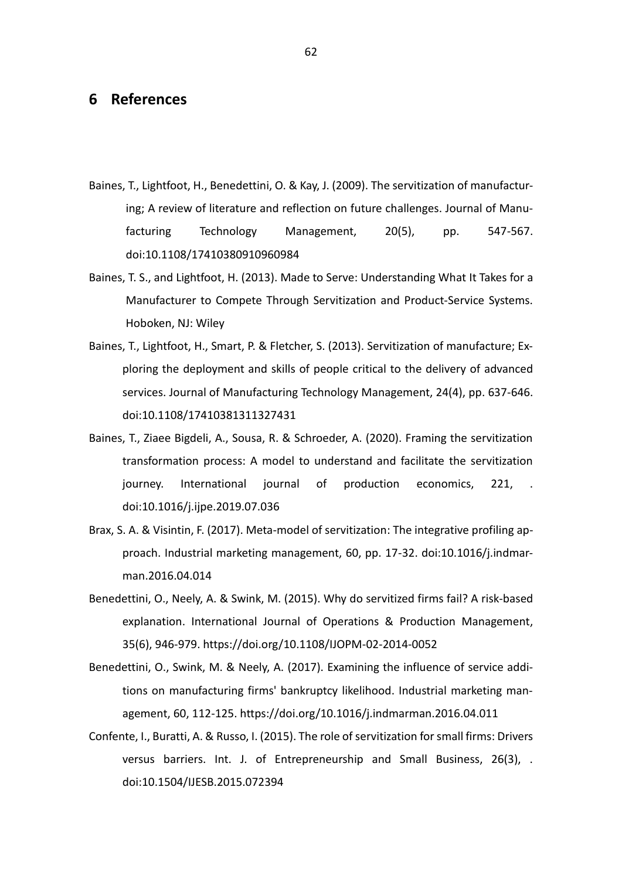# 6 References

Baines, T., Lightfoot, H., Benedettini, O. & Kay, J. (2009). The servitization of manufacturing; A review of literature and reflection on future challenges. Journal of Manufacturing Technology Management, 20(5), pp. 547-567. doi:10.1108/17410380910960984

Baines, T. S., and Lightfoot, H. (2013). Made to Serve: Understanding What It Takes for a Manufacturer to Compete Through Servitization and Product-Service Systems. Hoboken, NJ: Wiley

Baines, T., Lightfoot, H., Smart, P. & Fletcher, S. (2013). Servitization of manufacture; Exploring the deployment and skills of people critical to the delivery of advanced services. Journal of Manufacturing Technology Management, 24(4), pp. 637-646. doi:10.1108/17410381311327431

Baines, T., Ziaee Bigdeli, A., Sousa, R. & Schroeder, A. (2020). Framing the servitization transformation process: A model to understand and facilitate the servitization journey. International journal of production economics, 221, . doi:10.1016/j.ijpe.2019.07.036

Brax, S. A. & Visintin, F. (2017). Meta-model of servitization: The integrative profiling approach. Industrial marketing management, 60, pp. 17-32. doi:10.1016/j.indmarman.2016.04.014

Benedettini, O., Neely, A. & Swink, M. (2015). Why do servitized firms fail? A risk-based explanation. International Journal of Operations & Production Management, 35(6), 946-979. https://doi.org/10.1108/IJOPM-02-2014-0052

Benedettini, O., Swink, M. & Neely, A. (2017). Examining the influence of service additions on manufacturing firms' bankruptcy likelihood. Industrial marketing management, 60, 112-125. https://doi.org/10.1016/j.indmarman.2016.04.011

Confente, I., Buratti, A. & Russo, I. (2015). The role of servitization for small firms: Drivers versus barriers. Int. J. of Entrepreneurship and Small Business, 26(3), . doi:10.1504/IJESB.2015.072394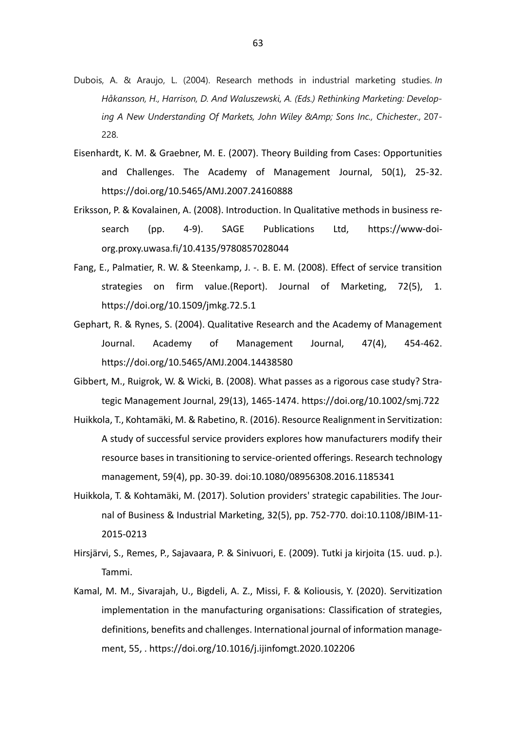Dubois, A. & Araujo, L. (2004). Research methods in industrial marketing studies. *In Håkansson, H., Harrison, D. And Waluszewski, A. (Eds.) Rethinking Marketing: Developing A New Understanding Of Markets, John Wiley &Amp; Sons Inc., Chichester.*, 207-228.

Eisenhardt, K. M. & Graebner, M. E. (2007). Theory Building from Cases: Opportunities and Challenges. The Academy of Management Journal, 50(1), 25-32. https://doi.org/10.5465/AMJ.2007.24160888

Eriksson, P. & Kovalainen, A. (2008). Introduction. In Qualitative methods in business research (pp. 4-9). SAGE Publications Ltd, https://www-doi-org.proxy.uwasa.fi/10.4135/9780857028044

Fang, E., Palmatier, R. W. & Steenkamp, J. -. B. E. M. (2008). Effect of service transition strategies on firm value.(Report). Journal of Marketing, 72(5), 1. https://doi.org/10.1509/jmkg.72.5.1

Gephart, R. & Rynes, S. (2004). Qualitative Research and the Academy of Management Journal. Academy of Management Journal, 47(4), 454-462. https://doi.org/10.5465/AMJ.2004.14438580

Gibbert, M., Ruigrok, W. & Wicki, B. (2008). What passes as a rigorous case study? Strategic Management Journal, 29(13), 1465-1474. https://doi.org/10.1002/smj.722

Huikkola, T., Kohtamäki, M. & Rabetino, R. (2016). Resource Realignment in Servitization: A study of successful service providers explores how manufacturers modify their resource bases in transitioning to service-oriented offerings. Research technology management, 59(4), pp. 30-39. doi:10.1080/08956308.2016.1185341

Huikkola, T. & Kohtamäki, M. (2017). Solution providers' strategic capabilities. The Journal of Business & Industrial Marketing, 32(5), pp. 752-770. doi:10.1108/JBIM-11-2015-0213

Hirsjärvi, S., Remes, P., Sajavaara, P. & Sinivuori, E. (2009). Tutki ja kirjoita (15. uud. p.). Tammi.

Kamal, M. M., Sivarajah, U., Bigdeli, A. Z., Missi, F. & Koliousis, Y. (2020). Servitization implementation in the manufacturing organisations: Classification of strategies, definitions, benefits and challenges. International journal of information management, 55, . https://doi.org/10.1016/j.ijinfomgt.2020.102206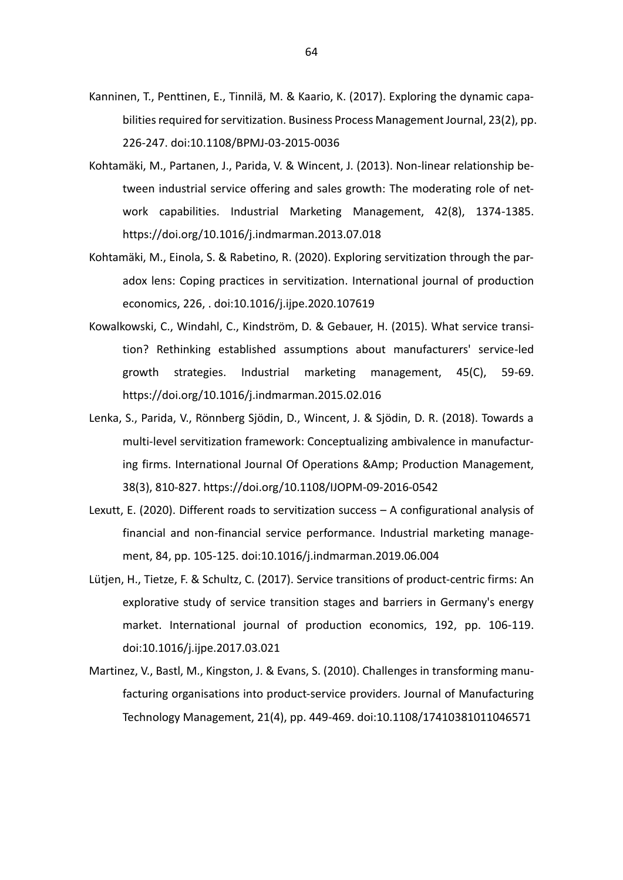Kanninen, T., Penttinen, E., Tinnilä, M. & Kaario, K. (2017). Exploring the dynamic capabilities required for servitization. Business Process Management Journal, 23(2), pp. 226-247. doi:10.1108/BPMJ-03-2015-0036

Kohtamäki, M., Partanen, J., Parida, V. & Wincent, J. (2013). Non-linear relationship between industrial service offering and sales growth: The moderating role of network capabilities. Industrial Marketing Management, 42(8), 1374-1385. https://doi.org/10.1016/j.indmarman.2013.07.018

Kohtamäki, M., Einola, S. & Rabetino, R. (2020). Exploring servitization through the paradox lens: Coping practices in servitization. International journal of production economics, 226, . doi:10.1016/j.ijpe.2020.107619

Kowalkowski, C., Windahl, C., Kindström, D. & Gebauer, H. (2015). What service transition? Rethinking established assumptions about manufacturers' service-led growth strategies. Industrial marketing management, 45(C), 59-69. https://doi.org/10.1016/j.indmarman.2015.02.016

Lenka, S., Parida, V., Rönnberg Sjödin, D., Wincent, J. & Sjödin, D. R. (2018). Towards a multi-level servitization framework: Conceptualizing ambivalence in manufacturing firms. International Journal Of Operations &Amp; Production Management, 38(3), 810-827. https://doi.org/10.1108/IJOPM-09-2016-0542

Lexutt, E. (2020). Different roads to servitization success – A configurational analysis of financial and non-financial service performance. Industrial marketing management, 84, pp. 105-125. doi:10.1016/j.indmarman.2019.06.004

Lütjen, H., Tietze, F. & Schultz, C. (2017). Service transitions of product-centric firms: An explorative study of service transition stages and barriers in Germany's energy market. International journal of production economics, 192, pp. 106-119. doi:10.1016/j.ijpe.2017.03.021

Martinez, V., Bastl, M., Kingston, J. & Evans, S. (2010). Challenges in transforming manufacturing organisations into product-service providers. Journal of Manufacturing Technology Management, 21(4), pp. 449-469. doi:10.1108/17410381011046571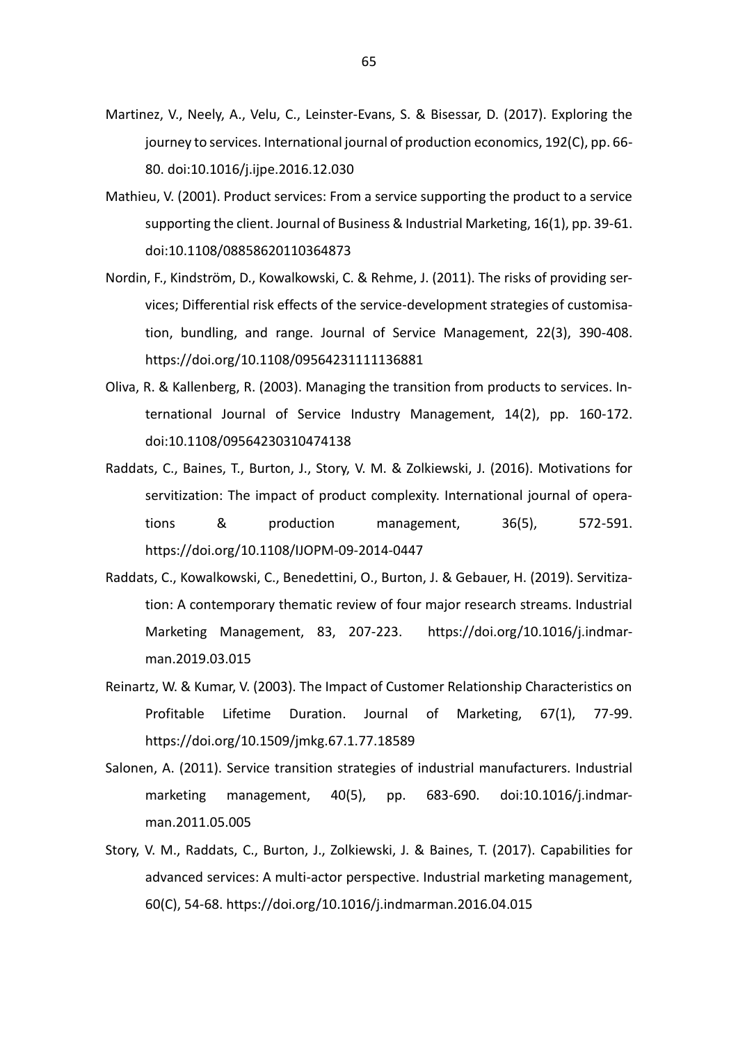Martinez, V., Neely, A., Velu, C., Leinster-Evans, S. & Bisessar, D. (2017). Exploring the journey to services. International journal of production economics, 192(C), pp. 66-80. doi:10.1016/j.ijpe.2016.12.030

Mathieu, V. (2001). Product services: From a service supporting the product to a service supporting the client. Journal of Business & Industrial Marketing, 16(1), pp. 39-61. doi:10.1108/08858620110364873

Nordin, F., Kindström, D., Kowalkowski, C. & Rehme, J. (2011). The risks of providing services; Differential risk effects of the service-development strategies of customisation, bundling, and range. Journal of Service Management, 22(3), 390-408. https://doi.org/10.1108/09564231111136881

Oliva, R. & Kallenberg, R. (2003). Managing the transition from products to services. International Journal of Service Industry Management, 14(2), pp. 160-172. doi:10.1108/09564230310474138

Raddats, C., Baines, T., Burton, J., Story, V. M. & Zolkiewski, J. (2016). Motivations for servitization: The impact of product complexity. International journal of operations & production management, 36(5), 572-591. https://doi.org/10.1108/IJOPM-09-2014-0447

Raddats, C., Kowalkowski, C., Benedettini, O., Burton, J. & Gebauer, H. (2019). Servitization: A contemporary thematic review of four major research streams. Industrial Marketing Management, 83, 207-223. https://doi.org/10.1016/j.indmarman.2019.03.015

Reinartz, W. & Kumar, V. (2003). The Impact of Customer Relationship Characteristics on Profitable Lifetime Duration. Journal of Marketing, 67(1), 77-99. https://doi.org/10.1509/jmkg.67.1.77.18589

Salonen, A. (2011). Service transition strategies of industrial manufacturers. Industrial marketing management, 40(5), pp. 683-690. doi:10.1016/j.indmarman.2011.05.005

Story, V. M., Raddats, C., Burton, J., Zolkiewski, J. & Baines, T. (2017). Capabilities for advanced services: A multi-actor perspective. Industrial marketing management, 60(C), 54-68. https://doi.org/10.1016/j.indmarman.2016.04.015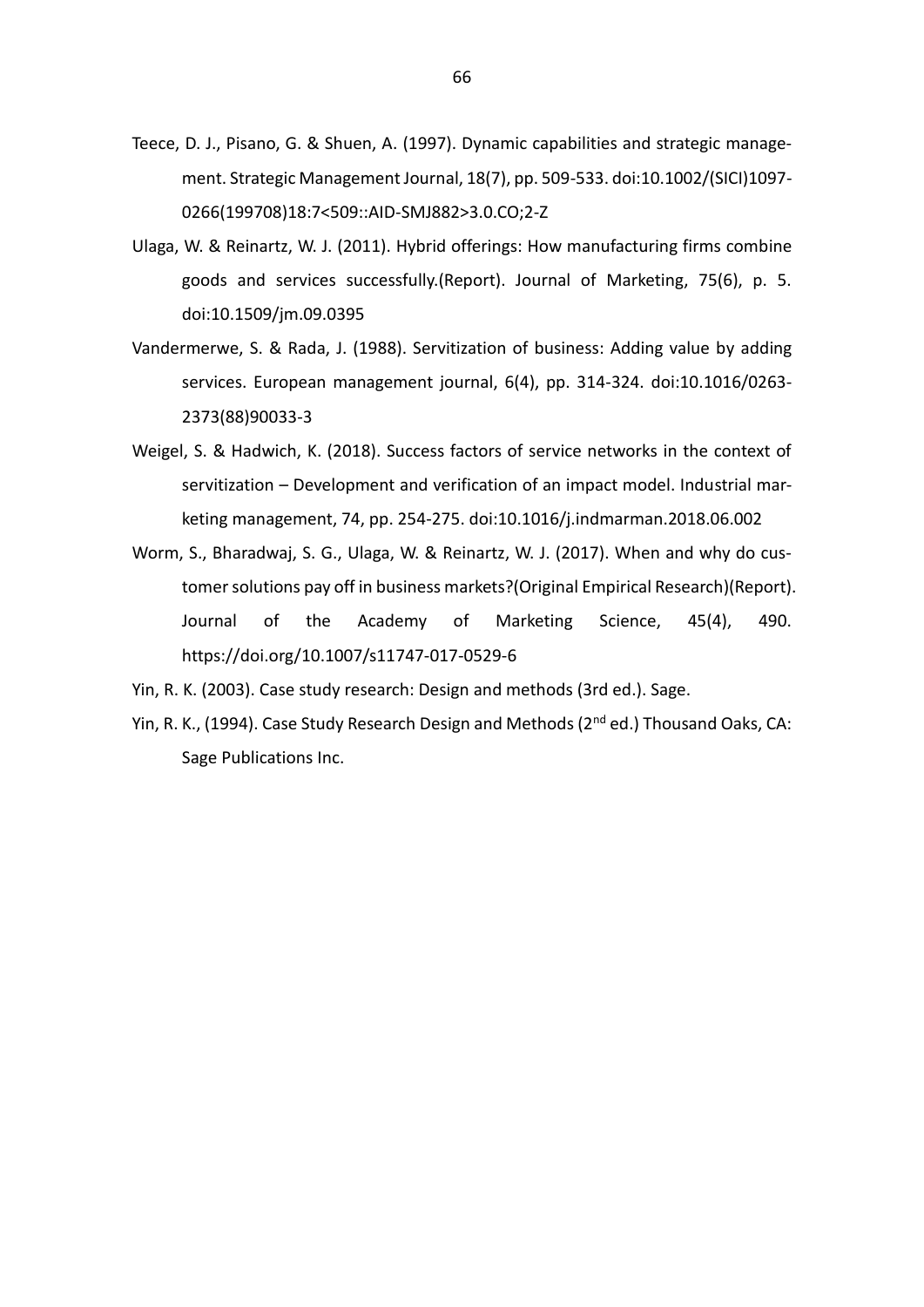Teece, D. J., Pisano, G. & Shuen, A. (1997). Dynamic capabilities and strategic management. Strategic Management Journal, 18(7), pp. 509-533. doi:10.1002/(SICI)1097-0266(199708)18:7<509::AID-SMJ882>3.0.CO;2-Z

Ulaga, W. & Reinartz, W. J. (2011). Hybrid offerings: How manufacturing firms combine goods and services successfully.(Report). Journal of Marketing, 75(6), p. 5. doi:10.1509/jm.09.0395

Vandermerwe, S. & Rada, J. (1988). Servitization of business: Adding value by adding services. European management journal, 6(4), pp. 314-324. doi:10.1016/0263-2373(88)90033-3

Weigel, S. & Hadwich, K. (2018). Success factors of service networks in the context of servitization – Development and verification of an impact model. Industrial marketing management, 74, pp. 254-275. doi:10.1016/j.indmarman.2018.06.002

Worm, S., Bharadwaj, S. G., Ulaga, W. & Reinartz, W. J. (2017). When and why do customer solutions pay off in business markets?(Original Empirical Research)(Report). Journal of the Academy of Marketing Science, 45(4), 490. https://doi.org/10.1007/s11747-017-0529-6

Yin, R. K. (2003). Case study research: Design and methods (3rd ed.). Sage.

Yin, R. K., (1994). Case Study Research Design and Methods (2nd ed.) Thousand Oaks, CA: Sage Publications Inc.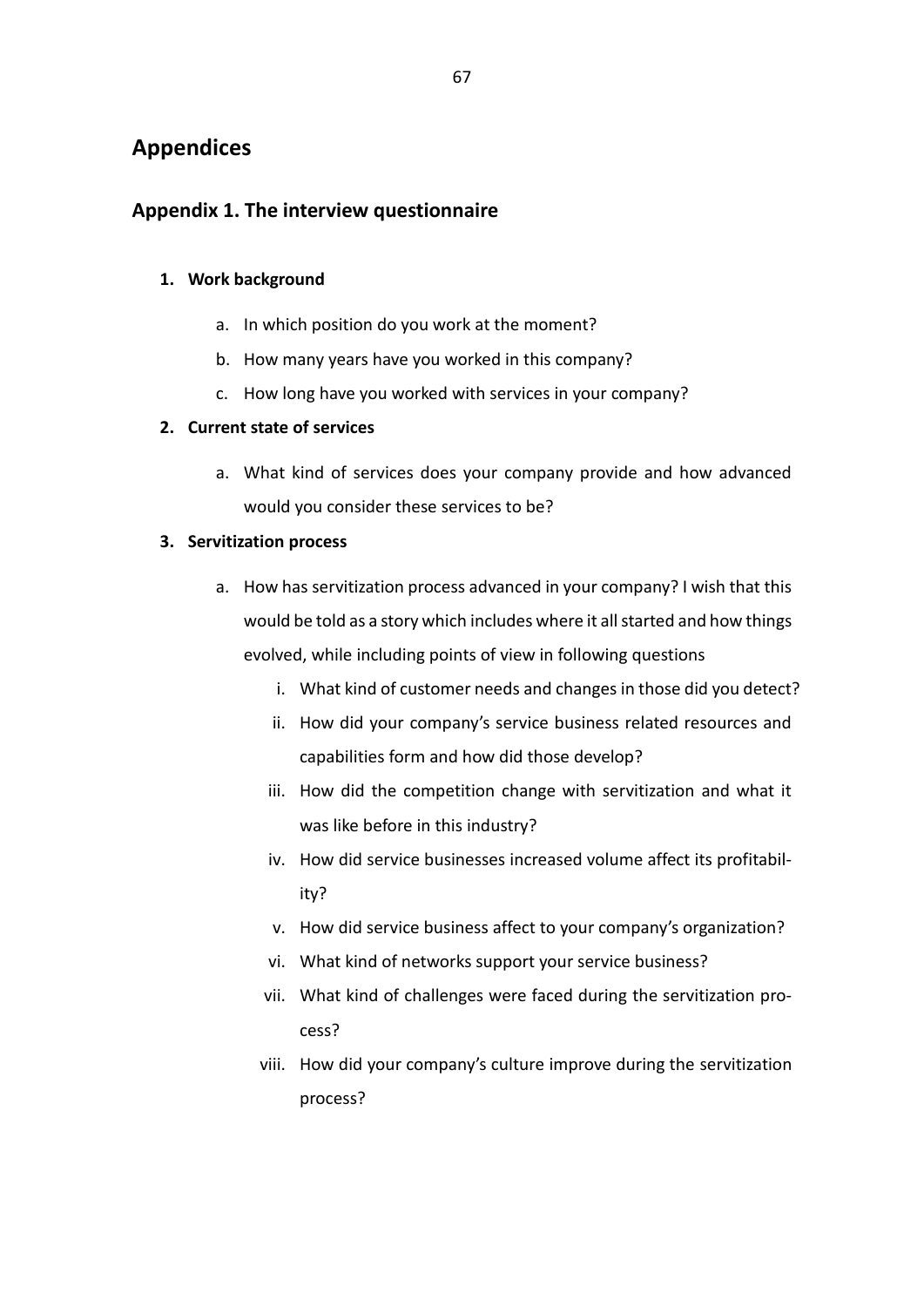# Appendices

## Appendix 1. The interview questionnaire

1. **Work background**
    a. In which position do you work at the moment?
    b. How many years have you worked in this company?
    c. How long have you worked with services in your company?
2. **Current state of services**
    a. What kind of services does your company provide and how advanced would you consider these services to be?
3. **Servitization process**
    a. How has servitization process advanced in your company? I wish that this would be told as a story which includes where it all started and how things evolved, while including points of view in following questions
        i. What kind of customer needs and changes in those did you detect?
        ii. How did your company's service business related resources and capabilities form and how did those develop?
        iii. How did the competition change with servitization and what it was like before in this industry?
        iv. How did service businesses increased volume affect its profitability?
        v. How did service business affect to your company's organization?
        vi. What kind of networks support your service business?
        vii. What kind of challenges were faced during the servitization process?
        viii. How did your company's culture improve during the servitization process?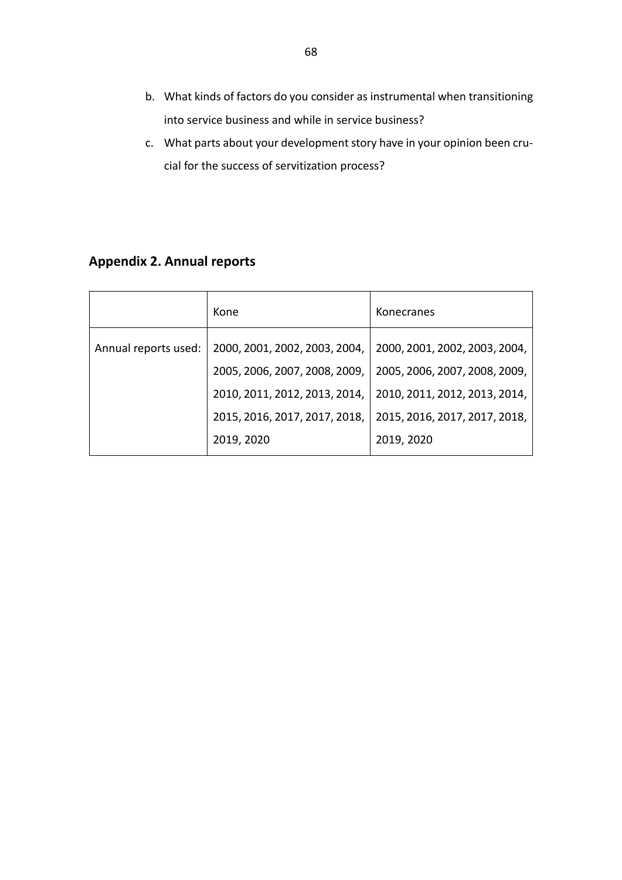b. What kinds of factors do you consider as instrumental when transitioning into service business and while in service business?

c. What parts about your development story have in your opinion been crucial for the success of servitization process?

## Appendix 2. Annual reports

| | Kone | Konecranes |
|---|---|---|
| Annual reports used: | 2000, 2001, 2002, 2003, 2004, 2005, 2006, 2007, 2008, 2009, 2010, 2011, 2012, 2013, 2014, 2015, 2016, 2017, 2017, 2018, 2019, 2020 | 2000, 2001, 2002, 2003, 2004, 2005, 2006, 2007, 2008, 2009, 2010, 2011, 2012, 2013, 2014, 2015, 2016, 2017, 2017, 2018, 2019, 2020 |